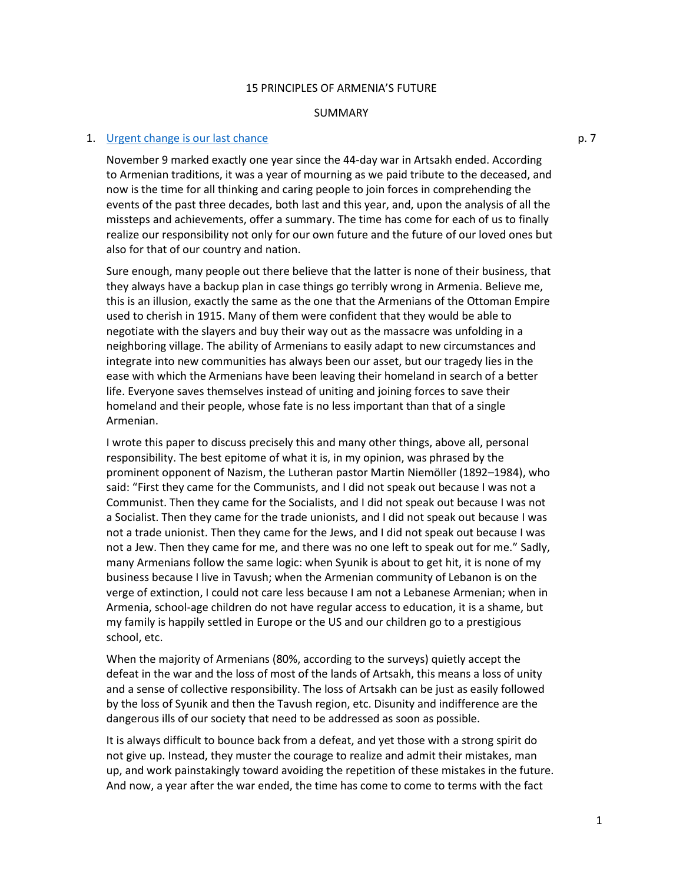# 15 PRINCIPLES OF ARMENIA'S FUTURE

## SUMMARY

1. [Urgent change is our last chance](#) p. 7

   November 9 marked exactly one year since the 44-day war in Artsakh ended. According to Armenian traditions, it was a year of mourning as we paid tribute to the deceased, and now is the time for all thinking and caring people to join forces in comprehending the events of the past three decades, both last and this year, and, upon the analysis of all the missteps and achievements, offer a summary. The time has come for each of us to finally realize our responsibility not only for our own future and the future of our loved ones but also for that of our country and nation.

   Sure enough, many people out there believe that the latter is none of their business, that they always have a backup plan in case things go terribly wrong in Armenia. Believe me, this is an illusion, exactly the same as the one that the Armenians of the Ottoman Empire used to cherish in 1915. Many of them were confident that they would be able to negotiate with the slayers and buy their way out as the massacre was unfolding in a neighboring village. The ability of Armenians to easily adapt to new circumstances and integrate into new communities has always been our asset, but our tragedy lies in the ease with which the Armenians have been leaving their homeland in search of a better life. Everyone saves themselves instead of uniting and joining forces to save their homeland and their people, whose fate is no less important than that of a single Armenian.

   I wrote this paper to discuss precisely this and many other things, above all, personal responsibility. The best epitome of what it is, in my opinion, was phrased by the prominent opponent of Nazism, the Lutheran pastor Martin Niemöller (1892–1984), who said: "First they came for the Communists, and I did not speak out because I was not a Communist. Then they came for the Socialists, and I did not speak out because I was not a Socialist. Then they came for the trade unionists, and I did not speak out because I was not a trade unionist. Then they came for the Jews, and I did not speak out because I was not a Jew. Then they came for me, and there was no one left to speak out for me." Sadly, many Armenians follow the same logic: when Syunik is about to get hit, it is none of my business because I live in Tavush; when the Armenian community of Lebanon is on the verge of extinction, I could not care less because I am not a Lebanese Armenian; when in Armenia, school-age children do not have regular access to education, it is a shame, but my family is happily settled in Europe or the US and our children go to a prestigious school, etc.

   When the majority of Armenians (80%, according to the surveys) quietly accept the defeat in the war and the loss of most of the lands of Artsakh, this means a loss of unity and a sense of collective responsibility. The loss of Artsakh can be just as easily followed by the loss of Syunik and then the Tavush region, etc. Disunity and indifference are the dangerous ills of our society that need to be addressed as soon as possible.

   It is always difficult to bounce back from a defeat, and yet those with a strong spirit do not give up. Instead, they muster the courage to realize and admit their mistakes, man up, and work painstakingly toward avoiding the repetition of these mistakes in the future. And now, a year after the war ended, the time has come to come to terms with the fact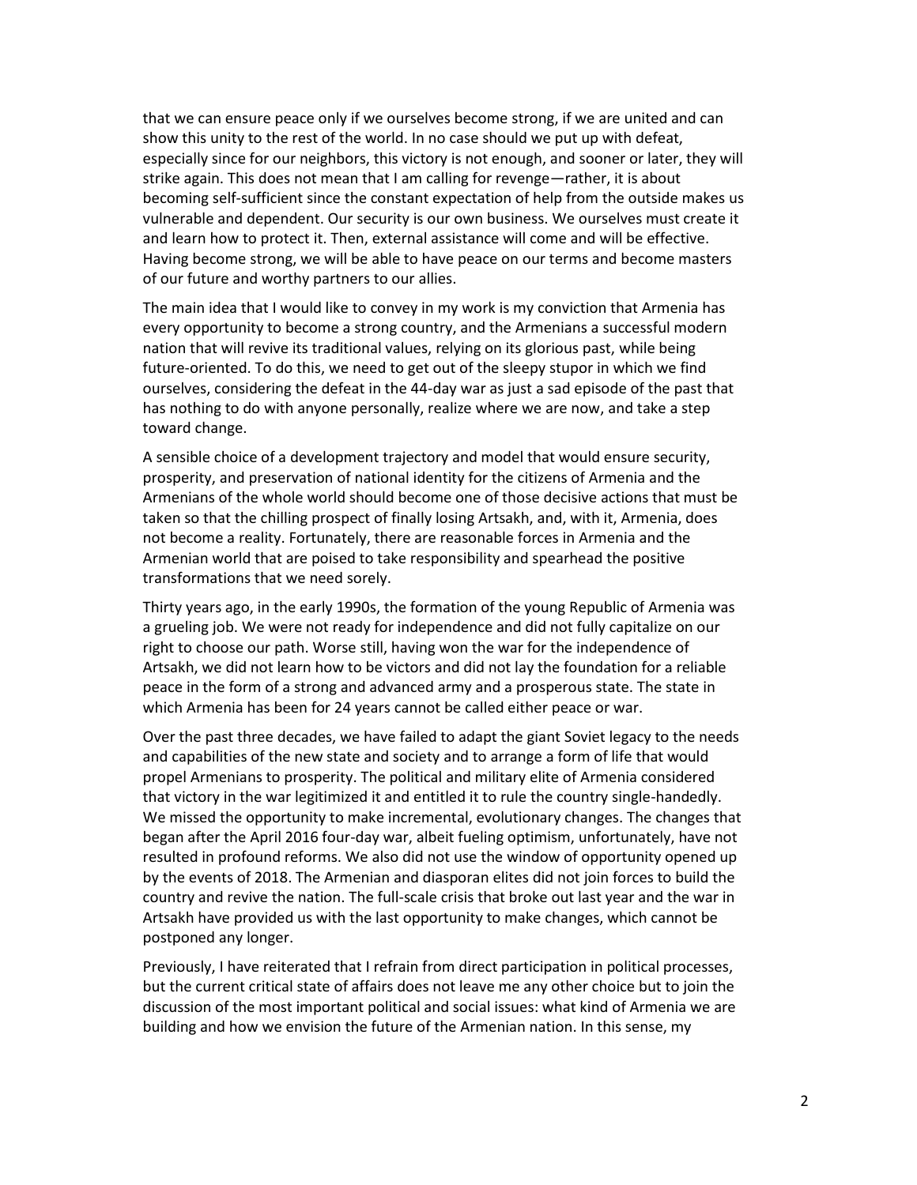that we can ensure peace only if we ourselves become strong, if we are united and can show this unity to the rest of the world. In no case should we put up with defeat, especially since for our neighbors, this victory is not enough, and sooner or later, they will strike again. This does not mean that I am calling for revenge—rather, it is about becoming self-sufficient since the constant expectation of help from the outside makes us vulnerable and dependent. Our security is our own business. We ourselves must create it and learn how to protect it. Then, external assistance will come and will be effective. Having become strong, we will be able to have peace on our terms and become masters of our future and worthy partners to our allies.

The main idea that I would like to convey in my work is my conviction that Armenia has every opportunity to become a strong country, and the Armenians a successful modern nation that will revive its traditional values, relying on its glorious past, while being future-oriented. To do this, we need to get out of the sleepy stupor in which we find ourselves, considering the defeat in the 44-day war as just a sad episode of the past that has nothing to do with anyone personally, realize where we are now, and take a step toward change.

A sensible choice of a development trajectory and model that would ensure security, prosperity, and preservation of national identity for the citizens of Armenia and the Armenians of the whole world should become one of those decisive actions that must be taken so that the chilling prospect of finally losing Artsakh, and, with it, Armenia, does not become a reality. Fortunately, there are reasonable forces in Armenia and the Armenian world that are poised to take responsibility and spearhead the positive transformations that we need sorely.

Thirty years ago, in the early 1990s, the formation of the young Republic of Armenia was a grueling job. We were not ready for independence and did not fully capitalize on our right to choose our path. Worse still, having won the war for the independence of Artsakh, we did not learn how to be victors and did not lay the foundation for a reliable peace in the form of a strong and advanced army and a prosperous state. The state in which Armenia has been for 24 years cannot be called either peace or war.

Over the past three decades, we have failed to adapt the giant Soviet legacy to the needs and capabilities of the new state and society and to arrange a form of life that would propel Armenians to prosperity. The political and military elite of Armenia considered that victory in the war legitimized it and entitled it to rule the country single-handedly. We missed the opportunity to make incremental, evolutionary changes. The changes that began after the April 2016 four-day war, albeit fueling optimism, unfortunately, have not resulted in profound reforms. We also did not use the window of opportunity opened up by the events of 2018. The Armenian and diasporan elites did not join forces to build the country and revive the nation. The full-scale crisis that broke out last year and the war in Artsakh have provided us with the last opportunity to make changes, which cannot be postponed any longer.

Previously, I have reiterated that I refrain from direct participation in political processes, but the current critical state of affairs does not leave me any other choice but to join the discussion of the most important political and social issues: what kind of Armenia we are building and how we envision the future of the Armenian nation. In this sense, my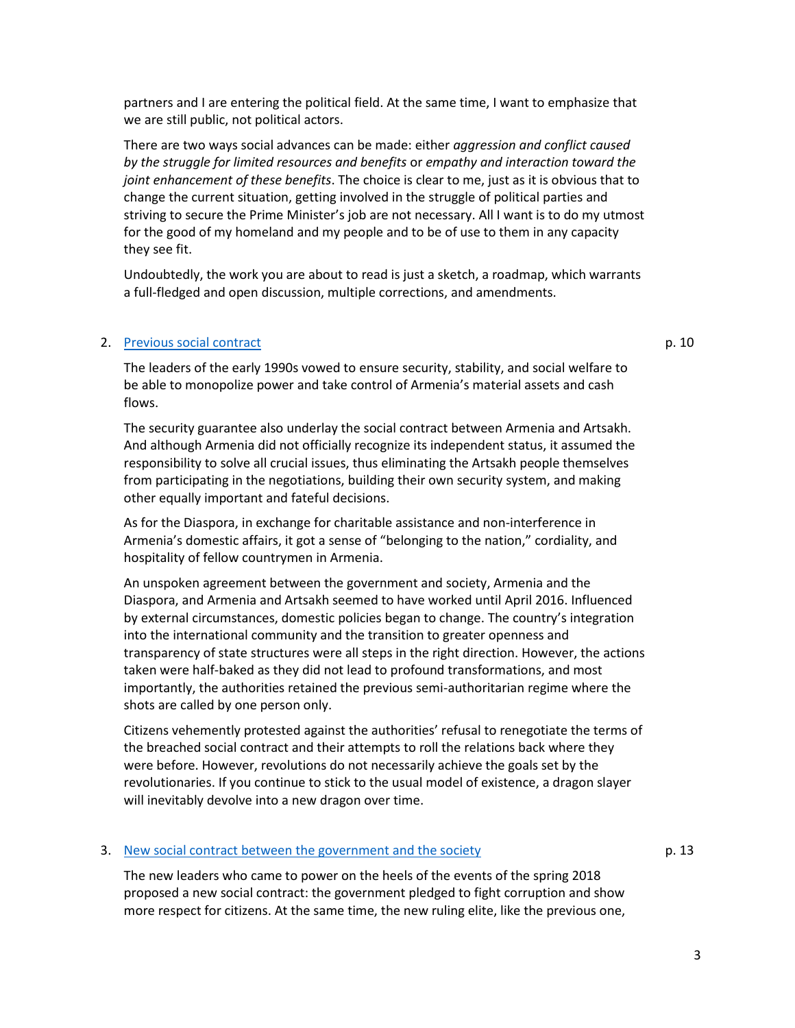partners and I are entering the political field. At the same time, I want to emphasize that we are still public, not political actors.

There are two ways social advances can be made: either *aggression and conflict caused by the struggle for limited resources and benefits* or *empathy and interaction toward the joint enhancement of these benefits*. The choice is clear to me, just as it is obvious that to change the current situation, getting involved in the struggle of political parties and striving to secure the Prime Minister's job are not necessary. All I want is to do my utmost for the good of my homeland and my people and to be of use to them in any capacity they see fit.

Undoubtedly, the work you are about to read is just a sketch, a roadmap, which warrants a full-fledged and open discussion, multiple corrections, and amendments.

2. [Previous social contract](#) p. 10

The leaders of the early 1990s vowed to ensure security, stability, and social welfare to be able to monopolize power and take control of Armenia's material assets and cash flows.

The security guarantee also underlay the social contract between Armenia and Artsakh. And although Armenia did not officially recognize its independent status, it assumed the responsibility to solve all crucial issues, thus eliminating the Artsakh people themselves from participating in the negotiations, building their own security system, and making other equally important and fateful decisions.

As for the Diaspora, in exchange for charitable assistance and non-interference in Armenia's domestic affairs, it got a sense of "belonging to the nation," cordiality, and hospitality of fellow countrymen in Armenia.

An unspoken agreement between the government and society, Armenia and the Diaspora, and Armenia and Artsakh seemed to have worked until April 2016. Influenced by external circumstances, domestic policies began to change. The country's integration into the international community and the transition to greater openness and transparency of state structures were all steps in the right direction. However, the actions taken were half-baked as they did not lead to profound transformations, and most importantly, the authorities retained the previous semi-authoritarian regime where the shots are called by one person only.

Citizens vehemently protested against the authorities' refusal to renegotiate the terms of the breached social contract and their attempts to roll the relations back where they were before. However, revolutions do not necessarily achieve the goals set by the revolutionaries. If you continue to stick to the usual model of existence, a dragon slayer will inevitably devolve into a new dragon over time.

3. [New social contract between the government and the society](#) p. 13

The new leaders who came to power on the heels of the events of the spring 2018 proposed a new social contract: the government pledged to fight corruption and show more respect for citizens. At the same time, the new ruling elite, like the previous one,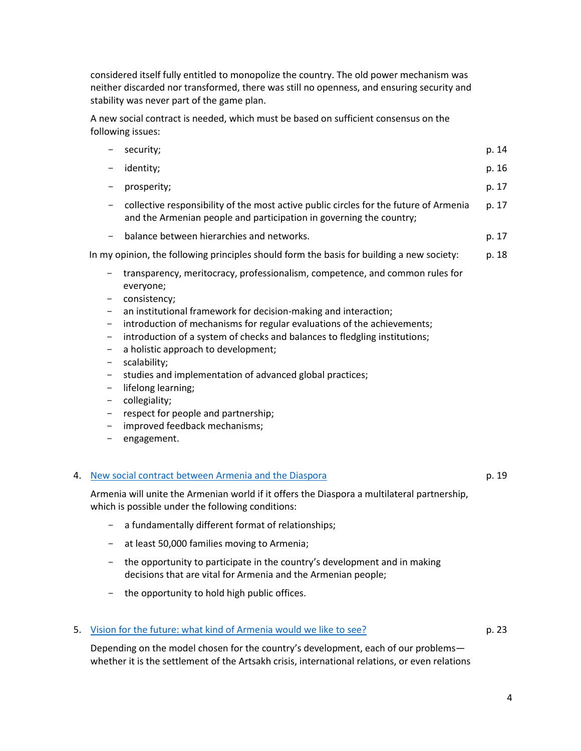considered itself fully entitled to monopolize the country. The old power mechanism was neither discarded nor transformed, there was still no openness, and ensuring security and stability was never part of the game plan.

A new social contract is needed, which must be based on sufficient consensus on the following issues:

- security; p. 14
- identity; p. 16
- prosperity; p. 17
- collective responsibility of the most active public circles for the future of Armenia and the Armenian people and participation in governing the country; p. 17
- balance between hierarchies and networks. p. 17

In my opinion, the following principles should form the basis for building a new society: p. 18

- transparency, meritocracy, professionalism, competence, and common rules for everyone;
- consistency;
- an institutional framework for decision-making and interaction;
- introduction of mechanisms for regular evaluations of the achievements;
- introduction of a system of checks and balances to fledgling institutions;
- a holistic approach to development;
- scalability;
- studies and implementation of advanced global practices;
- lifelong learning;
- collegiality;
- respect for people and partnership;
- improved feedback mechanisms;
- engagement.

4. New social contract between Armenia and the Diaspora p. 19

Armenia will unite the Armenian world if it offers the Diaspora a multilateral partnership, which is possible under the following conditions:

- a fundamentally different format of relationships;
- at least 50,000 families moving to Armenia;
- the opportunity to participate in the country's development and in making decisions that are vital for Armenia and the Armenian people;
- the opportunity to hold high public offices.

5. Vision for the future: what kind of Armenia would we like to see? p. 23

Depending on the model chosen for the country's development, each of our problems—whether it is the settlement of the Artsakh crisis, international relations, or even relations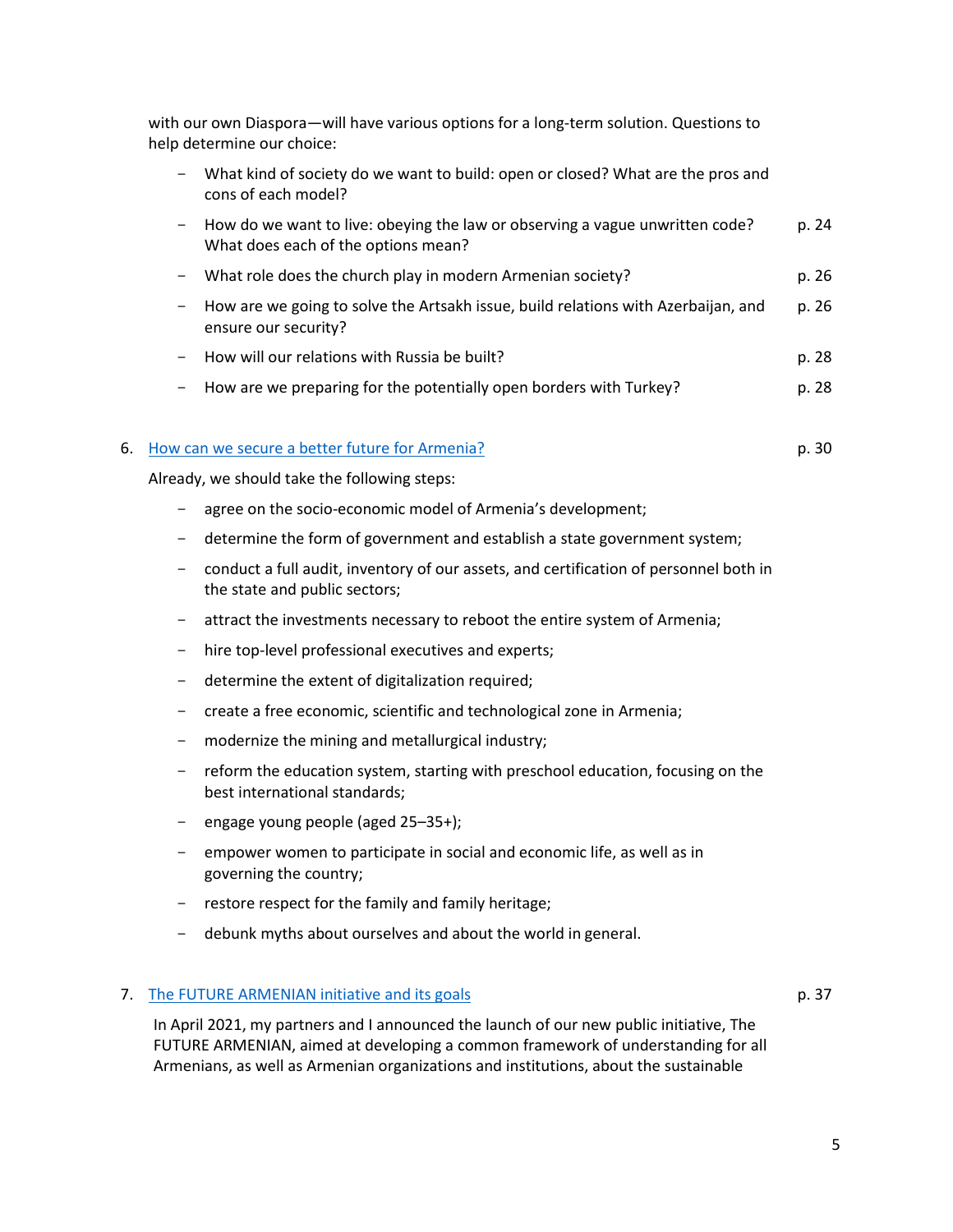with our own Diaspora—will have various options for a long-term solution. Questions to help determine our choice:

- What kind of society do we want to build: open or closed? What are the pros and cons of each model?
- How do we want to live: obeying the law or observing a vague unwritten code? What does each of the options mean? p. 24
- What role does the church play in modern Armenian society? p. 26
- How are we going to solve the Artsakh issue, build relations with Azerbaijan, and ensure our security? p. 26
- How will our relations with Russia be built? p. 28
- How are we preparing for the potentially open borders with Turkey? p. 28

6. How can we secure a better future for Armenia? p. 30

Already, we should take the following steps:

- agree on the socio-economic model of Armenia's development;
- determine the form of government and establish a state government system;
- conduct a full audit, inventory of our assets, and certification of personnel both in the state and public sectors;
- attract the investments necessary to reboot the entire system of Armenia;
- hire top-level professional executives and experts;
- determine the extent of digitalization required;
- create a free economic, scientific and technological zone in Armenia;
- modernize the mining and metallurgical industry;
- reform the education system, starting with preschool education, focusing on the best international standards;
- engage young people (aged 25–35+);
- empower women to participate in social and economic life, as well as in governing the country;
- restore respect for the family and family heritage;
- debunk myths about ourselves and about the world in general.

7. The FUTURE ARMENIAN initiative and its goals p. 37

In April 2021, my partners and I announced the launch of our new public initiative, The FUTURE ARMENIAN, aimed at developing a common framework of understanding for all Armenians, as well as Armenian organizations and institutions, about the sustainable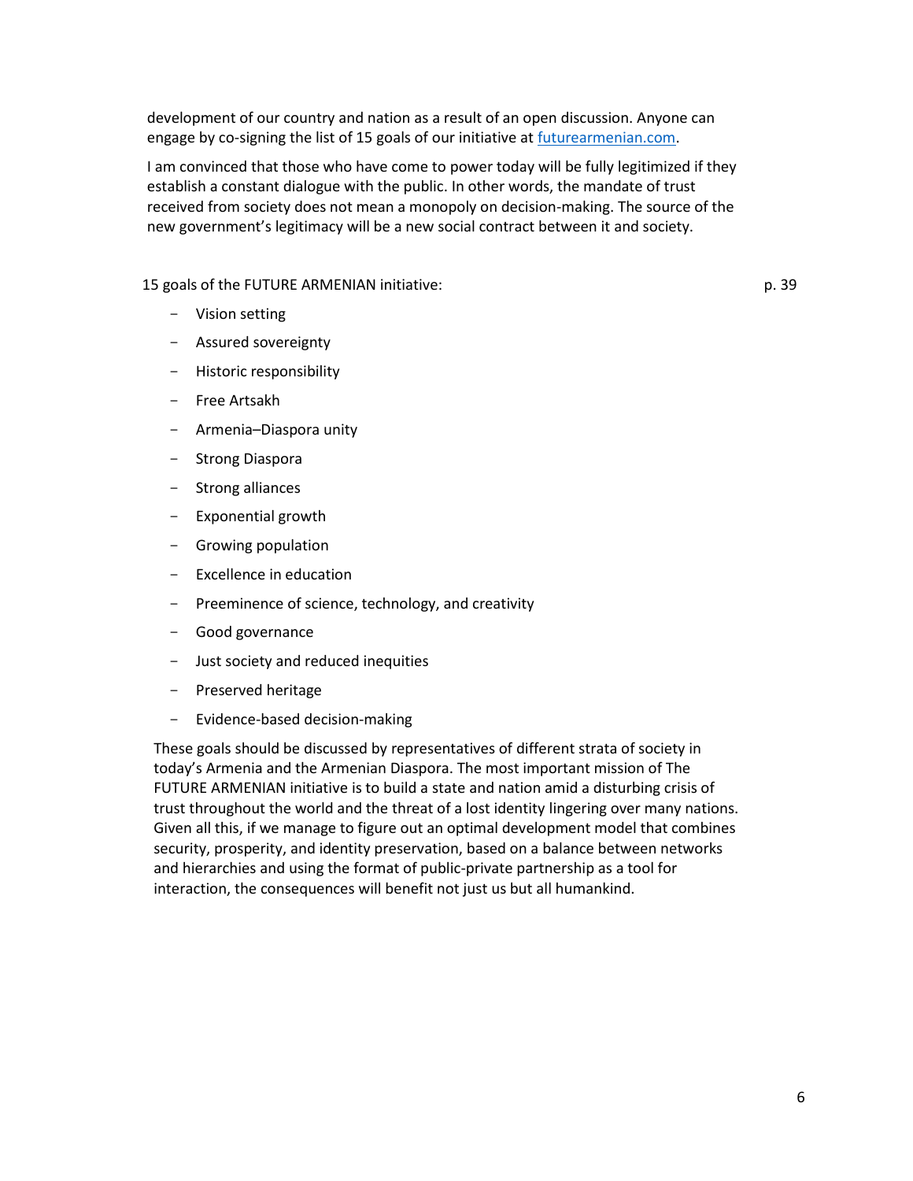development of our country and nation as a result of an open discussion. Anyone can engage by co-signing the list of 15 goals of our initiative at [futurearmenian.com](futurearmenian.com).

I am convinced that those who have come to power today will be fully legitimized if they establish a constant dialogue with the public. In other words, the mandate of trust received from society does not mean a monopoly on decision-making. The source of the new government's legitimacy will be a new social contract between it and society.

15 goals of the FUTURE ARMENIAN initiative: p. 39

- Vision setting
- Assured sovereignty
- Historic responsibility
- Free Artsakh
- Armenia–Diaspora unity
- Strong Diaspora
- Strong alliances
- Exponential growth
- Growing population
- Excellence in education
- Preeminence of science, technology, and creativity
- Good governance
- Just society and reduced inequities
- Preserved heritage
- Evidence-based decision-making

These goals should be discussed by representatives of different strata of society in today's Armenia and the Armenian Diaspora. The most important mission of The FUTURE ARMENIAN initiative is to build a state and nation amid a disturbing crisis of trust throughout the world and the threat of a lost identity lingering over many nations. Given all this, if we manage to figure out an optimal development model that combines security, prosperity, and identity preservation, based on a balance between networks and hierarchies and using the format of public-private partnership as a tool for interaction, the consequences will benefit not just us but all humankind.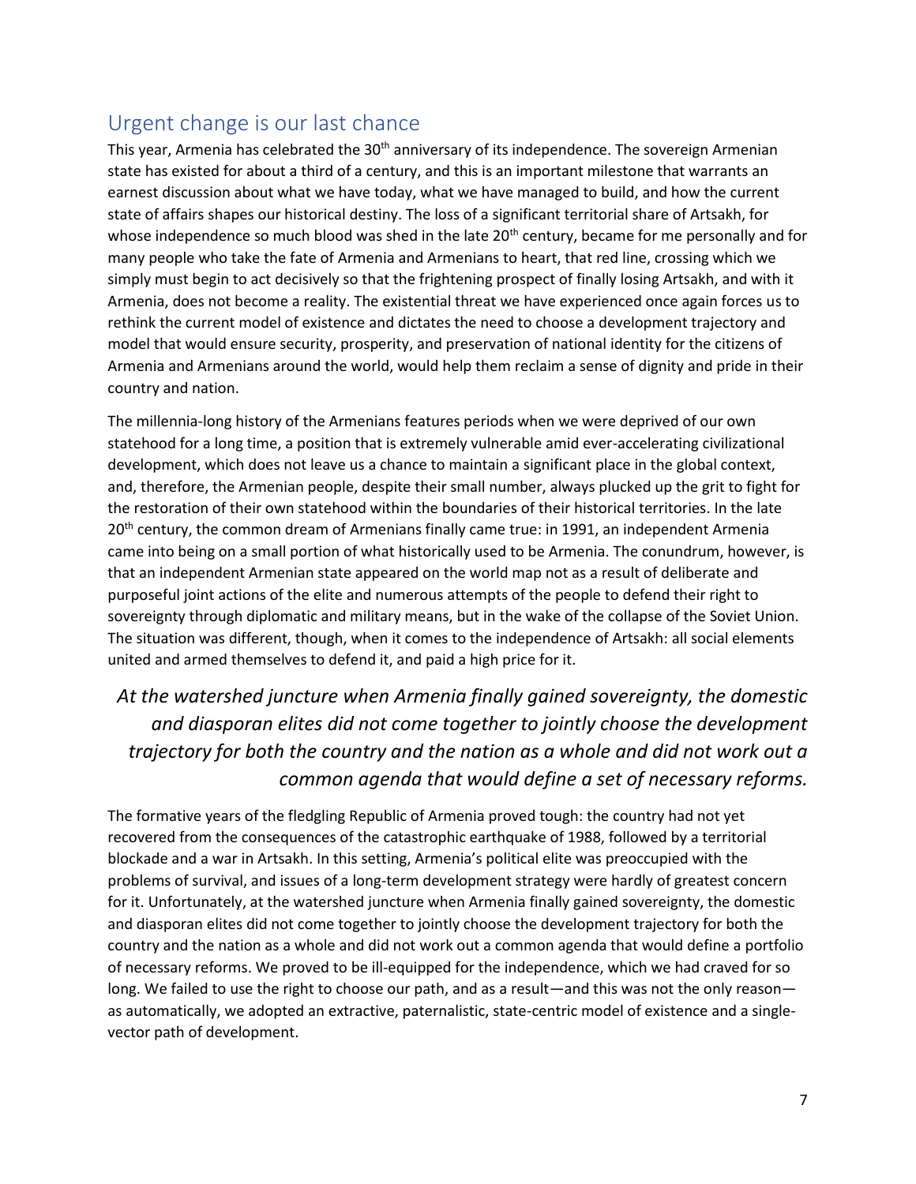## Urgent change is our last chance

This year, Armenia has celebrated the 30th anniversary of its independence. The sovereign Armenian state has existed for about a third of a century, and this is an important milestone that warrants an earnest discussion about what we have today, what we have managed to build, and how the current state of affairs shapes our historical destiny. The loss of a significant territorial share of Artsakh, for whose independence so much blood was shed in the late 20th century, became for me personally and for many people who take the fate of Armenia and Armenians to heart, that red line, crossing which we simply must begin to act decisively so that the frightening prospect of finally losing Artsakh, and with it Armenia, does not become a reality. The existential threat we have experienced once again forces us to rethink the current model of existence and dictates the need to choose a development trajectory and model that would ensure security, prosperity, and preservation of national identity for the citizens of Armenia and Armenians around the world, would help them reclaim a sense of dignity and pride in their country and nation.

The millennia-long history of the Armenians features periods when we were deprived of our own statehood for a long time, a position that is extremely vulnerable amid ever-accelerating civilizational development, which does not leave us a chance to maintain a significant place in the global context, and, therefore, the Armenian people, despite their small number, always plucked up the grit to fight for the restoration of their own statehood within the boundaries of their historical territories. In the late 20th century, the common dream of Armenians finally came true: in 1991, an independent Armenia came into being on a small portion of what historically used to be Armenia. The conundrum, however, is that an independent Armenian state appeared on the world map not as a result of deliberate and purposeful joint actions of the elite and numerous attempts of the people to defend their right to sovereignty through diplomatic and military means, but in the wake of the collapse of the Soviet Union. The situation was different, though, when it comes to the independence of Artsakh: all social elements united and armed themselves to defend it, and paid a high price for it.

> *At the watershed juncture when Armenia finally gained sovereignty, the domestic and diasporan elites did not come together to jointly choose the development trajectory for both the country and the nation as a whole and did not work out a common agenda that would define a set of necessary reforms.*

The formative years of the fledgling Republic of Armenia proved tough: the country had not yet recovered from the consequences of the catastrophic earthquake of 1988, followed by a territorial blockade and a war in Artsakh. In this setting, Armenia's political elite was preoccupied with the problems of survival, and issues of a long-term development strategy were hardly of greatest concern for it. Unfortunately, at the watershed juncture when Armenia finally gained sovereignty, the domestic and diasporan elites did not come together to jointly choose the development trajectory for both the country and the nation as a whole and did not work out a common agenda that would define a portfolio of necessary reforms. We proved to be ill-equipped for the independence, which we had craved for so long. We failed to use the right to choose our path, and as a result—and this was not the only reason—as automatically, we adopted an extractive, paternalistic, state-centric model of existence and a single-vector path of development.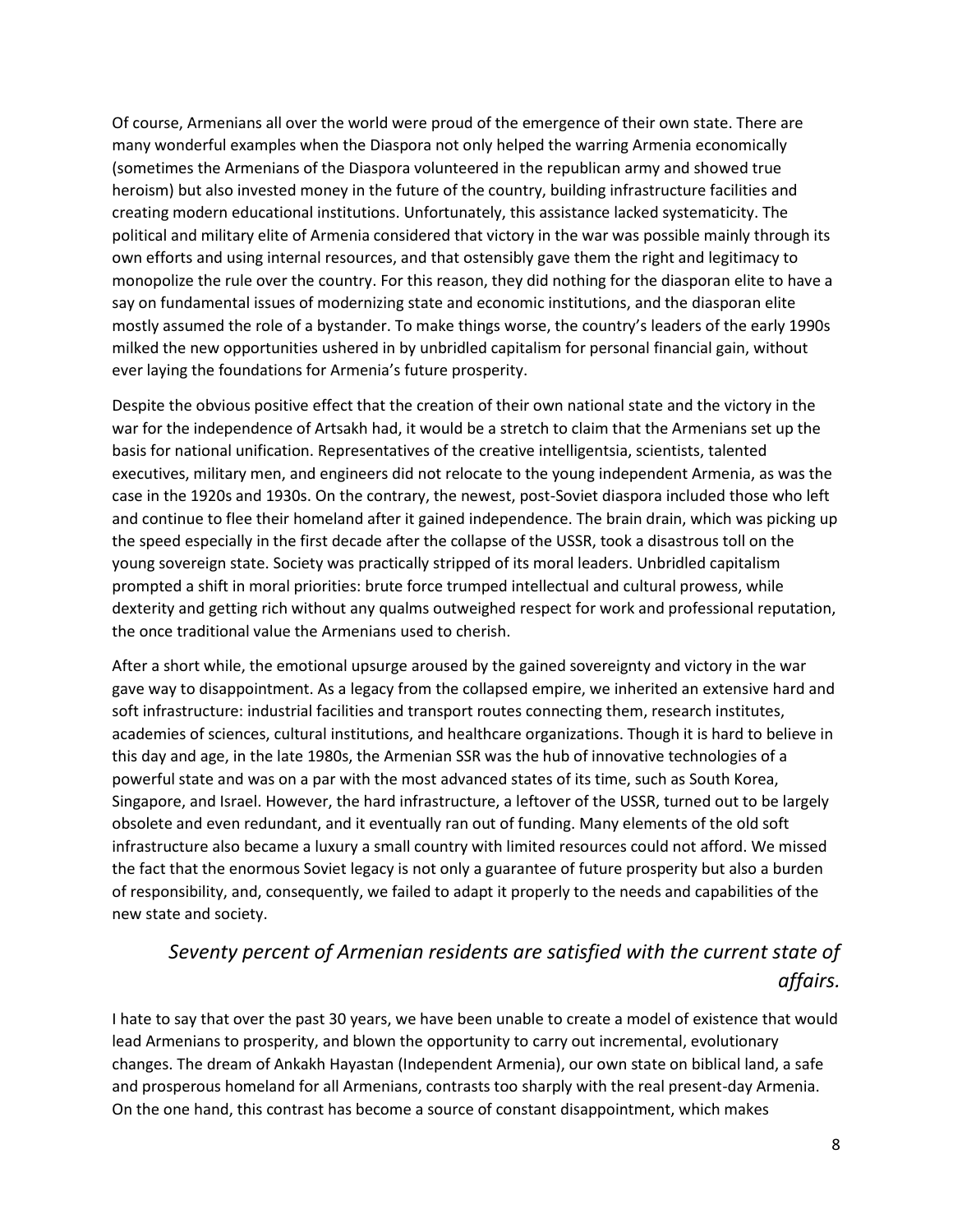Of course, Armenians all over the world were proud of the emergence of their own state. There are many wonderful examples when the Diaspora not only helped the warring Armenia economically (sometimes the Armenians of the Diaspora volunteered in the republican army and showed true heroism) but also invested money in the future of the country, building infrastructure facilities and creating modern educational institutions. Unfortunately, this assistance lacked systematicity. The political and military elite of Armenia considered that victory in the war was possible mainly through its own efforts and using internal resources, and that ostensibly gave them the right and legitimacy to monopolize the rule over the country. For this reason, they did nothing for the diasporan elite to have a say on fundamental issues of modernizing state and economic institutions, and the diasporan elite mostly assumed the role of a bystander. To make things worse, the country's leaders of the early 1990s milked the new opportunities ushered in by unbridled capitalism for personal financial gain, without ever laying the foundations for Armenia's future prosperity.

Despite the obvious positive effect that the creation of their own national state and the victory in the war for the independence of Artsakh had, it would be a stretch to claim that the Armenians set up the basis for national unification. Representatives of the creative intelligentsia, scientists, talented executives, military men, and engineers did not relocate to the young independent Armenia, as was the case in the 1920s and 1930s. On the contrary, the newest, post-Soviet diaspora included those who left and continue to flee their homeland after it gained independence. The brain drain, which was picking up the speed especially in the first decade after the collapse of the USSR, took a disastrous toll on the young sovereign state. Society was practically stripped of its moral leaders. Unbridled capitalism prompted a shift in moral priorities: brute force trumped intellectual and cultural prowess, while dexterity and getting rich without any qualms outweighed respect for work and professional reputation, the once traditional value the Armenians used to cherish.

After a short while, the emotional upsurge aroused by the gained sovereignty and victory in the war gave way to disappointment. As a legacy from the collapsed empire, we inherited an extensive hard and soft infrastructure: industrial facilities and transport routes connecting them, research institutes, academies of sciences, cultural institutions, and healthcare organizations. Though it is hard to believe in this day and age, in the late 1980s, the Armenian SSR was the hub of innovative technologies of a powerful state and was on a par with the most advanced states of its time, such as South Korea, Singapore, and Israel. However, the hard infrastructure, a leftover of the USSR, turned out to be largely obsolete and even redundant, and it eventually ran out of funding. Many elements of the old soft infrastructure also became a luxury a small country with limited resources could not afford. We missed the fact that the enormous Soviet legacy is not only a guarantee of future prosperity but also a burden of responsibility, and, consequently, we failed to adapt it properly to the needs and capabilities of the new state and society.

> *Seventy percent of Armenian residents are satisfied with the current state of affairs.*

I hate to say that over the past 30 years, we have been unable to create a model of existence that would lead Armenians to prosperity, and blown the opportunity to carry out incremental, evolutionary changes. The dream of Ankakh Hayastan (Independent Armenia), our own state on biblical land, a safe and prosperous homeland for all Armenians, contrasts too sharply with the real present-day Armenia. On the one hand, this contrast has become a source of constant disappointment, which makes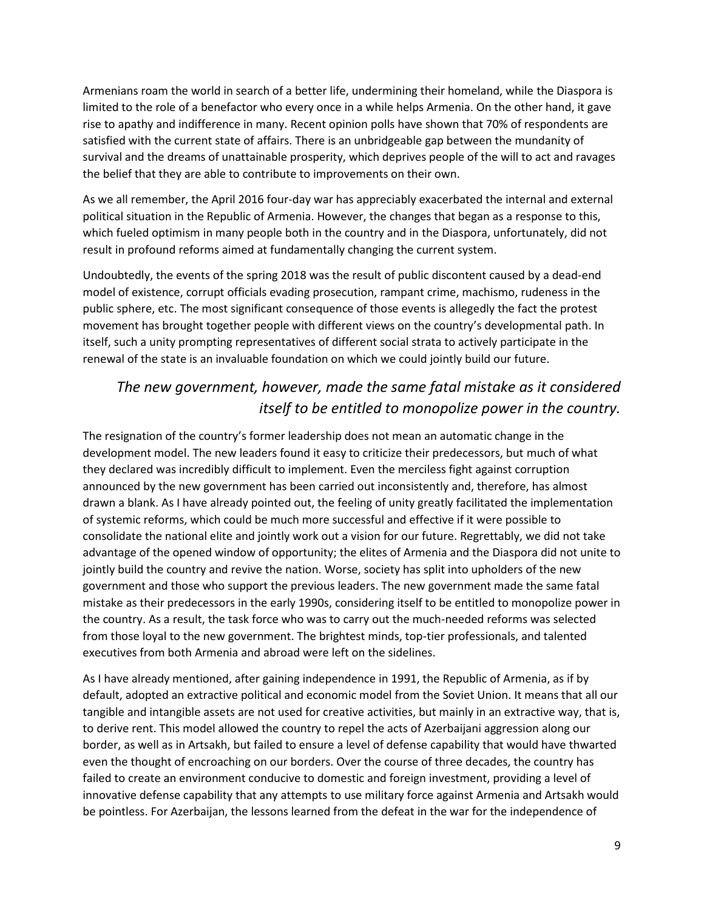Armenians roam the world in search of a better life, undermining their homeland, while the Diaspora is limited to the role of a benefactor who every once in a while helps Armenia. On the other hand, it gave rise to apathy and indifference in many. Recent opinion polls have shown that 70% of respondents are satisfied with the current state of affairs. There is an unbridgeable gap between the mundanity of survival and the dreams of unattainable prosperity, which deprives people of the will to act and ravages the belief that they are able to contribute to improvements on their own.

As we all remember, the April 2016 four-day war has appreciably exacerbated the internal and external political situation in the Republic of Armenia. However, the changes that began as a response to this, which fueled optimism in many people both in the country and in the Diaspora, unfortunately, did not result in profound reforms aimed at fundamentally changing the current system.

Undoubtedly, the events of the spring 2018 was the result of public discontent caused by a dead-end model of existence, corrupt officials evading prosecution, rampant crime, machismo, rudeness in the public sphere, etc. The most significant consequence of those events is allegedly the fact the protest movement has brought together people with different views on the country's developmental path. In itself, such a unity prompting representatives of different social strata to actively participate in the renewal of the state is an invaluable foundation on which we could jointly build our future.

> *The new government, however, made the same fatal mistake as it considered itself to be entitled to monopolize power in the country.*

The resignation of the country's former leadership does not mean an automatic change in the development model. The new leaders found it easy to criticize their predecessors, but much of what they declared was incredibly difficult to implement. Even the merciless fight against corruption announced by the new government has been carried out inconsistently and, therefore, has almost drawn a blank. As I have already pointed out, the feeling of unity greatly facilitated the implementation of systemic reforms, which could be much more successful and effective if it were possible to consolidate the national elite and jointly work out a vision for our future. Regrettably, we did not take advantage of the opened window of opportunity; the elites of Armenia and the Diaspora did not unite to jointly build the country and revive the nation. Worse, society has split into upholders of the new government and those who support the previous leaders. The new government made the same fatal mistake as their predecessors in the early 1990s, considering itself to be entitled to monopolize power in the country. As a result, the task force who was to carry out the much-needed reforms was selected from those loyal to the new government. The brightest minds, top-tier professionals, and talented executives from both Armenia and abroad were left on the sidelines.

As I have already mentioned, after gaining independence in 1991, the Republic of Armenia, as if by default, adopted an extractive political and economic model from the Soviet Union. It means that all our tangible and intangible assets are not used for creative activities, but mainly in an extractive way, that is, to derive rent. This model allowed the country to repel the acts of Azerbaijani aggression along our border, as well as in Artsakh, but failed to ensure a level of defense capability that would have thwarted even the thought of encroaching on our borders. Over the course of three decades, the country has failed to create an environment conducive to domestic and foreign investment, providing a level of innovative defense capability that any attempts to use military force against Armenia and Artsakh would be pointless. For Azerbaijan, the lessons learned from the defeat in the war for the independence of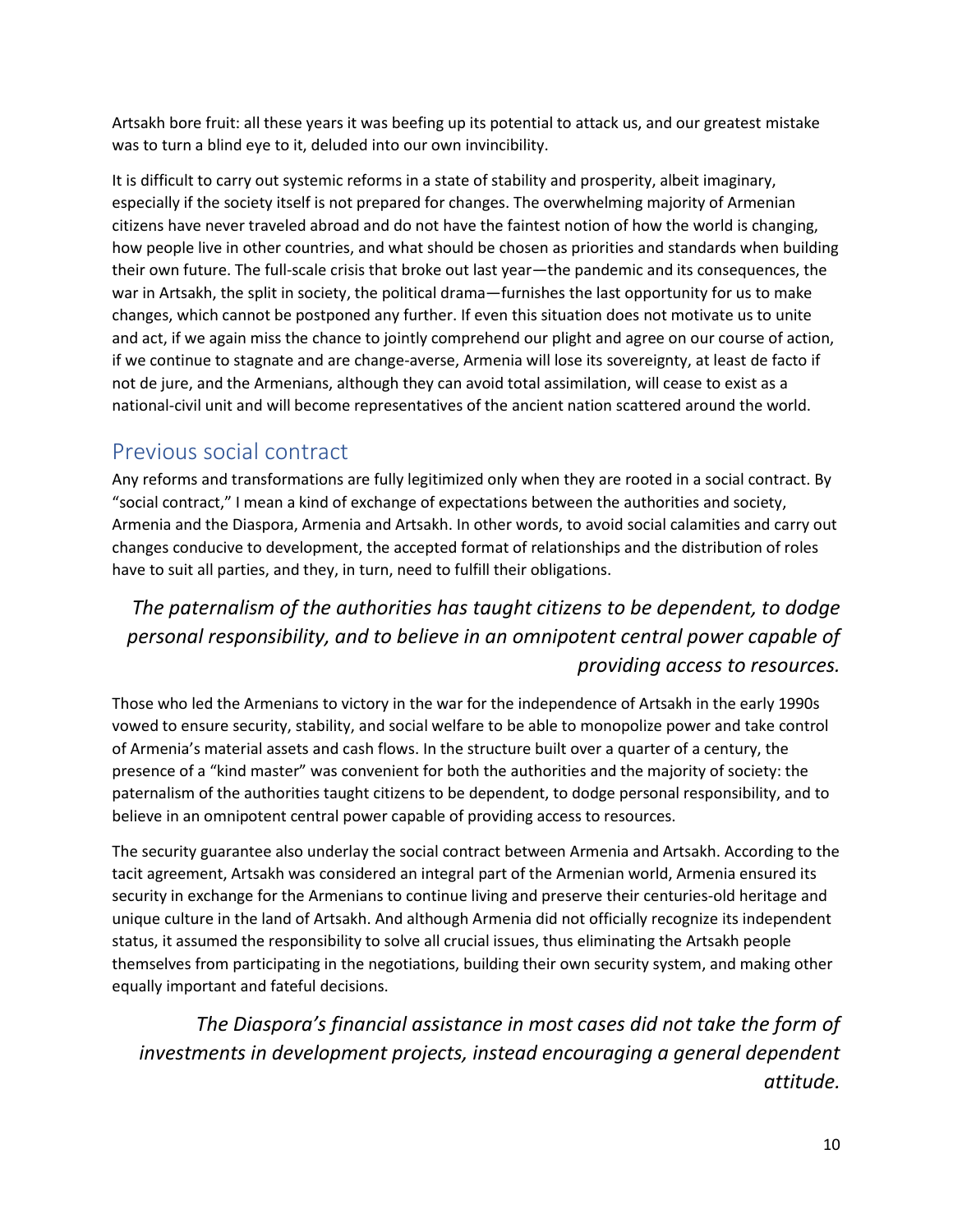Artsakh bore fruit: all these years it was beefing up its potential to attack us, and our greatest mistake was to turn a blind eye to it, deluded into our own invincibility.

It is difficult to carry out systemic reforms in a state of stability and prosperity, albeit imaginary, especially if the society itself is not prepared for changes. The overwhelming majority of Armenian citizens have never traveled abroad and do not have the faintest notion of how the world is changing, how people live in other countries, and what should be chosen as priorities and standards when building their own future. The full-scale crisis that broke out last year—the pandemic and its consequences, the war in Artsakh, the split in society, the political drama—furnishes the last opportunity for us to make changes, which cannot be postponed any further. If even this situation does not motivate us to unite and act, if we again miss the chance to jointly comprehend our plight and agree on our course of action, if we continue to stagnate and are change-averse, Armenia will lose its sovereignty, at least de facto if not de jure, and the Armenians, although they can avoid total assimilation, will cease to exist as a national-civil unit and will become representatives of the ancient nation scattered around the world.

## Previous social contract

Any reforms and transformations are fully legitimized only when they are rooted in a social contract. By "social contract," I mean a kind of exchange of expectations between the authorities and society, Armenia and the Diaspora, Armenia and Artsakh. In other words, to avoid social calamities and carry out changes conducive to development, the accepted format of relationships and the distribution of roles have to suit all parties, and they, in turn, need to fulfill their obligations.

> *The paternalism of the authorities has taught citizens to be dependent, to dodge personal responsibility, and to believe in an omnipotent central power capable of providing access to resources.*

Those who led the Armenians to victory in the war for the independence of Artsakh in the early 1990s vowed to ensure security, stability, and social welfare to be able to monopolize power and take control of Armenia's material assets and cash flows. In the structure built over a quarter of a century, the presence of a "kind master" was convenient for both the authorities and the majority of society: the paternalism of the authorities taught citizens to be dependent, to dodge personal responsibility, and to believe in an omnipotent central power capable of providing access to resources.

The security guarantee also underlay the social contract between Armenia and Artsakh. According to the tacit agreement, Artsakh was considered an integral part of the Armenian world, Armenia ensured its security in exchange for the Armenians to continue living and preserve their centuries-old heritage and unique culture in the land of Artsakh. And although Armenia did not officially recognize its independent status, it assumed the responsibility to solve all crucial issues, thus eliminating the Artsakh people themselves from participating in the negotiations, building their own security system, and making other equally important and fateful decisions.

> *The Diaspora's financial assistance in most cases did not take the form of investments in development projects, instead encouraging a general dependent attitude.*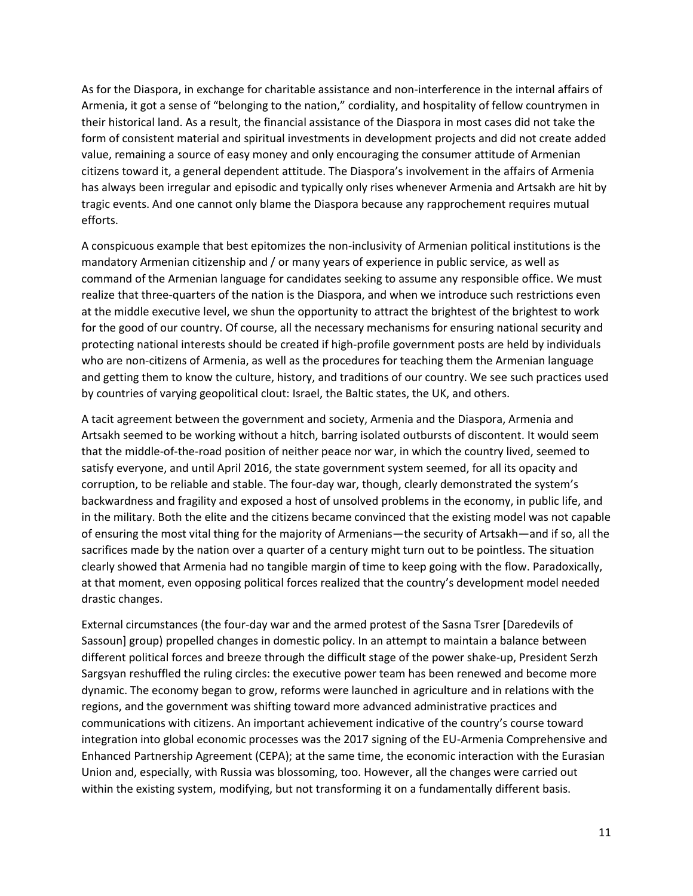As for the Diaspora, in exchange for charitable assistance and non-interference in the internal affairs of Armenia, it got a sense of "belonging to the nation," cordiality, and hospitality of fellow countrymen in their historical land. As a result, the financial assistance of the Diaspora in most cases did not take the form of consistent material and spiritual investments in development projects and did not create added value, remaining a source of easy money and only encouraging the consumer attitude of Armenian citizens toward it, a general dependent attitude. The Diaspora's involvement in the affairs of Armenia has always been irregular and episodic and typically only rises whenever Armenia and Artsakh are hit by tragic events. And one cannot only blame the Diaspora because any rapprochement requires mutual efforts.

A conspicuous example that best epitomizes the non-inclusivity of Armenian political institutions is the mandatory Armenian citizenship and / or many years of experience in public service, as well as command of the Armenian language for candidates seeking to assume any responsible office. We must realize that three-quarters of the nation is the Diaspora, and when we introduce such restrictions even at the middle executive level, we shun the opportunity to attract the brightest of the brightest to work for the good of our country. Of course, all the necessary mechanisms for ensuring national security and protecting national interests should be created if high-profile government posts are held by individuals who are non-citizens of Armenia, as well as the procedures for teaching them the Armenian language and getting them to know the culture, history, and traditions of our country. We see such practices used by countries of varying geopolitical clout: Israel, the Baltic states, the UK, and others.

A tacit agreement between the government and society, Armenia and the Diaspora, Armenia and Artsakh seemed to be working without a hitch, barring isolated outbursts of discontent. It would seem that the middle-of-the-road position of neither peace nor war, in which the country lived, seemed to satisfy everyone, and until April 2016, the state government system seemed, for all its opacity and corruption, to be reliable and stable. The four-day war, though, clearly demonstrated the system's backwardness and fragility and exposed a host of unsolved problems in the economy, in public life, and in the military. Both the elite and the citizens became convinced that the existing model was not capable of ensuring the most vital thing for the majority of Armenians—the security of Artsakh—and if so, all the sacrifices made by the nation over a quarter of a century might turn out to be pointless. The situation clearly showed that Armenia had no tangible margin of time to keep going with the flow. Paradoxically, at that moment, even opposing political forces realized that the country's development model needed drastic changes.

External circumstances (the four-day war and the armed protest of the Sasna Tsrer [Daredevils of Sassoun] group) propelled changes in domestic policy. In an attempt to maintain a balance between different political forces and breeze through the difficult stage of the power shake-up, President Serzh Sargsyan reshuffled the ruling circles: the executive power team has been renewed and become more dynamic. The economy began to grow, reforms were launched in agriculture and in relations with the regions, and the government was shifting toward more advanced administrative practices and communications with citizens. An important achievement indicative of the country's course toward integration into global economic processes was the 2017 signing of the EU-Armenia Comprehensive and Enhanced Partnership Agreement (CEPA); at the same time, the economic interaction with the Eurasian Union and, especially, with Russia was blossoming, too. However, all the changes were carried out within the existing system, modifying, but not transforming it on a fundamentally different basis.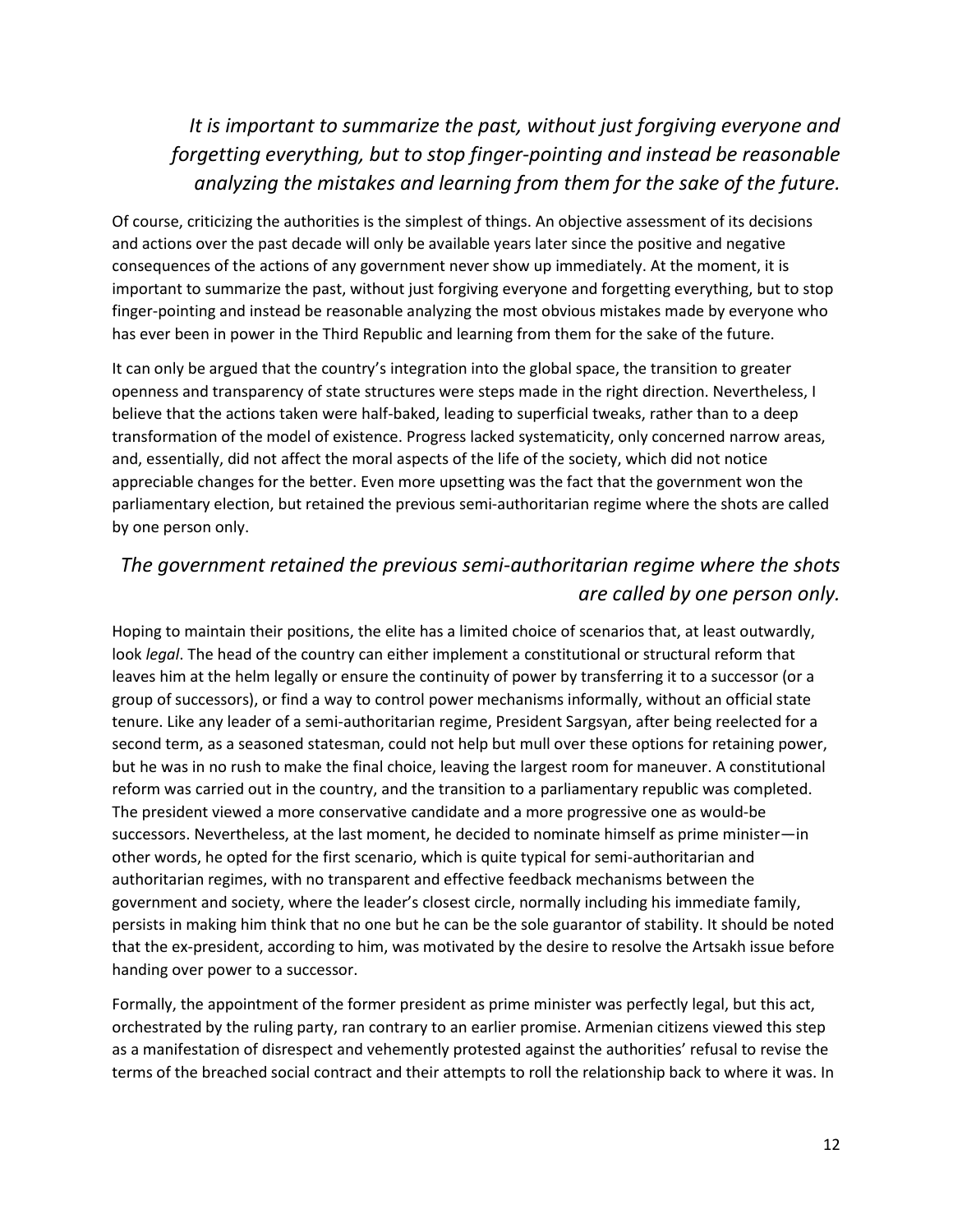*It is important to summarize the past, without just forgiving everyone and forgetting everything, but to stop finger-pointing and instead be reasonable analyzing the mistakes and learning from them for the sake of the future.*

Of course, criticizing the authorities is the simplest of things. An objective assessment of its decisions and actions over the past decade will only be available years later since the positive and negative consequences of the actions of any government never show up immediately. At the moment, it is important to summarize the past, without just forgiving everyone and forgetting everything, but to stop finger-pointing and instead be reasonable analyzing the most obvious mistakes made by everyone who has ever been in power in the Third Republic and learning from them for the sake of the future.

It can only be argued that the country's integration into the global space, the transition to greater openness and transparency of state structures were steps made in the right direction. Nevertheless, I believe that the actions taken were half-baked, leading to superficial tweaks, rather than to a deep transformation of the model of existence. Progress lacked systematicity, only concerned narrow areas, and, essentially, did not affect the moral aspects of the life of the society, which did not notice appreciable changes for the better. Even more upsetting was the fact that the government won the parliamentary election, but retained the previous semi-authoritarian regime where the shots are called by one person only.

*The government retained the previous semi-authoritarian regime where the shots are called by one person only.*

Hoping to maintain their positions, the elite has a limited choice of scenarios that, at least outwardly, look *legal*. The head of the country can either implement a constitutional or structural reform that leaves him at the helm legally or ensure the continuity of power by transferring it to a successor (or a group of successors), or find a way to control power mechanisms informally, without an official state tenure. Like any leader of a semi-authoritarian regime, President Sargsyan, after being reelected for a second term, as a seasoned statesman, could not help but mull over these options for retaining power, but he was in no rush to make the final choice, leaving the largest room for maneuver. A constitutional reform was carried out in the country, and the transition to a parliamentary republic was completed. The president viewed a more conservative candidate and a more progressive one as would-be successors. Nevertheless, at the last moment, he decided to nominate himself as prime minister—in other words, he opted for the first scenario, which is quite typical for semi-authoritarian and authoritarian regimes, with no transparent and effective feedback mechanisms between the government and society, where the leader's closest circle, normally including his immediate family, persists in making him think that no one but he can be the sole guarantor of stability. It should be noted that the ex-president, according to him, was motivated by the desire to resolve the Artsakh issue before handing over power to a successor.

Formally, the appointment of the former president as prime minister was perfectly legal, but this act, orchestrated by the ruling party, ran contrary to an earlier promise. Armenian citizens viewed this step as a manifestation of disrespect and vehemently protested against the authorities' refusal to revise the terms of the breached social contract and their attempts to roll the relationship back to where it was. In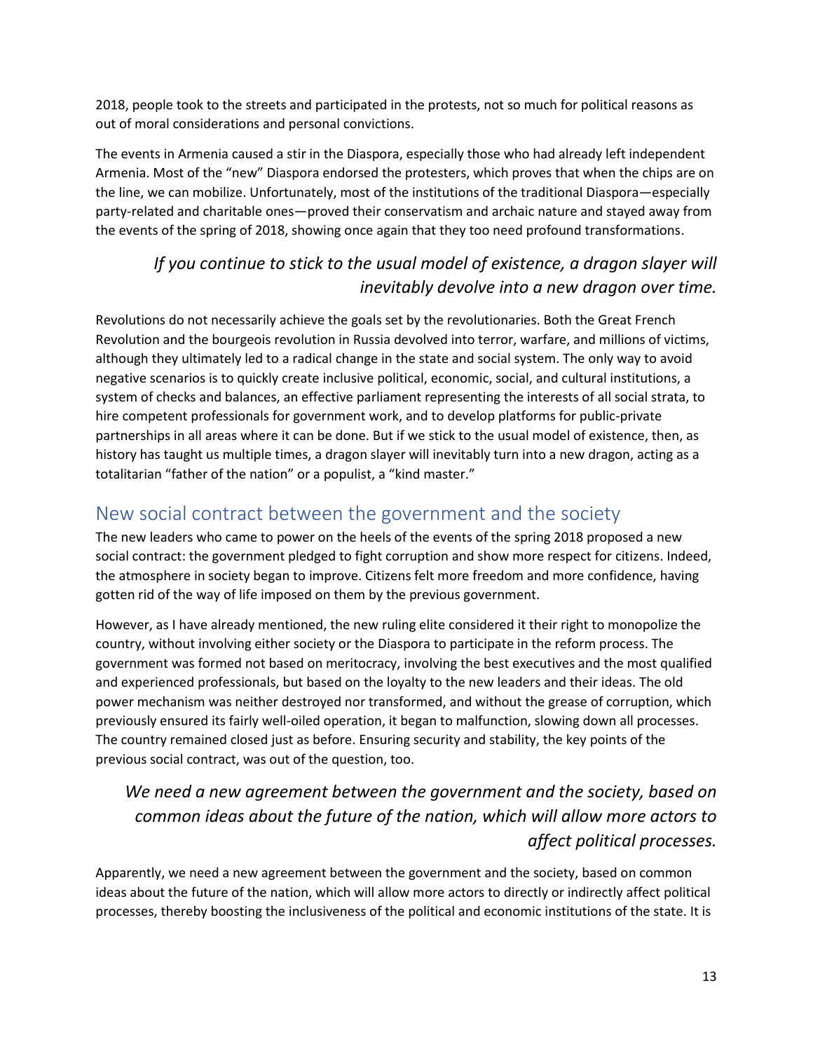2018, people took to the streets and participated in the protests, not so much for political reasons as out of moral considerations and personal convictions.

The events in Armenia caused a stir in the Diaspora, especially those who had already left independent Armenia. Most of the "new" Diaspora endorsed the protesters, which proves that when the chips are on the line, we can mobilize. Unfortunately, most of the institutions of the traditional Diaspora—especially party-related and charitable ones—proved their conservatism and archaic nature and stayed away from the events of the spring of 2018, showing once again that they too need profound transformations.

> *If you continue to stick to the usual model of existence, a dragon slayer will inevitably devolve into a new dragon over time.*

Revolutions do not necessarily achieve the goals set by the revolutionaries. Both the Great French Revolution and the bourgeois revolution in Russia devolved into terror, warfare, and millions of victims, although they ultimately led to a radical change in the state and social system. The only way to avoid negative scenarios is to quickly create inclusive political, economic, social, and cultural institutions, a system of checks and balances, an effective parliament representing the interests of all social strata, to hire competent professionals for government work, and to develop platforms for public-private partnerships in all areas where it can be done. But if we stick to the usual model of existence, then, as history has taught us multiple times, a dragon slayer will inevitably turn into a new dragon, acting as a totalitarian "father of the nation" or a populist, a "kind master."

## New social contract between the government and the society

The new leaders who came to power on the heels of the events of the spring 2018 proposed a new social contract: the government pledged to fight corruption and show more respect for citizens. Indeed, the atmosphere in society began to improve. Citizens felt more freedom and more confidence, having gotten rid of the way of life imposed on them by the previous government.

However, as I have already mentioned, the new ruling elite considered it their right to monopolize the country, without involving either society or the Diaspora to participate in the reform process. The government was formed not based on meritocracy, involving the best executives and the most qualified and experienced professionals, but based on the loyalty to the new leaders and their ideas. The old power mechanism was neither destroyed nor transformed, and without the grease of corruption, which previously ensured its fairly well-oiled operation, it began to malfunction, slowing down all processes. The country remained closed just as before. Ensuring security and stability, the key points of the previous social contract, was out of the question, too.

> *We need a new agreement between the government and the society, based on common ideas about the future of the nation, which will allow more actors to affect political processes.*

Apparently, we need a new agreement between the government and the society, based on common ideas about the future of the nation, which will allow more actors to directly or indirectly affect political processes, thereby boosting the inclusiveness of the political and economic institutions of the state. It is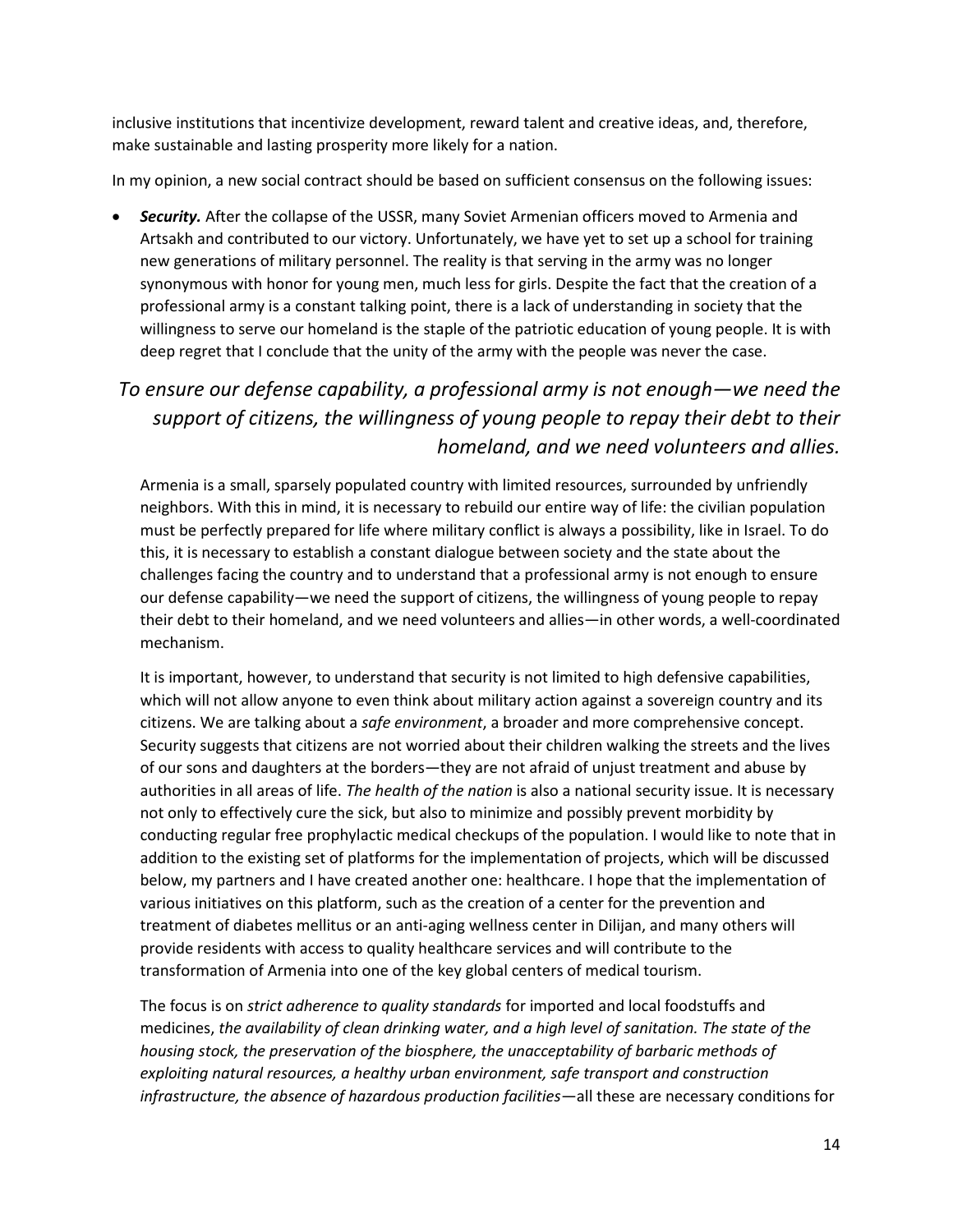inclusive institutions that incentivize development, reward talent and creative ideas, and, therefore, make sustainable and lasting prosperity more likely for a nation.

In my opinion, a new social contract should be based on sufficient consensus on the following issues:

- ***Security.*** After the collapse of the USSR, many Soviet Armenian officers moved to Armenia and Artsakh and contributed to our victory. Unfortunately, we have yet to set up a school for training new generations of military personnel. The reality is that serving in the army was no longer synonymous with honor for young men, much less for girls. Despite the fact that the creation of a professional army is a constant talking point, there is a lack of understanding in society that the willingness to serve our homeland is the staple of the patriotic education of young people. It is with deep regret that I conclude that the unity of the army with the people was never the case.

> *To ensure our defense capability, a professional army is not enough—we need the support of citizens, the willingness of young people to repay their debt to their homeland, and we need volunteers and allies.*

  Armenia is a small, sparsely populated country with limited resources, surrounded by unfriendly neighbors. With this in mind, it is necessary to rebuild our entire way of life: the civilian population must be perfectly prepared for life where military conflict is always a possibility, like in Israel. To do this, it is necessary to establish a constant dialogue between society and the state about the challenges facing the country and to understand that a professional army is not enough to ensure our defense capability—we need the support of citizens, the willingness of young people to repay their debt to their homeland, and we need volunteers and allies—in other words, a well-coordinated mechanism.

  It is important, however, to understand that security is not limited to high defensive capabilities, which will not allow anyone to even think about military action against a sovereign country and its citizens. We are talking about a *safe environment*, a broader and more comprehensive concept. Security suggests that citizens are not worried about their children walking the streets and the lives of our sons and daughters at the borders—they are not afraid of unjust treatment and abuse by authorities in all areas of life. *The health of the nation* is also a national security issue. It is necessary not only to effectively cure the sick, but also to minimize and possibly prevent morbidity by conducting regular free prophylactic medical checkups of the population. I would like to note that in addition to the existing set of platforms for the implementation of projects, which will be discussed below, my partners and I have created another one: healthcare. I hope that the implementation of various initiatives on this platform, such as the creation of a center for the prevention and treatment of diabetes mellitus or an anti-aging wellness center in Dilijan, and many others will provide residents with access to quality healthcare services and will contribute to the transformation of Armenia into one of the key global centers of medical tourism.

  The focus is on *strict adherence to quality standards* for imported and local foodstuffs and medicines, *the availability of clean drinking water, and a high level of sanitation. The state of the housing stock, the preservation of the biosphere, the unacceptability of barbaric methods of exploiting natural resources, a healthy urban environment, safe transport and construction infrastructure, the absence of hazardous production facilities*—all these are necessary conditions for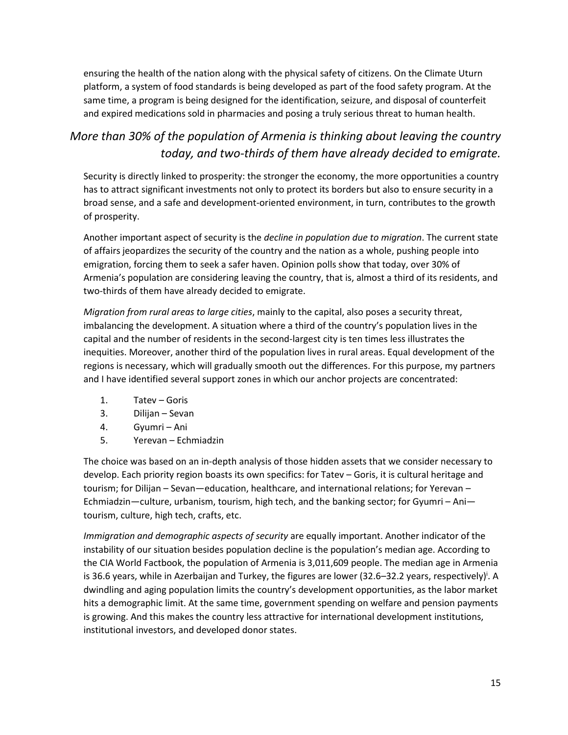ensuring the health of the nation along with the physical safety of citizens. On the Climate Uturn platform, a system of food standards is being developed as part of the food safety program. At the same time, a program is being designed for the identification, seizure, and disposal of counterfeit and expired medications sold in pharmacies and posing a truly serious threat to human health.

*More than 30% of the population of Armenia is thinking about leaving the country today, and two-thirds of them have already decided to emigrate.*

Security is directly linked to prosperity: the stronger the economy, the more opportunities a country has to attract significant investments not only to protect its borders but also to ensure security in a broad sense, and a safe and development-oriented environment, in turn, contributes to the growth of prosperity.

Another important aspect of security is the *decline in population due to migration*. The current state of affairs jeopardizes the security of the country and the nation as a whole, pushing people into emigration, forcing them to seek a safer haven. Opinion polls show that today, over 30% of Armenia's population are considering leaving the country, that is, almost a third of its residents, and two-thirds of them have already decided to emigrate.

*Migration from rural areas to large cities*, mainly to the capital, also poses a security threat, imbalancing the development. A situation where a third of the country's population lives in the capital and the number of residents in the second-largest city is ten times less illustrates the inequities. Moreover, another third of the population lives in rural areas. Equal development of the regions is necessary, which will gradually smooth out the differences. For this purpose, my partners and I have identified several support zones in which our anchor projects are concentrated:

1. Tatev – Goris
3. Dilijan – Sevan
4. Gyumri – Ani
5. Yerevan – Echmiadzin

The choice was based on an in-depth analysis of those hidden assets that we consider necessary to develop. Each priority region boasts its own specifics: for Tatev – Goris, it is cultural heritage and tourism; for Dilijan – Sevan—education, healthcare, and international relations; for Yerevan – Echmiadzin—culture, urbanism, tourism, high tech, and the banking sector; for Gyumri – Ani—tourism, culture, high tech, crafts, etc.

*Immigration and demographic aspects of security* are equally important. Another indicator of the instability of our situation besides population decline is the population's median age. According to the CIA World Factbook, the population of Armenia is 3,011,609 people. The median age in Armenia is 36.6 years, while in Azerbaijan and Turkey, the figures are lower (32.6–32.2 years, respectively)[i]. A dwindling and aging population limits the country's development opportunities, as the labor market hits a demographic limit. At the same time, government spending on welfare and pension payments is growing. And this makes the country less attractive for international development institutions, institutional investors, and developed donor states.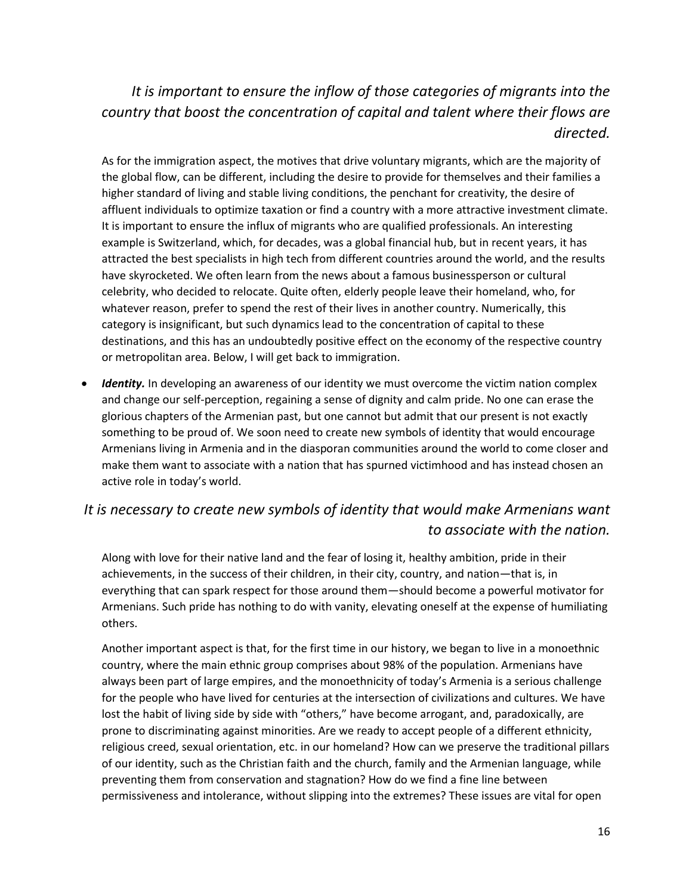*It is important to ensure the inflow of those categories of migrants into the country that boost the concentration of capital and talent where their flows are directed.*

As for the immigration aspect, the motives that drive voluntary migrants, which are the majority of the global flow, can be different, including the desire to provide for themselves and their families a higher standard of living and stable living conditions, the penchant for creativity, the desire of affluent individuals to optimize taxation or find a country with a more attractive investment climate. It is important to ensure the influx of migrants who are qualified professionals. An interesting example is Switzerland, which, for decades, was a global financial hub, but in recent years, it has attracted the best specialists in high tech from different countries around the world, and the results have skyrocketed. We often learn from the news about a famous businessperson or cultural celebrity, who decided to relocate. Quite often, elderly people leave their homeland, who, for whatever reason, prefer to spend the rest of their lives in another country. Numerically, this category is insignificant, but such dynamics lead to the concentration of capital to these destinations, and this has an undoubtedly positive effect on the economy of the respective country or metropolitan area. Below, I will get back to immigration.

- ***Identity.*** In developing an awareness of our identity we must overcome the victim nation complex and change our self-perception, regaining a sense of dignity and calm pride. No one can erase the glorious chapters of the Armenian past, but one cannot but admit that our present is not exactly something to be proud of. We soon need to create new symbols of identity that would encourage Armenians living in Armenia and in the diasporan communities around the world to come closer and make them want to associate with a nation that has spurned victimhood and has instead chosen an active role in today's world.

*It is necessary to create new symbols of identity that would make Armenians want to associate with the nation.*

Along with love for their native land and the fear of losing it, healthy ambition, pride in their achievements, in the success of their children, in their city, country, and nation—that is, in everything that can spark respect for those around them—should become a powerful motivator for Armenians. Such pride has nothing to do with vanity, elevating oneself at the expense of humiliating others.

Another important aspect is that, for the first time in our history, we began to live in a monoethnic country, where the main ethnic group comprises about 98% of the population. Armenians have always been part of large empires, and the monoethnicity of today's Armenia is a serious challenge for the people who have lived for centuries at the intersection of civilizations and cultures. We have lost the habit of living side by side with "others," have become arrogant, and, paradoxically, are prone to discriminating against minorities. Are we ready to accept people of a different ethnicity, religious creed, sexual orientation, etc. in our homeland? How can we preserve the traditional pillars of our identity, such as the Christian faith and the church, family and the Armenian language, while preventing them from conservation and stagnation? How do we find a fine line between permissiveness and intolerance, without slipping into the extremes? These issues are vital for open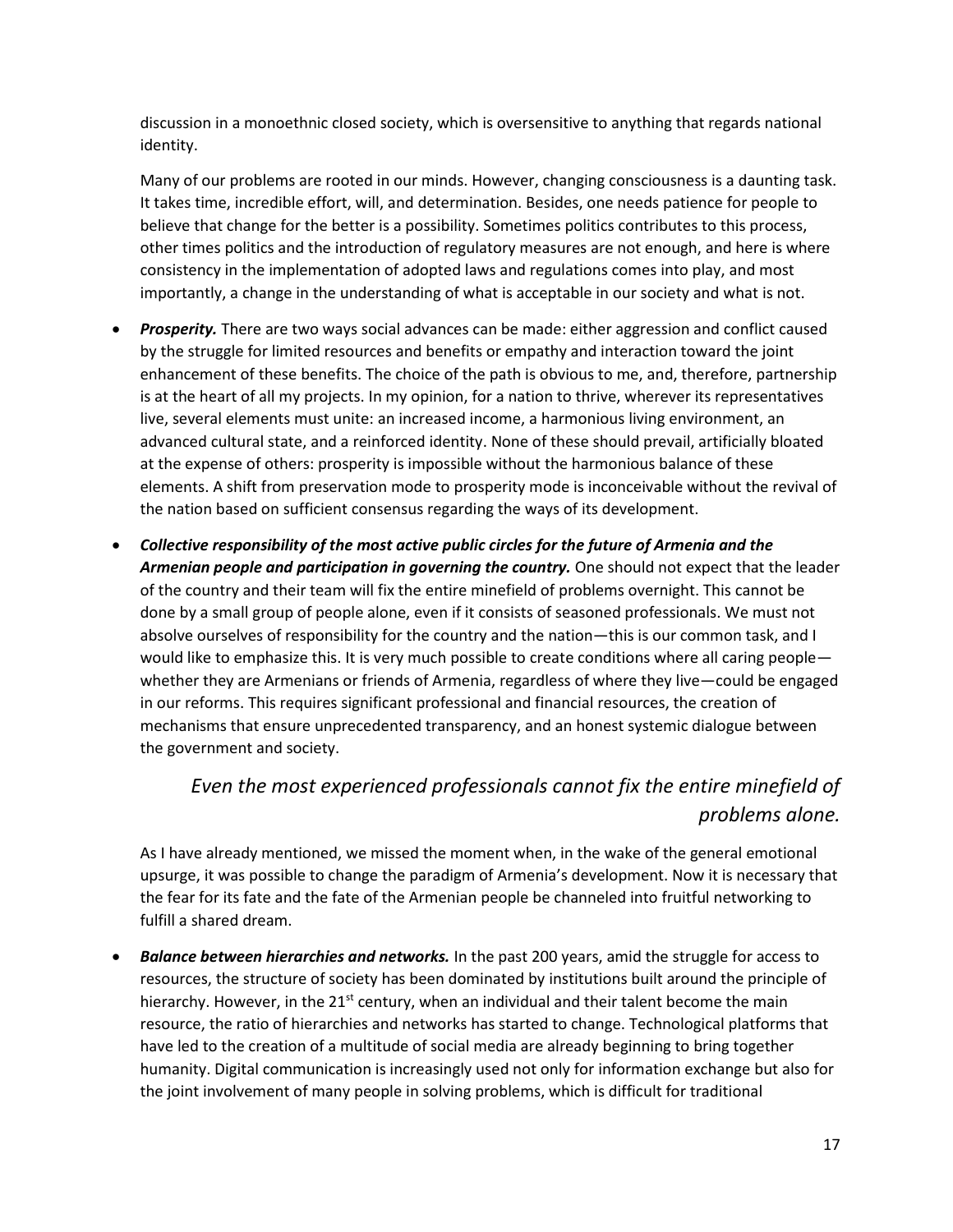discussion in a monoethnic closed society, which is oversensitive to anything that regards national identity.

Many of our problems are rooted in our minds. However, changing consciousness is a daunting task. It takes time, incredible effort, will, and determination. Besides, one needs patience for people to believe that change for the better is a possibility. Sometimes politics contributes to this process, other times politics and the introduction of regulatory measures are not enough, and here is where consistency in the implementation of adopted laws and regulations comes into play, and most importantly, a change in the understanding of what is acceptable in our society and what is not.

- ***Prosperity.*** There are two ways social advances can be made: either aggression and conflict caused by the struggle for limited resources and benefits or empathy and interaction toward the joint enhancement of these benefits. The choice of the path is obvious to me, and, therefore, partnership is at the heart of all my projects. In my opinion, for a nation to thrive, wherever its representatives live, several elements must unite: an increased income, a harmonious living environment, an advanced cultural state, and a reinforced identity. None of these should prevail, artificially bloated at the expense of others: prosperity is impossible without the harmonious balance of these elements. A shift from preservation mode to prosperity mode is inconceivable without the revival of the nation based on sufficient consensus regarding the ways of its development.

- ***Collective responsibility of the most active public circles for the future of Armenia and the Armenian people and participation in governing the country.*** One should not expect that the leader of the country and their team will fix the entire minefield of problems overnight. This cannot be done by a small group of people alone, even if it consists of seasoned professionals. We must not absolve ourselves of responsibility for the country and the nation—this is our common task, and I would like to emphasize this. It is very much possible to create conditions where all caring people—whether they are Armenians or friends of Armenia, regardless of where they live—could be engaged in our reforms. This requires significant professional and financial resources, the creation of mechanisms that ensure unprecedented transparency, and an honest systemic dialogue between the government and society.

> *Even the most experienced professionals cannot fix the entire minefield of problems alone.*

As I have already mentioned, we missed the moment when, in the wake of the general emotional upsurge, it was possible to change the paradigm of Armenia's development. Now it is necessary that the fear for its fate and the fate of the Armenian people be channeled into fruitful networking to fulfill a shared dream.

- ***Balance between hierarchies and networks.*** In the past 200 years, amid the struggle for access to resources, the structure of society has been dominated by institutions built around the principle of hierarchy. However, in the 21st century, when an individual and their talent become the main resource, the ratio of hierarchies and networks has started to change. Technological platforms that have led to the creation of a multitude of social media are already beginning to bring together humanity. Digital communication is increasingly used not only for information exchange but also for the joint involvement of many people in solving problems, which is difficult for traditional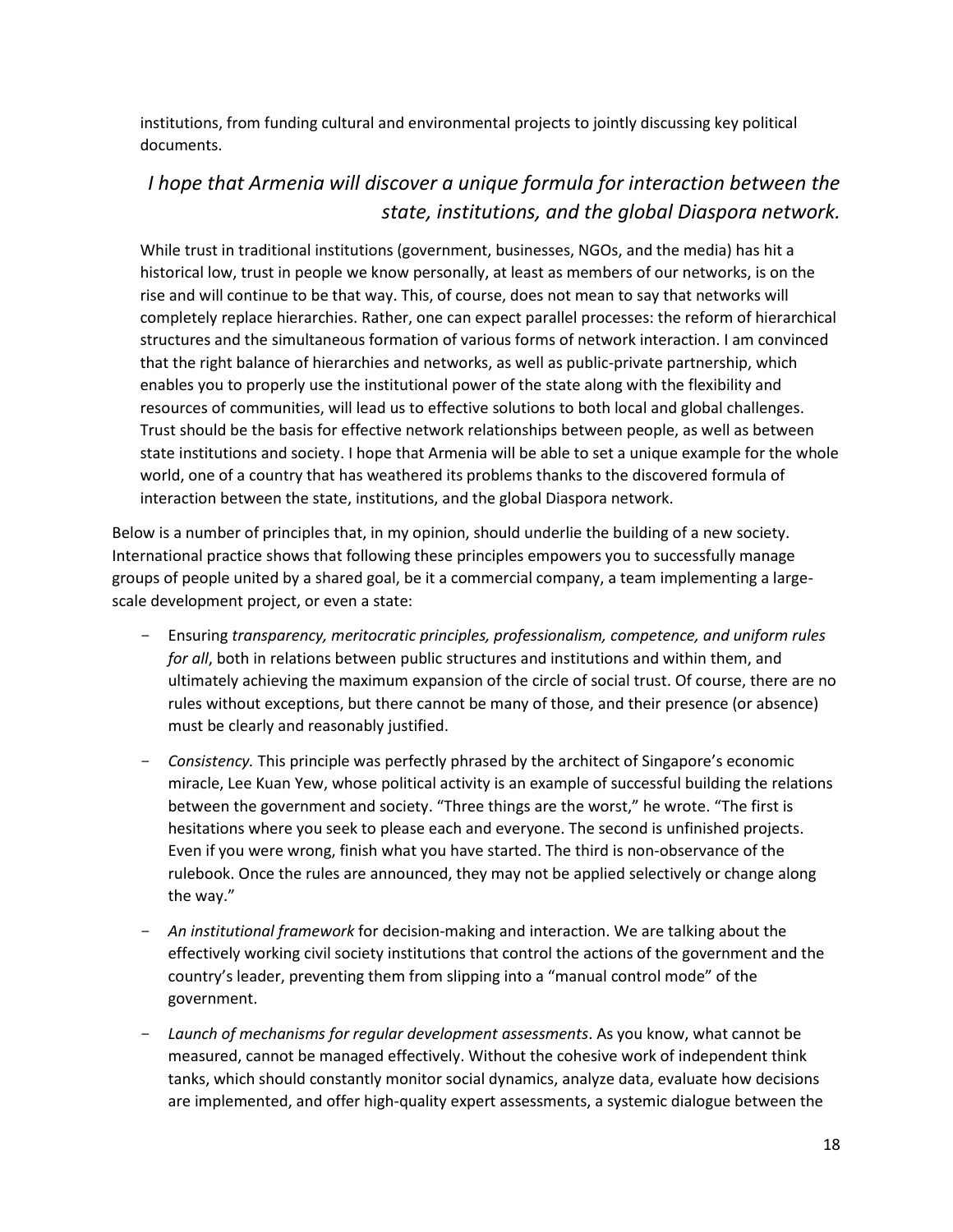institutions, from funding cultural and environmental projects to jointly discussing key political documents.

*I hope that Armenia will discover a unique formula for interaction between the state, institutions, and the global Diaspora network.*

While trust in traditional institutions (government, businesses, NGOs, and the media) has hit a historical low, trust in people we know personally, at least as members of our networks, is on the rise and will continue to be that way. This, of course, does not mean to say that networks will completely replace hierarchies. Rather, one can expect parallel processes: the reform of hierarchical structures and the simultaneous formation of various forms of network interaction. I am convinced that the right balance of hierarchies and networks, as well as public-private partnership, which enables you to properly use the institutional power of the state along with the flexibility and resources of communities, will lead us to effective solutions to both local and global challenges. Trust should be the basis for effective network relationships between people, as well as between state institutions and society. I hope that Armenia will be able to set a unique example for the whole world, one of a country that has weathered its problems thanks to the discovered formula of interaction between the state, institutions, and the global Diaspora network.

Below is a number of principles that, in my opinion, should underlie the building of a new society. International practice shows that following these principles empowers you to successfully manage groups of people united by a shared goal, be it a commercial company, a team implementing a large-scale development project, or even a state:

- Ensuring *transparency, meritocratic principles, professionalism, competence, and uniform rules for all*, both in relations between public structures and institutions and within them, and ultimately achieving the maximum expansion of the circle of social trust. Of course, there are no rules without exceptions, but there cannot be many of those, and their presence (or absence) must be clearly and reasonably justified.
- *Consistency.* This principle was perfectly phrased by the architect of Singapore's economic miracle, Lee Kuan Yew, whose political activity is an example of successful building the relations between the government and society. "Three things are the worst," he wrote. "The first is hesitations where you seek to please each and everyone. The second is unfinished projects. Even if you were wrong, finish what you have started. The third is non-observance of the rulebook. Once the rules are announced, they may not be applied selectively or change along the way."
- *An institutional framework* for decision-making and interaction. We are talking about the effectively working civil society institutions that control the actions of the government and the country's leader, preventing them from slipping into a "manual control mode" of the government.
- *Launch of mechanisms for regular development assessments*. As you know, what cannot be measured, cannot be managed effectively. Without the cohesive work of independent think tanks, which should constantly monitor social dynamics, analyze data, evaluate how decisions are implemented, and offer high-quality expert assessments, a systemic dialogue between the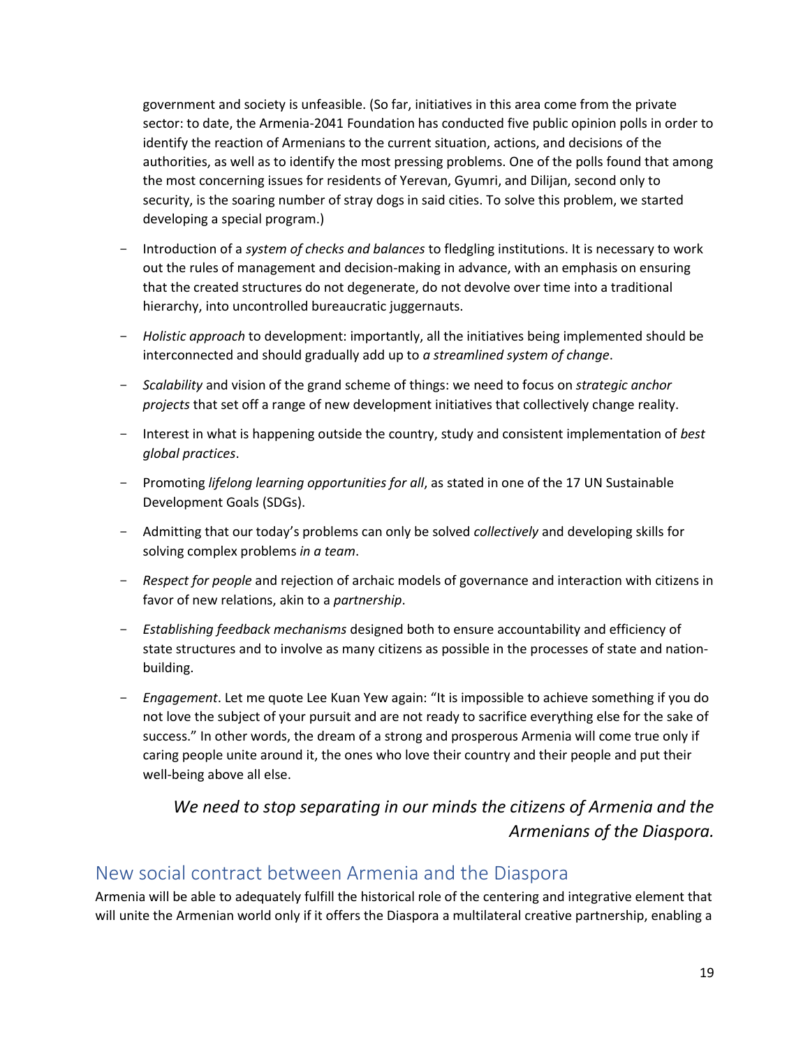government and society is unfeasible. (So far, initiatives in this area come from the private sector: to date, the Armenia-2041 Foundation has conducted five public opinion polls in order to identify the reaction of Armenians to the current situation, actions, and decisions of the authorities, as well as to identify the most pressing problems. One of the polls found that among the most concerning issues for residents of Yerevan, Gyumri, and Dilijan, second only to security, is the soaring number of stray dogs in said cities. To solve this problem, we started developing a special program.)

- Introduction of a *system of checks and balances* to fledgling institutions. It is necessary to work out the rules of management and decision-making in advance, with an emphasis on ensuring that the created structures do not degenerate, do not devolve over time into a traditional hierarchy, into uncontrolled bureaucratic juggernauts.
- *Holistic approach* to development: importantly, all the initiatives being implemented should be interconnected and should gradually add up to *a streamlined system of change*.
- *Scalability* and vision of the grand scheme of things: we need to focus on *strategic anchor projects* that set off a range of new development initiatives that collectively change reality.
- Interest in what is happening outside the country, study and consistent implementation of *best global practices*.
- Promoting *lifelong learning opportunities for all*, as stated in one of the 17 UN Sustainable Development Goals (SDGs).
- Admitting that our today's problems can only be solved *collectively* and developing skills for solving complex problems *in a team*.
- *Respect for people* and rejection of archaic models of governance and interaction with citizens in favor of new relations, akin to a *partnership*.
- *Establishing feedback mechanisms* designed both to ensure accountability and efficiency of state structures and to involve as many citizens as possible in the processes of state and nation-building.
- *Engagement*. Let me quote Lee Kuan Yew again: "It is impossible to achieve something if you do not love the subject of your pursuit and are not ready to sacrifice everything else for the sake of success." In other words, the dream of a strong and prosperous Armenia will come true only if caring people unite around it, the ones who love their country and their people and put their well-being above all else.

*We need to stop separating in our minds the citizens of Armenia and the Armenians of the Diaspora.*

## New social contract between Armenia and the Diaspora

Armenia will be able to adequately fulfill the historical role of the centering and integrative element that will unite the Armenian world only if it offers the Diaspora a multilateral creative partnership, enabling a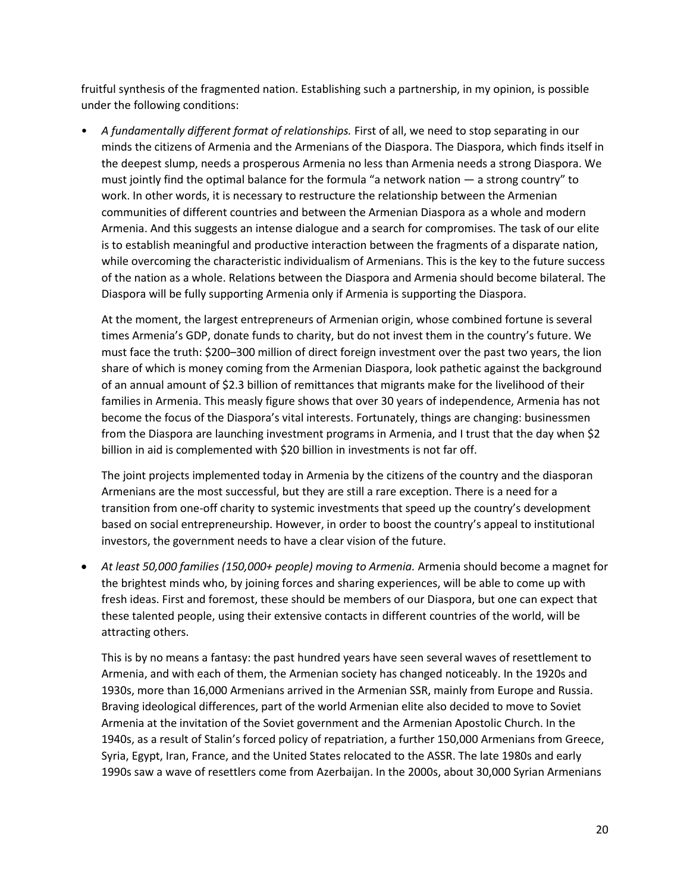fruitful synthesis of the fragmented nation. Establishing such a partnership, in my opinion, is possible under the following conditions:

- *A fundamentally different format of relationships.* First of all, we need to stop separating in our minds the citizens of Armenia and the Armenians of the Diaspora. The Diaspora, which finds itself in the deepest slump, needs a prosperous Armenia no less than Armenia needs a strong Diaspora. We must jointly find the optimal balance for the formula "a network nation — a strong country" to work. In other words, it is necessary to restructure the relationship between the Armenian communities of different countries and between the Armenian Diaspora as a whole and modern Armenia. And this suggests an intense dialogue and a search for compromises. The task of our elite is to establish meaningful and productive interaction between the fragments of a disparate nation, while overcoming the characteristic individualism of Armenians. This is the key to the future success of the nation as a whole. Relations between the Diaspora and Armenia should become bilateral. The Diaspora will be fully supporting Armenia only if Armenia is supporting the Diaspora.

  At the moment, the largest entrepreneurs of Armenian origin, whose combined fortune is several times Armenia's GDP, donate funds to charity, but do not invest them in the country's future. We must face the truth: $200–300 million of direct foreign investment over the past two years, the lion share of which is money coming from the Armenian Diaspora, look pathetic against the background of an annual amount of $2.3 billion of remittances that migrants make for the livelihood of their families in Armenia. This measly figure shows that over 30 years of independence, Armenia has not become the focus of the Diaspora's vital interests. Fortunately, things are changing: businessmen from the Diaspora are launching investment programs in Armenia, and I trust that the day when $2 billion in aid is complemented with $20 billion in investments is not far off.

  The joint projects implemented today in Armenia by the citizens of the country and the diasporan Armenians are the most successful, but they are still a rare exception. There is a need for a transition from one-off charity to systemic investments that speed up the country's development based on social entrepreneurship. However, in order to boost the country's appeal to institutional investors, the government needs to have a clear vision of the future.

- *At least 50,000 families (150,000+ people) moving to Armenia.* Armenia should become a magnet for the brightest minds who, by joining forces and sharing experiences, will be able to come up with fresh ideas. First and foremost, these should be members of our Diaspora, but one can expect that these talented people, using their extensive contacts in different countries of the world, will be attracting others.

  This is by no means a fantasy: the past hundred years have seen several waves of resettlement to Armenia, and with each of them, the Armenian society has changed noticeably. In the 1920s and 1930s, more than 16,000 Armenians arrived in the Armenian SSR, mainly from Europe and Russia. Braving ideological differences, part of the world Armenian elite also decided to move to Soviet Armenia at the invitation of the Soviet government and the Armenian Apostolic Church. In the 1940s, as a result of Stalin's forced policy of repatriation, a further 150,000 Armenians from Greece, Syria, Egypt, Iran, France, and the United States relocated to the ASSR. The late 1980s and early 1990s saw a wave of resettlers come from Azerbaijan. In the 2000s, about 30,000 Syrian Armenians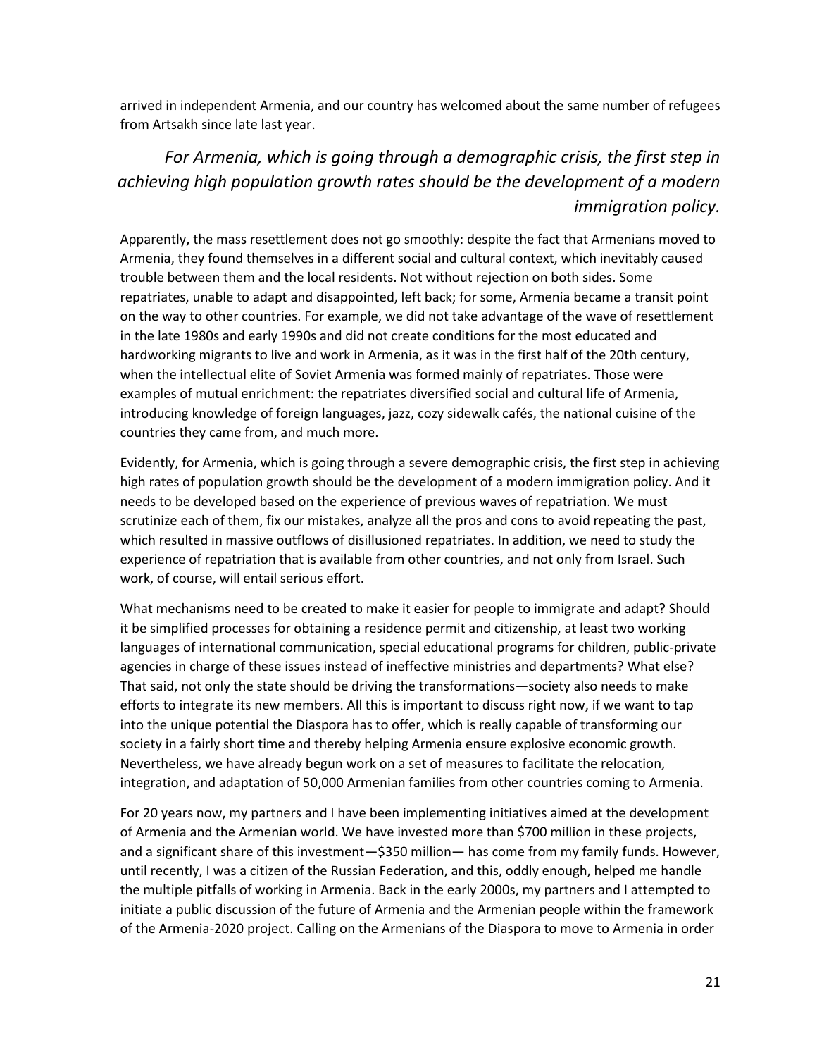arrived in independent Armenia, and our country has welcomed about the same number of refugees from Artsakh since late last year.

*For Armenia, which is going through a demographic crisis, the first step in achieving high population growth rates should be the development of a modern immigration policy.*

Apparently, the mass resettlement does not go smoothly: despite the fact that Armenians moved to Armenia, they found themselves in a different social and cultural context, which inevitably caused trouble between them and the local residents. Not without rejection on both sides. Some repatriates, unable to adapt and disappointed, left back; for some, Armenia became a transit point on the way to other countries. For example, we did not take advantage of the wave of resettlement in the late 1980s and early 1990s and did not create conditions for the most educated and hardworking migrants to live and work in Armenia, as it was in the first half of the 20th century, when the intellectual elite of Soviet Armenia was formed mainly of repatriates. Those were examples of mutual enrichment: the repatriates diversified social and cultural life of Armenia, introducing knowledge of foreign languages, jazz, cozy sidewalk cafés, the national cuisine of the countries they came from, and much more.

Evidently, for Armenia, which is going through a severe demographic crisis, the first step in achieving high rates of population growth should be the development of a modern immigration policy. And it needs to be developed based on the experience of previous waves of repatriation. We must scrutinize each of them, fix our mistakes, analyze all the pros and cons to avoid repeating the past, which resulted in massive outflows of disillusioned repatriates. In addition, we need to study the experience of repatriation that is available from other countries, and not only from Israel. Such work, of course, will entail serious effort.

What mechanisms need to be created to make it easier for people to immigrate and adapt? Should it be simplified processes for obtaining a residence permit and citizenship, at least two working languages of international communication, special educational programs for children, public-private agencies in charge of these issues instead of ineffective ministries and departments? What else? That said, not only the state should be driving the transformations—society also needs to make efforts to integrate its new members. All this is important to discuss right now, if we want to tap into the unique potential the Diaspora has to offer, which is really capable of transforming our society in a fairly short time and thereby helping Armenia ensure explosive economic growth. Nevertheless, we have already begun work on a set of measures to facilitate the relocation, integration, and adaptation of 50,000 Armenian families from other countries coming to Armenia.

For 20 years now, my partners and I have been implementing initiatives aimed at the development of Armenia and the Armenian world. We have invested more than $700 million in these projects, and a significant share of this investment—$350 million— has come from my family funds. However, until recently, I was a citizen of the Russian Federation, and this, oddly enough, helped me handle the multiple pitfalls of working in Armenia. Back in the early 2000s, my partners and I attempted to initiate a public discussion of the future of Armenia and the Armenian people within the framework of the Armenia-2020 project. Calling on the Armenians of the Diaspora to move to Armenia in order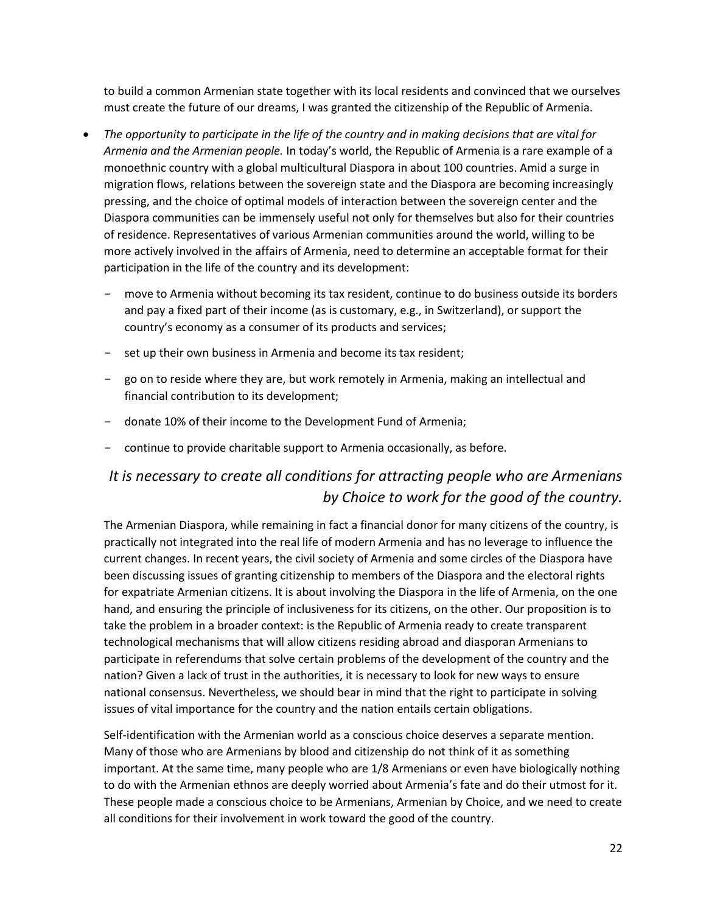to build a common Armenian state together with its local residents and convinced that we ourselves must create the future of our dreams, I was granted the citizenship of the Republic of Armenia.

- *The opportunity to participate in the life of the country and in making decisions that are vital for Armenia and the Armenian people.* In today's world, the Republic of Armenia is a rare example of a monoethnic country with a global multicultural Diaspora in about 100 countries. Amid a surge in migration flows, relations between the sovereign state and the Diaspora are becoming increasingly pressing, and the choice of optimal models of interaction between the sovereign center and the Diaspora communities can be immensely useful not only for themselves but also for their countries of residence. Representatives of various Armenian communities around the world, willing to be more actively involved in the affairs of Armenia, need to determine an acceptable format for their participation in the life of the country and its development:
  - move to Armenia without becoming its tax resident, continue to do business outside its borders and pay a fixed part of their income (as is customary, e.g., in Switzerland), or support the country's economy as a consumer of its products and services;
  - set up their own business in Armenia and become its tax resident;
  - go on to reside where they are, but work remotely in Armenia, making an intellectual and financial contribution to its development;
  - donate 10% of their income to the Development Fund of Armenia;
  - continue to provide charitable support to Armenia occasionally, as before.

*It is necessary to create all conditions for attracting people who are Armenians by Choice to work for the good of the country.*

The Armenian Diaspora, while remaining in fact a financial donor for many citizens of the country, is practically not integrated into the real life of modern Armenia and has no leverage to influence the current changes. In recent years, the civil society of Armenia and some circles of the Diaspora have been discussing issues of granting citizenship to members of the Diaspora and the electoral rights for expatriate Armenian citizens. It is about involving the Diaspora in the life of Armenia, on the one hand, and ensuring the principle of inclusiveness for its citizens, on the other. Our proposition is to take the problem in a broader context: is the Republic of Armenia ready to create transparent technological mechanisms that will allow citizens residing abroad and diasporan Armenians to participate in referendums that solve certain problems of the development of the country and the nation? Given a lack of trust in the authorities, it is necessary to look for new ways to ensure national consensus. Nevertheless, we should bear in mind that the right to participate in solving issues of vital importance for the country and the nation entails certain obligations.

Self-identification with the Armenian world as a conscious choice deserves a separate mention. Many of those who are Armenians by blood and citizenship do not think of it as something important. At the same time, many people who are 1/8 Armenians or even have biologically nothing to do with the Armenian ethnos are deeply worried about Armenia's fate and do their utmost for it. These people made a conscious choice to be Armenians, Armenian by Choice, and we need to create all conditions for their involvement in work toward the good of the country.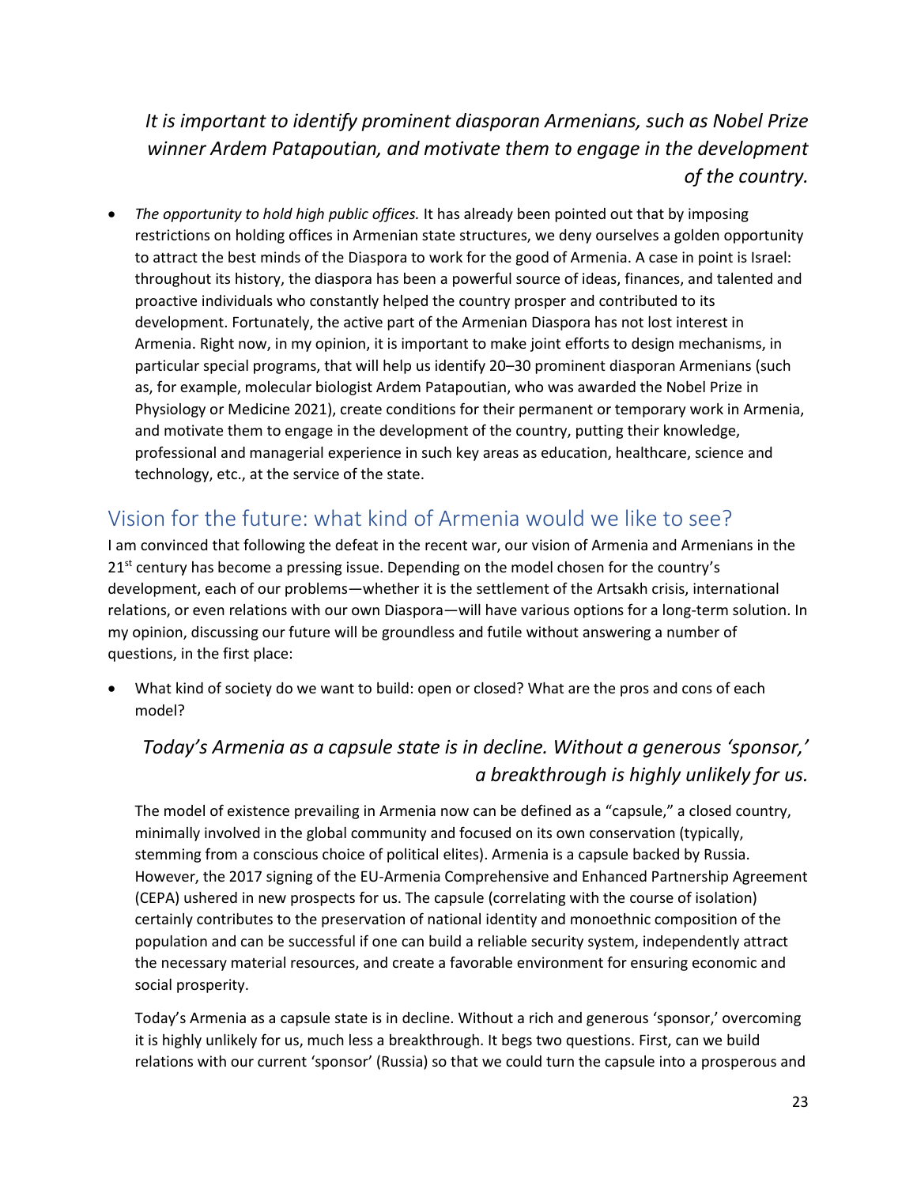*It is important to identify prominent diasporan Armenians, such as Nobel Prize winner Ardem Patapoutian, and motivate them to engage in the development of the country.*

- *The opportunity to hold high public offices.* It has already been pointed out that by imposing restrictions on holding offices in Armenian state structures, we deny ourselves a golden opportunity to attract the best minds of the Diaspora to work for the good of Armenia. A case in point is Israel: throughout its history, the diaspora has been a powerful source of ideas, finances, and talented and proactive individuals who constantly helped the country prosper and contributed to its development. Fortunately, the active part of the Armenian Diaspora has not lost interest in Armenia. Right now, in my opinion, it is important to make joint efforts to design mechanisms, in particular special programs, that will help us identify 20–30 prominent diasporan Armenians (such as, for example, molecular biologist Ardem Patapoutian, who was awarded the Nobel Prize in Physiology or Medicine 2021), create conditions for their permanent or temporary work in Armenia, and motivate them to engage in the development of the country, putting their knowledge, professional and managerial experience in such key areas as education, healthcare, science and technology, etc., at the service of the state.

## Vision for the future: what kind of Armenia would we like to see?

I am convinced that following the defeat in the recent war, our vision of Armenia and Armenians in the 21st century has become a pressing issue. Depending on the model chosen for the country's development, each of our problems—whether it is the settlement of the Artsakh crisis, international relations, or even relations with our own Diaspora—will have various options for a long-term solution. In my opinion, discussing our future will be groundless and futile without answering a number of questions, in the first place:

- What kind of society do we want to build: open or closed? What are the pros and cons of each model?

  *Today's Armenia as a capsule state is in decline. Without a generous 'sponsor,' a breakthrough is highly unlikely for us.*

  The model of existence prevailing in Armenia now can be defined as a "capsule," a closed country, minimally involved in the global community and focused on its own conservation (typically, stemming from a conscious choice of political elites). Armenia is a capsule backed by Russia. However, the 2017 signing of the EU-Armenia Comprehensive and Enhanced Partnership Agreement (CEPA) ushered in new prospects for us. The capsule (correlating with the course of isolation) certainly contributes to the preservation of national identity and monoethnic composition of the population and can be successful if one can build a reliable security system, independently attract the necessary material resources, and create a favorable environment for ensuring economic and social prosperity.

  Today's Armenia as a capsule state is in decline. Without a rich and generous 'sponsor,' overcoming it is highly unlikely for us, much less a breakthrough. It begs two questions. First, can we build relations with our current 'sponsor' (Russia) so that we could turn the capsule into a prosperous and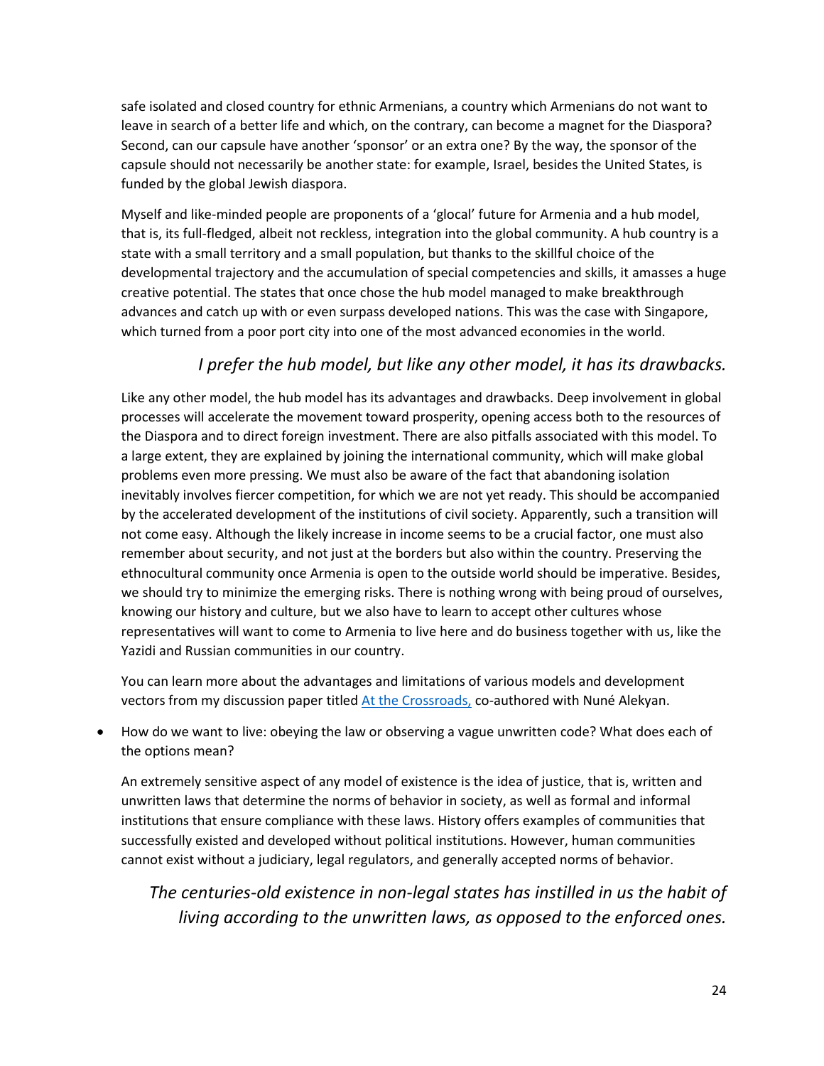safe isolated and closed country for ethnic Armenians, a country which Armenians do not want to leave in search of a better life and which, on the contrary, can become a magnet for the Diaspora? Second, can our capsule have another 'sponsor' or an extra one? By the way, the sponsor of the capsule should not necessarily be another state: for example, Israel, besides the United States, is funded by the global Jewish diaspora.

Myself and like-minded people are proponents of a 'glocal' future for Armenia and a hub model, that is, its full-fledged, albeit not reckless, integration into the global community. A hub country is a state with a small territory and a small population, but thanks to the skillful choice of the developmental trajectory and the accumulation of special competencies and skills, it amasses a huge creative potential. The states that once chose the hub model managed to make breakthrough advances and catch up with or even surpass developed nations. This was the case with Singapore, which turned from a poor port city into one of the most advanced economies in the world.

*I prefer the hub model, but like any other model, it has its drawbacks.*

Like any other model, the hub model has its advantages and drawbacks. Deep involvement in global processes will accelerate the movement toward prosperity, opening access both to the resources of the Diaspora and to direct foreign investment. There are also pitfalls associated with this model. To a large extent, they are explained by joining the international community, which will make global problems even more pressing. We must also be aware of the fact that abandoning isolation inevitably involves fiercer competition, for which we are not yet ready. This should be accompanied by the accelerated development of the institutions of civil society. Apparently, such a transition will not come easy. Although the likely increase in income seems to be a crucial factor, one must also remember about security, and not just at the borders but also within the country. Preserving the ethnocultural community once Armenia is open to the outside world should be imperative. Besides, we should try to minimize the emerging risks. There is nothing wrong with being proud of ourselves, knowing our history and culture, but we also have to learn to accept other cultures whose representatives will want to come to Armenia to live here and do business together with us, like the Yazidi and Russian communities in our country.

You can learn more about the advantages and limitations of various models and development vectors from my discussion paper titled At the Crossroads, co-authored with Nuné Alekyan.

- How do we want to live: obeying the law or observing a vague unwritten code? What does each of the options mean?

  An extremely sensitive aspect of any model of existence is the idea of justice, that is, written and unwritten laws that determine the norms of behavior in society, as well as formal and informal institutions that ensure compliance with these laws. History offers examples of communities that successfully existed and developed without political institutions. However, human communities cannot exist without a judiciary, legal regulators, and generally accepted norms of behavior.

*The centuries-old existence in non-legal states has instilled in us the habit of living according to the unwritten laws, as opposed to the enforced ones.*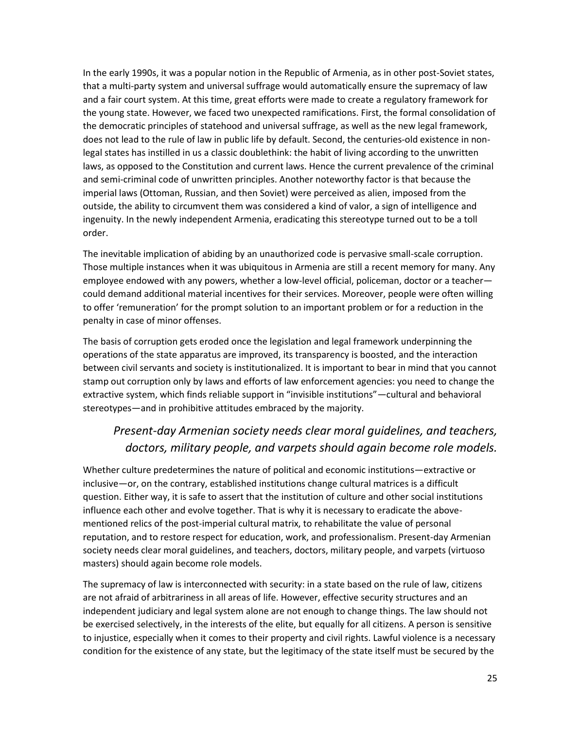In the early 1990s, it was a popular notion in the Republic of Armenia, as in other post-Soviet states, that a multi-party system and universal suffrage would automatically ensure the supremacy of law and a fair court system. At this time, great efforts were made to create a regulatory framework for the young state. However, we faced two unexpected ramifications. First, the formal consolidation of the democratic principles of statehood and universal suffrage, as well as the new legal framework, does not lead to the rule of law in public life by default. Second, the centuries-old existence in non-legal states has instilled in us a classic doublethink: the habit of living according to the unwritten laws, as opposed to the Constitution and current laws. Hence the current prevalence of the criminal and semi-criminal code of unwritten principles. Another noteworthy factor is that because the imperial laws (Ottoman, Russian, and then Soviet) were perceived as alien, imposed from the outside, the ability to circumvent them was considered a kind of valor, a sign of intelligence and ingenuity. In the newly independent Armenia, eradicating this stereotype turned out to be a toll order.

The inevitable implication of abiding by an unauthorized code is pervasive small-scale corruption. Those multiple instances when it was ubiquitous in Armenia are still a recent memory for many. Any employee endowed with any powers, whether a low-level official, policeman, doctor or a teacher—could demand additional material incentives for their services. Moreover, people were often willing to offer 'remuneration' for the prompt solution to an important problem or for a reduction in the penalty in case of minor offenses.

The basis of corruption gets eroded once the legislation and legal framework underpinning the operations of the state apparatus are improved, its transparency is boosted, and the interaction between civil servants and society is institutionalized. It is important to bear in mind that you cannot stamp out corruption only by laws and efforts of law enforcement agencies: you need to change the extractive system, which finds reliable support in "invisible institutions"—cultural and behavioral stereotypes—and in prohibitive attitudes embraced by the majority.

> *Present-day Armenian society needs clear moral guidelines, and teachers, doctors, military people, and varpets should again become role models.*

Whether culture predetermines the nature of political and economic institutions—extractive or inclusive—or, on the contrary, established institutions change cultural matrices is a difficult question. Either way, it is safe to assert that the institution of culture and other social institutions influence each other and evolve together. That is why it is necessary to eradicate the above-mentioned relics of the post-imperial cultural matrix, to rehabilitate the value of personal reputation, and to restore respect for education, work, and professionalism. Present-day Armenian society needs clear moral guidelines, and teachers, doctors, military people, and varpets (virtuoso masters) should again become role models.

The supremacy of law is interconnected with security: in a state based on the rule of law, citizens are not afraid of arbitrariness in all areas of life. However, effective security structures and an independent judiciary and legal system alone are not enough to change things. The law should not be exercised selectively, in the interests of the elite, but equally for all citizens. A person is sensitive to injustice, especially when it comes to their property and civil rights. Lawful violence is a necessary condition for the existence of any state, but the legitimacy of the state itself must be secured by the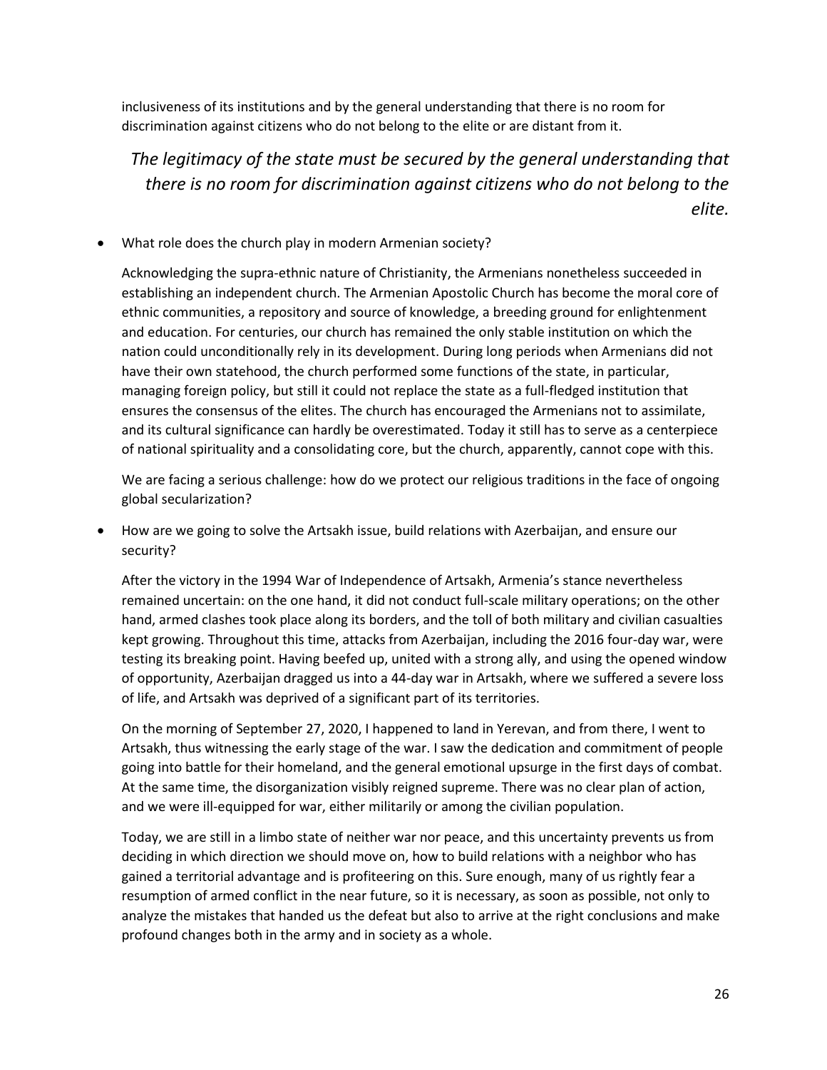inclusiveness of its institutions and by the general understanding that there is no room for discrimination against citizens who do not belong to the elite or are distant from it.

*The legitimacy of the state must be secured by the general understanding that there is no room for discrimination against citizens who do not belong to the elite.*

- What role does the church play in modern Armenian society?

  Acknowledging the supra-ethnic nature of Christianity, the Armenians nonetheless succeeded in establishing an independent church. The Armenian Apostolic Church has become the moral core of ethnic communities, a repository and source of knowledge, a breeding ground for enlightenment and education. For centuries, our church has remained the only stable institution on which the nation could unconditionally rely in its development. During long periods when Armenians did not have their own statehood, the church performed some functions of the state, in particular, managing foreign policy, but still it could not replace the state as a full-fledged institution that ensures the consensus of the elites. The church has encouraged the Armenians not to assimilate, and its cultural significance can hardly be overestimated. Today it still has to serve as a centerpiece of national spirituality and a consolidating core, but the church, apparently, cannot cope with this.

  We are facing a serious challenge: how do we protect our religious traditions in the face of ongoing global secularization?

- How are we going to solve the Artsakh issue, build relations with Azerbaijan, and ensure our security?

  After the victory in the 1994 War of Independence of Artsakh, Armenia's stance nevertheless remained uncertain: on the one hand, it did not conduct full-scale military operations; on the other hand, armed clashes took place along its borders, and the toll of both military and civilian casualties kept growing. Throughout this time, attacks from Azerbaijan, including the 2016 four-day war, were testing its breaking point. Having beefed up, united with a strong ally, and using the opened window of opportunity, Azerbaijan dragged us into a 44-day war in Artsakh, where we suffered a severe loss of life, and Artsakh was deprived of a significant part of its territories.

  On the morning of September 27, 2020, I happened to land in Yerevan, and from there, I went to Artsakh, thus witnessing the early stage of the war. I saw the dedication and commitment of people going into battle for their homeland, and the general emotional upsurge in the first days of combat. At the same time, the disorganization visibly reigned supreme. There was no clear plan of action, and we were ill-equipped for war, either militarily or among the civilian population.

  Today, we are still in a limbo state of neither war nor peace, and this uncertainty prevents us from deciding in which direction we should move on, how to build relations with a neighbor who has gained a territorial advantage and is profiteering on this. Sure enough, many of us rightly fear a resumption of armed conflict in the near future, so it is necessary, as soon as possible, not only to analyze the mistakes that handed us the defeat but also to arrive at the right conclusions and make profound changes both in the army and in society as a whole.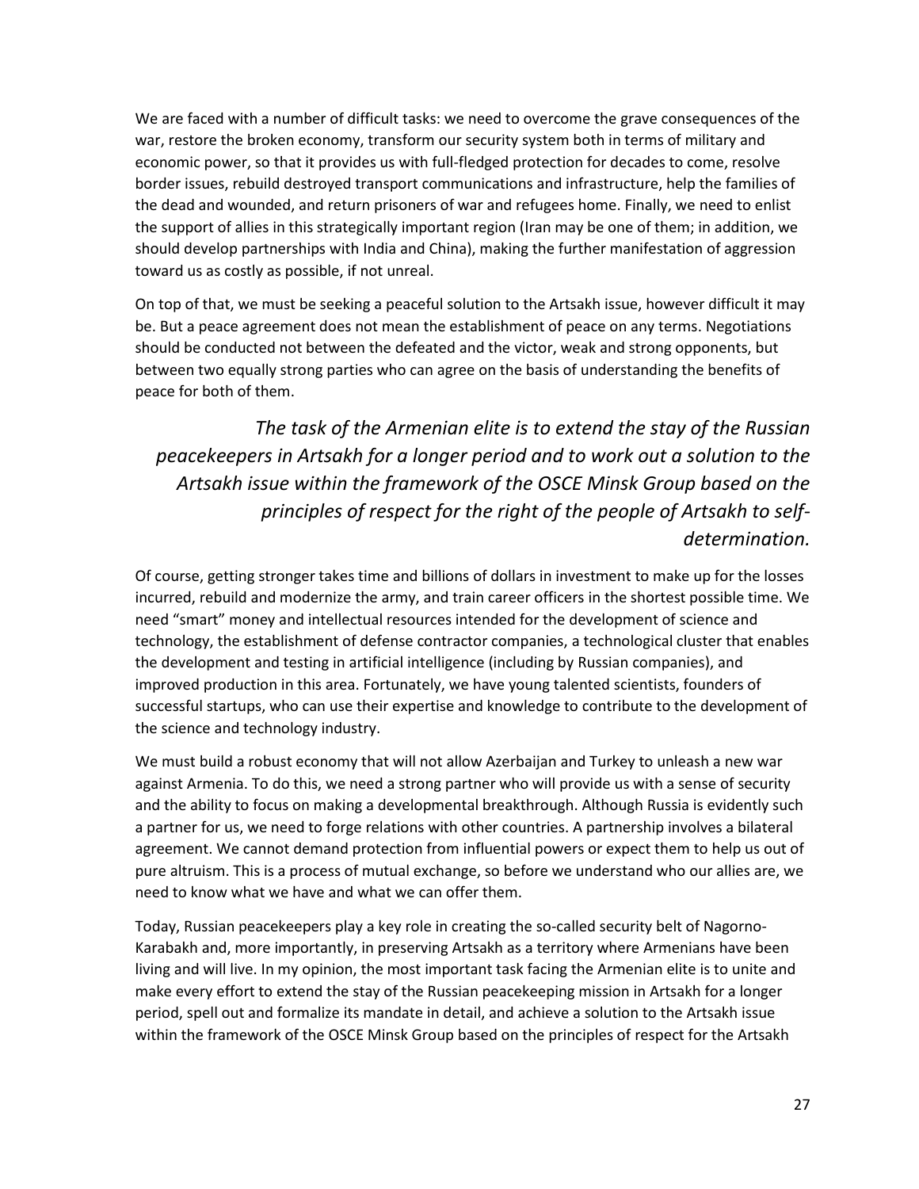We are faced with a number of difficult tasks: we need to overcome the grave consequences of the war, restore the broken economy, transform our security system both in terms of military and economic power, so that it provides us with full-fledged protection for decades to come, resolve border issues, rebuild destroyed transport communications and infrastructure, help the families of the dead and wounded, and return prisoners of war and refugees home. Finally, we need to enlist the support of allies in this strategically important region (Iran may be one of them; in addition, we should develop partnerships with India and China), making the further manifestation of aggression toward us as costly as possible, if not unreal.

On top of that, we must be seeking a peaceful solution to the Artsakh issue, however difficult it may be. But a peace agreement does not mean the establishment of peace on any terms. Negotiations should be conducted not between the defeated and the victor, weak and strong opponents, but between two equally strong parties who can agree on the basis of understanding the benefits of peace for both of them.

> *The task of the Armenian elite is to extend the stay of the Russian peacekeepers in Artsakh for a longer period and to work out a solution to the Artsakh issue within the framework of the OSCE Minsk Group based on the principles of respect for the right of the people of Artsakh to self-determination.*

Of course, getting stronger takes time and billions of dollars in investment to make up for the losses incurred, rebuild and modernize the army, and train career officers in the shortest possible time. We need "smart" money and intellectual resources intended for the development of science and technology, the establishment of defense contractor companies, a technological cluster that enables the development and testing in artificial intelligence (including by Russian companies), and improved production in this area. Fortunately, we have young talented scientists, founders of successful startups, who can use their expertise and knowledge to contribute to the development of the science and technology industry.

We must build a robust economy that will not allow Azerbaijan and Turkey to unleash a new war against Armenia. To do this, we need a strong partner who will provide us with a sense of security and the ability to focus on making a developmental breakthrough. Although Russia is evidently such a partner for us, we need to forge relations with other countries. A partnership involves a bilateral agreement. We cannot demand protection from influential powers or expect them to help us out of pure altruism. This is a process of mutual exchange, so before we understand who our allies are, we need to know what we have and what we can offer them.

Today, Russian peacekeepers play a key role in creating the so-called security belt of Nagorno-Karabakh and, more importantly, in preserving Artsakh as a territory where Armenians have been living and will live. In my opinion, the most important task facing the Armenian elite is to unite and make every effort to extend the stay of the Russian peacekeeping mission in Artsakh for a longer period, spell out and formalize its mandate in detail, and achieve a solution to the Artsakh issue within the framework of the OSCE Minsk Group based on the principles of respect for the Artsakh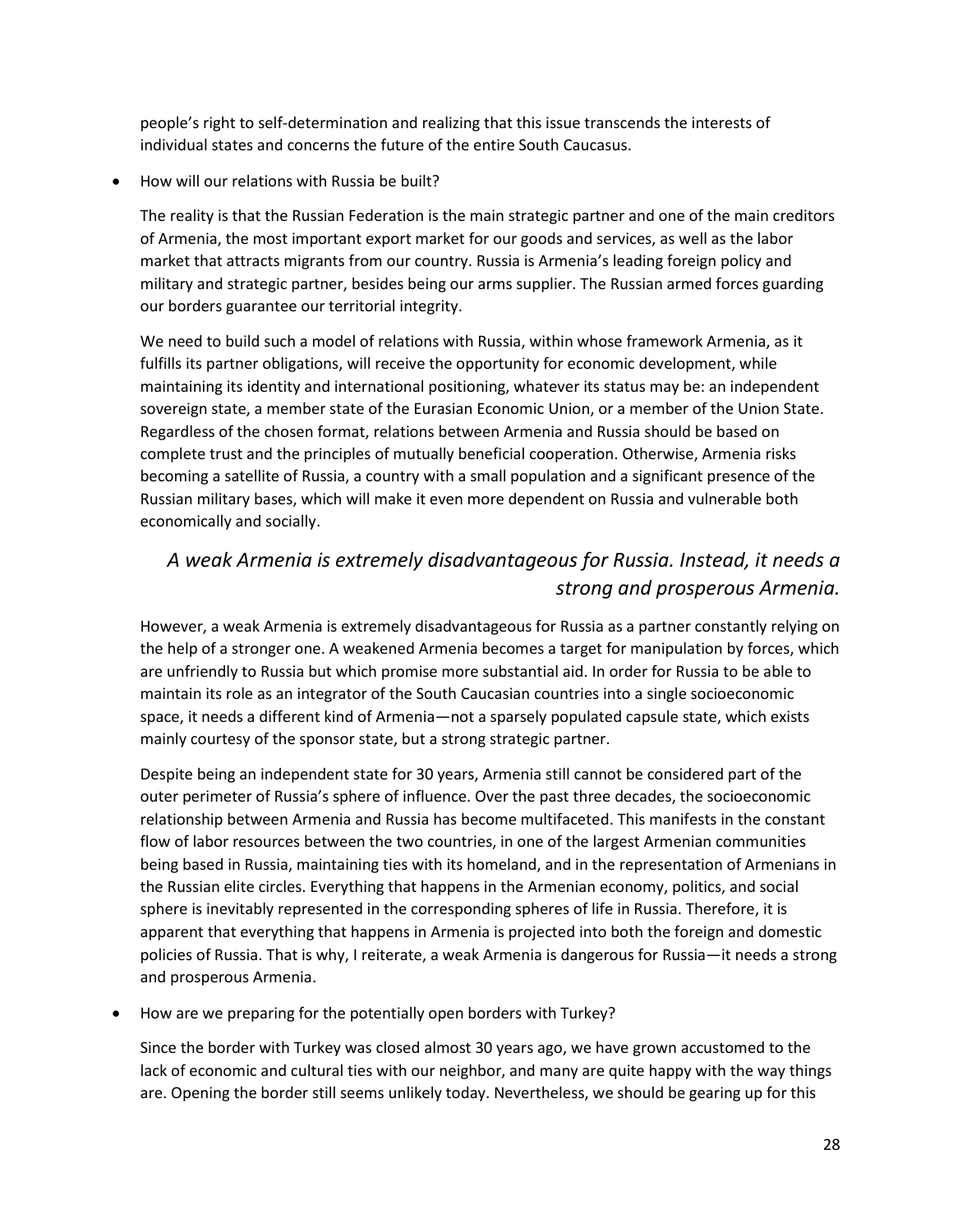people's right to self-determination and realizing that this issue transcends the interests of individual states and concerns the future of the entire South Caucasus.

- How will our relations with Russia be built?

The reality is that the Russian Federation is the main strategic partner and one of the main creditors of Armenia, the most important export market for our goods and services, as well as the labor market that attracts migrants from our country. Russia is Armenia's leading foreign policy and military and strategic partner, besides being our arms supplier. The Russian armed forces guarding our borders guarantee our territorial integrity.

We need to build such a model of relations with Russia, within whose framework Armenia, as it fulfills its partner obligations, will receive the opportunity for economic development, while maintaining its identity and international positioning, whatever its status may be: an independent sovereign state, a member state of the Eurasian Economic Union, or a member of the Union State. Regardless of the chosen format, relations between Armenia and Russia should be based on complete trust and the principles of mutually beneficial cooperation. Otherwise, Armenia risks becoming a satellite of Russia, a country with a small population and a significant presence of the Russian military bases, which will make it even more dependent on Russia and vulnerable both economically and socially.

*A weak Armenia is extremely disadvantageous for Russia. Instead, it needs a strong and prosperous Armenia.*

However, a weak Armenia is extremely disadvantageous for Russia as a partner constantly relying on the help of a stronger one. A weakened Armenia becomes a target for manipulation by forces, which are unfriendly to Russia but which promise more substantial aid. In order for Russia to be able to maintain its role as an integrator of the South Caucasian countries into a single socioeconomic space, it needs a different kind of Armenia—not a sparsely populated capsule state, which exists mainly courtesy of the sponsor state, but a strong strategic partner.

Despite being an independent state for 30 years, Armenia still cannot be considered part of the outer perimeter of Russia's sphere of influence. Over the past three decades, the socioeconomic relationship between Armenia and Russia has become multifaceted. This manifests in the constant flow of labor resources between the two countries, in one of the largest Armenian communities being based in Russia, maintaining ties with its homeland, and in the representation of Armenians in the Russian elite circles. Everything that happens in the Armenian economy, politics, and social sphere is inevitably represented in the corresponding spheres of life in Russia. Therefore, it is apparent that everything that happens in Armenia is projected into both the foreign and domestic policies of Russia. That is why, I reiterate, a weak Armenia is dangerous for Russia—it needs a strong and prosperous Armenia.

- How are we preparing for the potentially open borders with Turkey?

Since the border with Turkey was closed almost 30 years ago, we have grown accustomed to the lack of economic and cultural ties with our neighbor, and many are quite happy with the way things are. Opening the border still seems unlikely today. Nevertheless, we should be gearing up for this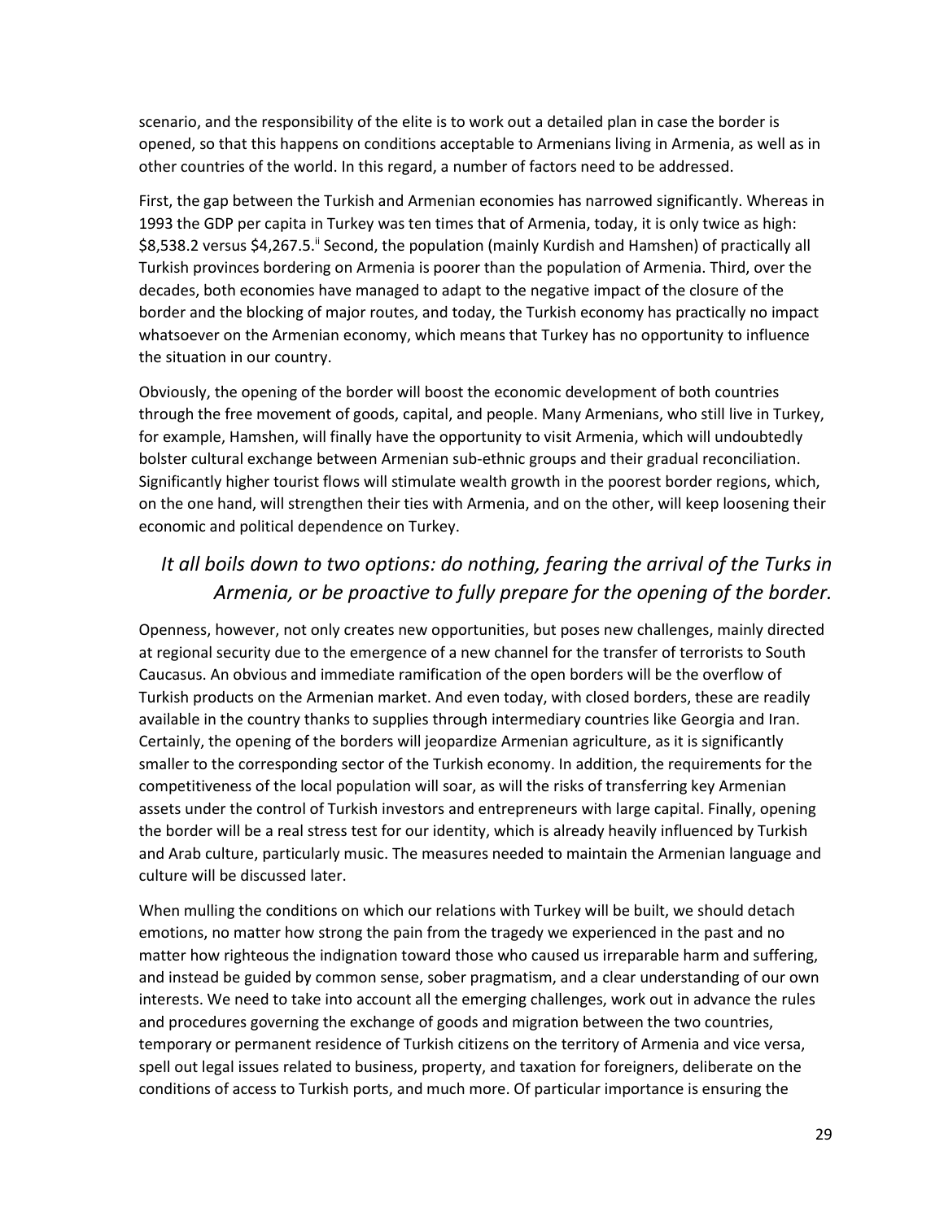scenario, and the responsibility of the elite is to work out a detailed plan in case the border is opened, so that this happens on conditions acceptable to Armenians living in Armenia, as well as in other countries of the world. In this regard, a number of factors need to be addressed.

First, the gap between the Turkish and Armenian economies has narrowed significantly. Whereas in 1993 the GDP per capita in Turkey was ten times that of Armenia, today, it is only twice as high: $8,538.2 versus $4,267.5.[ii] Second, the population (mainly Kurdish and Hamshen) of practically all Turkish provinces bordering on Armenia is poorer than the population of Armenia. Third, over the decades, both economies have managed to adapt to the negative impact of the closure of the border and the blocking of major routes, and today, the Turkish economy has practically no impact whatsoever on the Armenian economy, which means that Turkey has no opportunity to influence the situation in our country.

Obviously, the opening of the border will boost the economic development of both countries through the free movement of goods, capital, and people. Many Armenians, who still live in Turkey, for example, Hamshen, will finally have the opportunity to visit Armenia, which will undoubtedly bolster cultural exchange between Armenian sub-ethnic groups and their gradual reconciliation. Significantly higher tourist flows will stimulate wealth growth in the poorest border regions, which, on the one hand, will strengthen their ties with Armenia, and on the other, will keep loosening their economic and political dependence on Turkey.

*It all boils down to two options: do nothing, fearing the arrival of the Turks in Armenia, or be proactive to fully prepare for the opening of the border.*

Openness, however, not only creates new opportunities, but poses new challenges, mainly directed at regional security due to the emergence of a new channel for the transfer of terrorists to South Caucasus. An obvious and immediate ramification of the open borders will be the overflow of Turkish products on the Armenian market. And even today, with closed borders, these are readily available in the country thanks to supplies through intermediary countries like Georgia and Iran. Certainly, the opening of the borders will jeopardize Armenian agriculture, as it is significantly smaller to the corresponding sector of the Turkish economy. In addition, the requirements for the competitiveness of the local population will soar, as will the risks of transferring key Armenian assets under the control of Turkish investors and entrepreneurs with large capital. Finally, opening the border will be a real stress test for our identity, which is already heavily influenced by Turkish and Arab culture, particularly music. The measures needed to maintain the Armenian language and culture will be discussed later.

When mulling the conditions on which our relations with Turkey will be built, we should detach emotions, no matter how strong the pain from the tragedy we experienced in the past and no matter how righteous the indignation toward those who caused us irreparable harm and suffering, and instead be guided by common sense, sober pragmatism, and a clear understanding of our own interests. We need to take into account all the emerging challenges, work out in advance the rules and procedures governing the exchange of goods and migration between the two countries, temporary or permanent residence of Turkish citizens on the territory of Armenia and vice versa, spell out legal issues related to business, property, and taxation for foreigners, deliberate on the conditions of access to Turkish ports, and much more. Of particular importance is ensuring the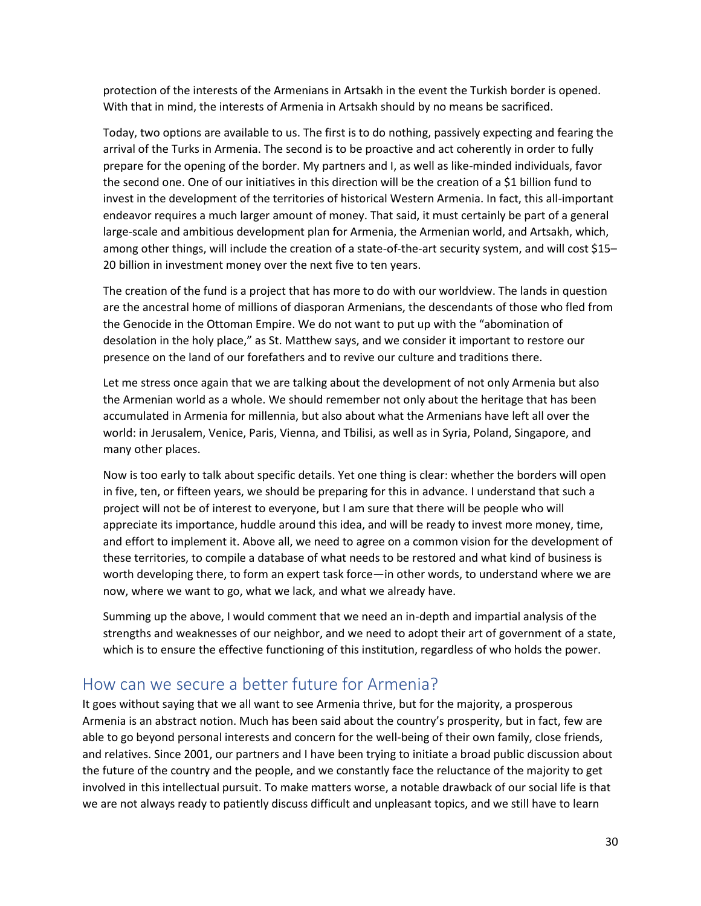protection of the interests of the Armenians in Artsakh in the event the Turkish border is opened. With that in mind, the interests of Armenia in Artsakh should by no means be sacrificed.

Today, two options are available to us. The first is to do nothing, passively expecting and fearing the arrival of the Turks in Armenia. The second is to be proactive and act coherently in order to fully prepare for the opening of the border. My partners and I, as well as like-minded individuals, favor the second one. One of our initiatives in this direction will be the creation of a $1 billion fund to invest in the development of the territories of historical Western Armenia. In fact, this all-important endeavor requires a much larger amount of money. That said, it must certainly be part of a general large-scale and ambitious development plan for Armenia, the Armenian world, and Artsakh, which, among other things, will include the creation of a state-of-the-art security system, and will cost $15–20 billion in investment money over the next five to ten years.

The creation of the fund is a project that has more to do with our worldview. The lands in question are the ancestral home of millions of diasporan Armenians, the descendants of those who fled from the Genocide in the Ottoman Empire. We do not want to put up with the "abomination of desolation in the holy place," as St. Matthew says, and we consider it important to restore our presence on the land of our forefathers and to revive our culture and traditions there.

Let me stress once again that we are talking about the development of not only Armenia but also the Armenian world as a whole. We should remember not only about the heritage that has been accumulated in Armenia for millennia, but also about what the Armenians have left all over the world: in Jerusalem, Venice, Paris, Vienna, and Tbilisi, as well as in Syria, Poland, Singapore, and many other places.

Now is too early to talk about specific details. Yet one thing is clear: whether the borders will open in five, ten, or fifteen years, we should be preparing for this in advance. I understand that such a project will not be of interest to everyone, but I am sure that there will be people who will appreciate its importance, huddle around this idea, and will be ready to invest more money, time, and effort to implement it. Above all, we need to agree on a common vision for the development of these territories, to compile a database of what needs to be restored and what kind of business is worth developing there, to form an expert task force—in other words, to understand where we are now, where we want to go, what we lack, and what we already have.

Summing up the above, I would comment that we need an in-depth and impartial analysis of the strengths and weaknesses of our neighbor, and we need to adopt their art of government of a state, which is to ensure the effective functioning of this institution, regardless of who holds the power.

## How can we secure a better future for Armenia?

It goes without saying that we all want to see Armenia thrive, but for the majority, a prosperous Armenia is an abstract notion. Much has been said about the country's prosperity, but in fact, few are able to go beyond personal interests and concern for the well-being of their own family, close friends, and relatives. Since 2001, our partners and I have been trying to initiate a broad public discussion about the future of the country and the people, and we constantly face the reluctance of the majority to get involved in this intellectual pursuit. To make matters worse, a notable drawback of our social life is that we are not always ready to patiently discuss difficult and unpleasant topics, and we still have to learn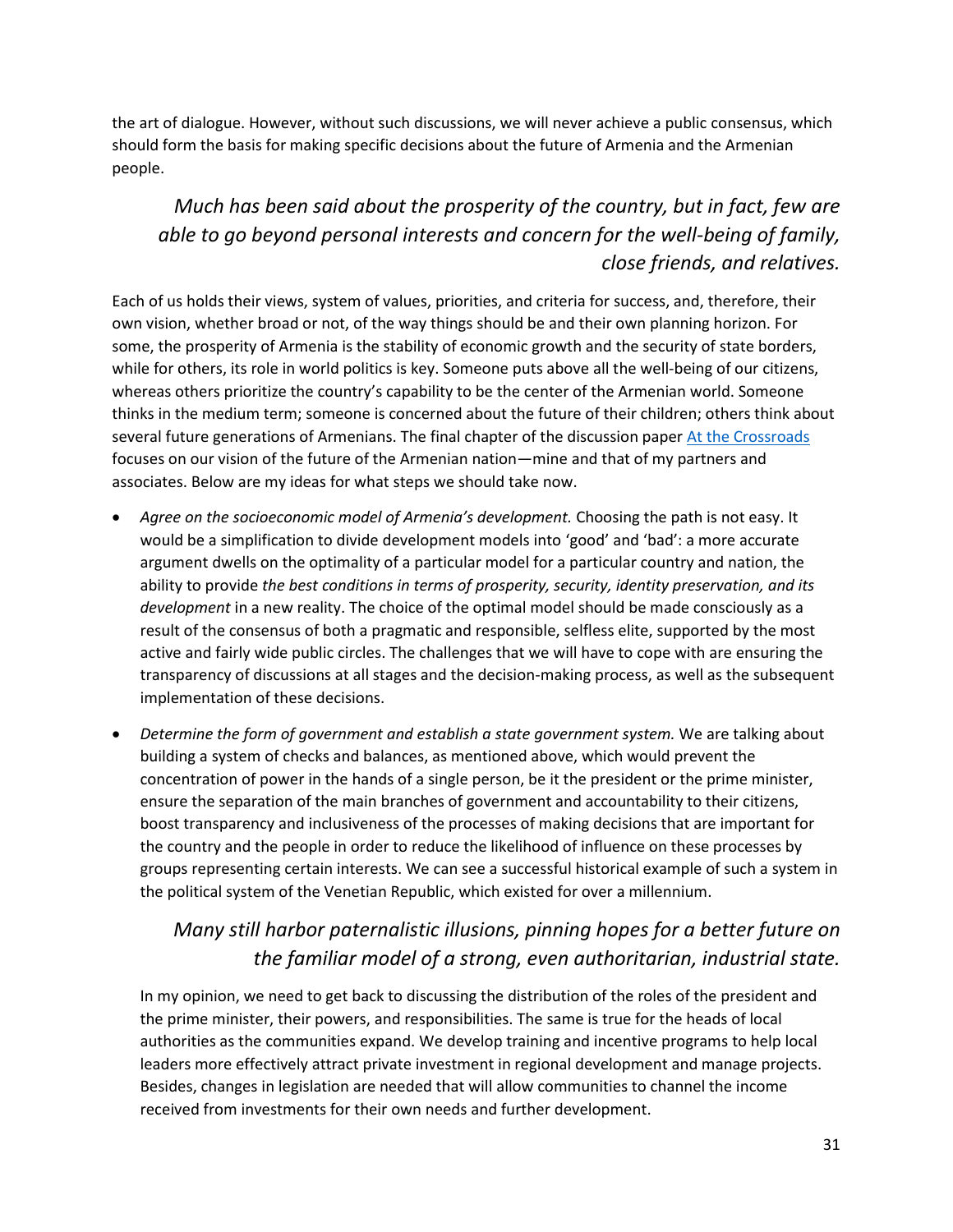the art of dialogue. However, without such discussions, we will never achieve a public consensus, which should form the basis for making specific decisions about the future of Armenia and the Armenian people.

> *Much has been said about the prosperity of the country, but in fact, few are able to go beyond personal interests and concern for the well-being of family, close friends, and relatives.*

Each of us holds their views, system of values, priorities, and criteria for success, and, therefore, their own vision, whether broad or not, of the way things should be and their own planning horizon. For some, the prosperity of Armenia is the stability of economic growth and the security of state borders, while for others, its role in world politics is key. Someone puts above all the well-being of our citizens, whereas others prioritize the country's capability to be the center of the Armenian world. Someone thinks in the medium term; someone is concerned about the future of their children; others think about several future generations of Armenians. The final chapter of the discussion paper At the Crossroads focuses on our vision of the future of the Armenian nation—mine and that of my partners and associates. Below are my ideas for what steps we should take now.

- *Agree on the socioeconomic model of Armenia's development.* Choosing the path is not easy. It would be a simplification to divide development models into 'good' and 'bad': a more accurate argument dwells on the optimality of a particular model for a particular country and nation, the ability to provide *the best conditions in terms of prosperity, security, identity preservation, and its development* in a new reality. The choice of the optimal model should be made consciously as a result of the consensus of both a pragmatic and responsible, selfless elite, supported by the most active and fairly wide public circles. The challenges that we will have to cope with are ensuring the transparency of discussions at all stages and the decision-making process, as well as the subsequent implementation of these decisions.
- *Determine the form of government and establish a state government system.* We are talking about building a system of checks and balances, as mentioned above, which would prevent the concentration of power in the hands of a single person, be it the president or the prime minister, ensure the separation of the main branches of government and accountability to their citizens, boost transparency and inclusiveness of the processes of making decisions that are important for the country and the people in order to reduce the likelihood of influence on these processes by groups representing certain interests. We can see a successful historical example of such a system in the political system of the Venetian Republic, which existed for over a millennium.

> *Many still harbor paternalistic illusions, pinning hopes for a better future on the familiar model of a strong, even authoritarian, industrial state.*

In my opinion, we need to get back to discussing the distribution of the roles of the president and the prime minister, their powers, and responsibilities. The same is true for the heads of local authorities as the communities expand. We develop training and incentive programs to help local leaders more effectively attract private investment in regional development and manage projects. Besides, changes in legislation are needed that will allow communities to channel the income received from investments for their own needs and further development.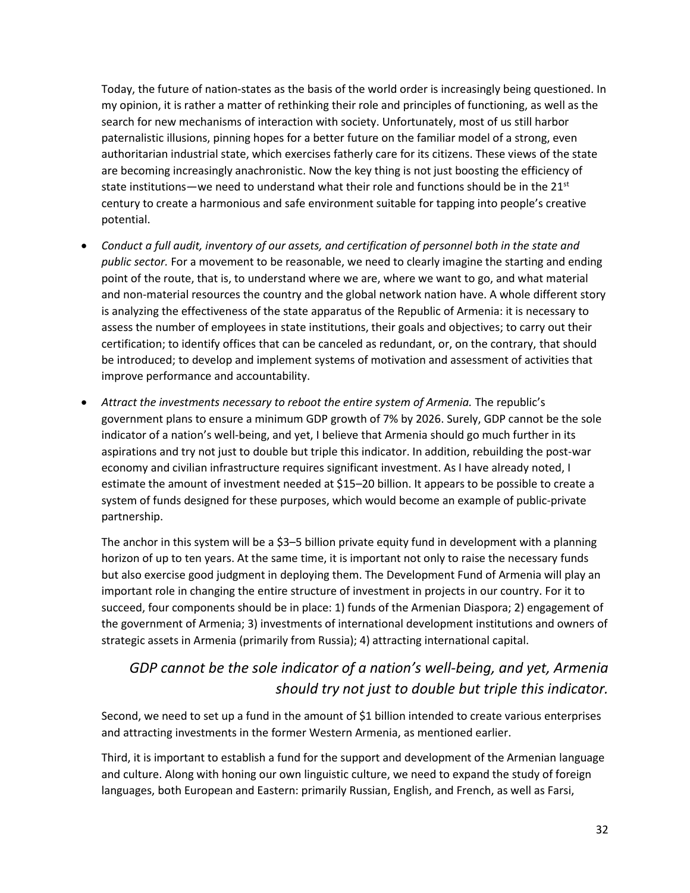Today, the future of nation-states as the basis of the world order is increasingly being questioned. In my opinion, it is rather a matter of rethinking their role and principles of functioning, as well as the search for new mechanisms of interaction with society. Unfortunately, most of us still harbor paternalistic illusions, pinning hopes for a better future on the familiar model of a strong, even authoritarian industrial state, which exercises fatherly care for its citizens. These views of the state are becoming increasingly anachronistic. Now the key thing is not just boosting the efficiency of state institutions—we need to understand what their role and functions should be in the 21st century to create a harmonious and safe environment suitable for tapping into people's creative potential.

- *Conduct a full audit, inventory of our assets, and certification of personnel both in the state and public sector.* For a movement to be reasonable, we need to clearly imagine the starting and ending point of the route, that is, to understand where we are, where we want to go, and what material and non-material resources the country and the global network nation have. A whole different story is analyzing the effectiveness of the state apparatus of the Republic of Armenia: it is necessary to assess the number of employees in state institutions, their goals and objectives; to carry out their certification; to identify offices that can be canceled as redundant, or, on the contrary, that should be introduced; to develop and implement systems of motivation and assessment of activities that improve performance and accountability.
- *Attract the investments necessary to reboot the entire system of Armenia.* The republic's government plans to ensure a minimum GDP growth of 7% by 2026. Surely, GDP cannot be the sole indicator of a nation's well-being, and yet, I believe that Armenia should go much further in its aspirations and try not just to double but triple this indicator. In addition, rebuilding the post-war economy and civilian infrastructure requires significant investment. As I have already noted, I estimate the amount of investment needed at $15–20 billion. It appears to be possible to create a system of funds designed for these purposes, which would become an example of public-private partnership.

  The anchor in this system will be a $3–5 billion private equity fund in development with a planning horizon of up to ten years. At the same time, it is important not only to raise the necessary funds but also exercise good judgment in deploying them. The Development Fund of Armenia will play an important role in changing the entire structure of investment in projects in our country. For it to succeed, four components should be in place: 1) funds of the Armenian Diaspora; 2) engagement of the government of Armenia; 3) investments of international development institutions and owners of strategic assets in Armenia (primarily from Russia); 4) attracting international capital.

  *GDP cannot be the sole indicator of a nation's well-being, and yet, Armenia should try not just to double but triple this indicator.*

  Second, we need to set up a fund in the amount of $1 billion intended to create various enterprises and attracting investments in the former Western Armenia, as mentioned earlier.

  Third, it is important to establish a fund for the support and development of the Armenian language and culture. Along with honing our own linguistic culture, we need to expand the study of foreign languages, both European and Eastern: primarily Russian, English, and French, as well as Farsi,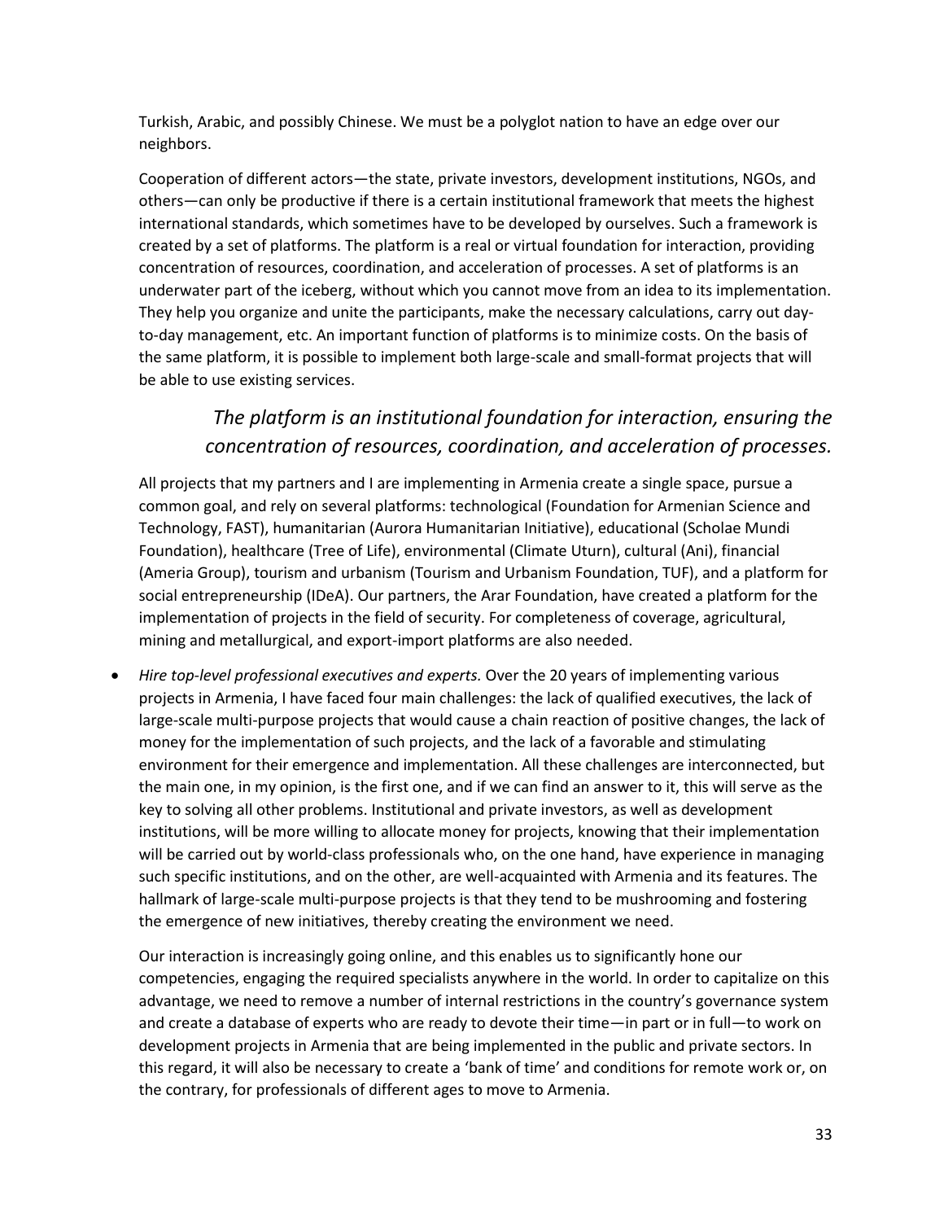Turkish, Arabic, and possibly Chinese. We must be a polyglot nation to have an edge over our neighbors.

Cooperation of different actors—the state, private investors, development institutions, NGOs, and others—can only be productive if there is a certain institutional framework that meets the highest international standards, which sometimes have to be developed by ourselves. Such a framework is created by a set of platforms. The platform is a real or virtual foundation for interaction, providing concentration of resources, coordination, and acceleration of processes. A set of platforms is an underwater part of the iceberg, without which you cannot move from an idea to its implementation. They help you organize and unite the participants, make the necessary calculations, carry out day-to-day management, etc. An important function of platforms is to minimize costs. On the basis of the same platform, it is possible to implement both large-scale and small-format projects that will be able to use existing services.

> *The platform is an institutional foundation for interaction, ensuring the concentration of resources, coordination, and acceleration of processes.*

All projects that my partners and I are implementing in Armenia create a single space, pursue a common goal, and rely on several platforms: technological (Foundation for Armenian Science and Technology, FAST), humanitarian (Aurora Humanitarian Initiative), educational (Scholae Mundi Foundation), healthcare (Tree of Life), environmental (Climate Uturn), cultural (Ani), financial (Ameria Group), tourism and urbanism (Tourism and Urbanism Foundation, TUF), and a platform for social entrepreneurship (IDeA). Our partners, the Arar Foundation, have created a platform for the implementation of projects in the field of security. For completeness of coverage, agricultural, mining and metallurgical, and export-import platforms are also needed.

- *Hire top-level professional executives and experts.* Over the 20 years of implementing various projects in Armenia, I have faced four main challenges: the lack of qualified executives, the lack of large-scale multi-purpose projects that would cause a chain reaction of positive changes, the lack of money for the implementation of such projects, and the lack of a favorable and stimulating environment for their emergence and implementation. All these challenges are interconnected, but the main one, in my opinion, is the first one, and if we can find an answer to it, this will serve as the key to solving all other problems. Institutional and private investors, as well as development institutions, will be more willing to allocate money for projects, knowing that their implementation will be carried out by world-class professionals who, on the one hand, have experience in managing such specific institutions, and on the other, are well-acquainted with Armenia and its features. The hallmark of large-scale multi-purpose projects is that they tend to be mushrooming and fostering the emergence of new initiatives, thereby creating the environment we need.

  Our interaction is increasingly going online, and this enables us to significantly hone our competencies, engaging the required specialists anywhere in the world. In order to capitalize on this advantage, we need to remove a number of internal restrictions in the country's governance system and create a database of experts who are ready to devote their time—in part or in full—to work on development projects in Armenia that are being implemented in the public and private sectors. In this regard, it will also be necessary to create a 'bank of time' and conditions for remote work or, on the contrary, for professionals of different ages to move to Armenia.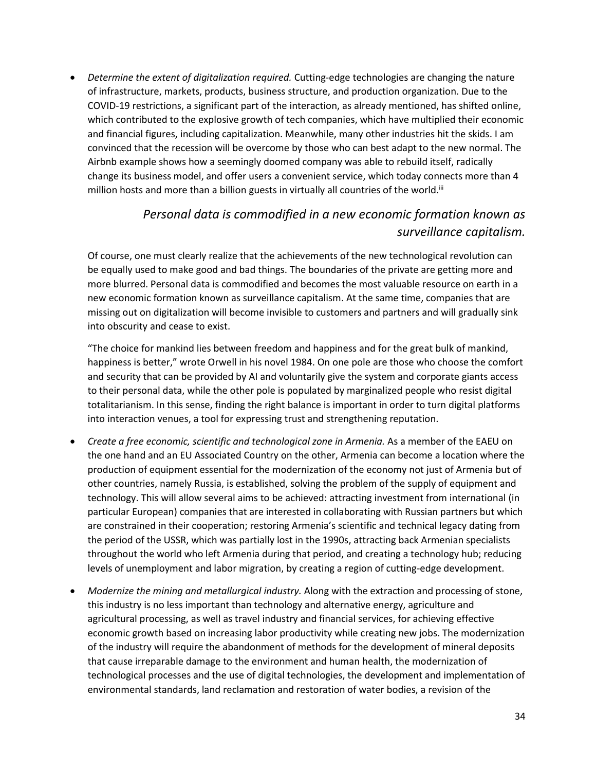- *Determine the extent of digitalization required.* Cutting-edge technologies are changing the nature of infrastructure, markets, products, business structure, and production organization. Due to the COVID-19 restrictions, a significant part of the interaction, as already mentioned, has shifted online, which contributed to the explosive growth of tech companies, which have multiplied their economic and financial figures, including capitalization. Meanwhile, many other industries hit the skids. I am convinced that the recession will be overcome by those who can best adapt to the new normal. The Airbnb example shows how a seemingly doomed company was able to rebuild itself, radically change its business model, and offer users a convenient service, which today connects more than 4 million hosts and more than a billion guests in virtually all countries of the world.[iii]

> *Personal data is commodified in a new economic formation known as surveillance capitalism.*

Of course, one must clearly realize that the achievements of the new technological revolution can be equally used to make good and bad things. The boundaries of the private are getting more and more blurred. Personal data is commodified and becomes the most valuable resource on earth in a new economic formation known as surveillance capitalism. At the same time, companies that are missing out on digitalization will become invisible to customers and partners and will gradually sink into obscurity and cease to exist.

"The choice for mankind lies between freedom and happiness and for the great bulk of mankind, happiness is better," wrote Orwell in his novel 1984. On one pole are those who choose the comfort and security that can be provided by AI and voluntarily give the system and corporate giants access to their personal data, while the other pole is populated by marginalized people who resist digital totalitarianism. In this sense, finding the right balance is important in order to turn digital platforms into interaction venues, a tool for expressing trust and strengthening reputation.

- *Create a free economic, scientific and technological zone in Armenia.* As a member of the EAEU on the one hand and an EU Associated Country on the other, Armenia can become a location where the production of equipment essential for the modernization of the economy not just of Armenia but of other countries, namely Russia, is established, solving the problem of the supply of equipment and technology. This will allow several aims to be achieved: attracting investment from international (in particular European) companies that are interested in collaborating with Russian partners but which are constrained in their cooperation; restoring Armenia's scientific and technical legacy dating from the period of the USSR, which was partially lost in the 1990s, attracting back Armenian specialists throughout the world who left Armenia during that period, and creating a technology hub; reducing levels of unemployment and labor migration, by creating a region of cutting-edge development.

- *Modernize the mining and metallurgical industry.* Along with the extraction and processing of stone, this industry is no less important than technology and alternative energy, agriculture and agricultural processing, as well as travel industry and financial services, for achieving effective economic growth based on increasing labor productivity while creating new jobs. The modernization of the industry will require the abandonment of methods for the development of mineral deposits that cause irreparable damage to the environment and human health, the modernization of technological processes and the use of digital technologies, the development and implementation of environmental standards, land reclamation and restoration of water bodies, a revision of the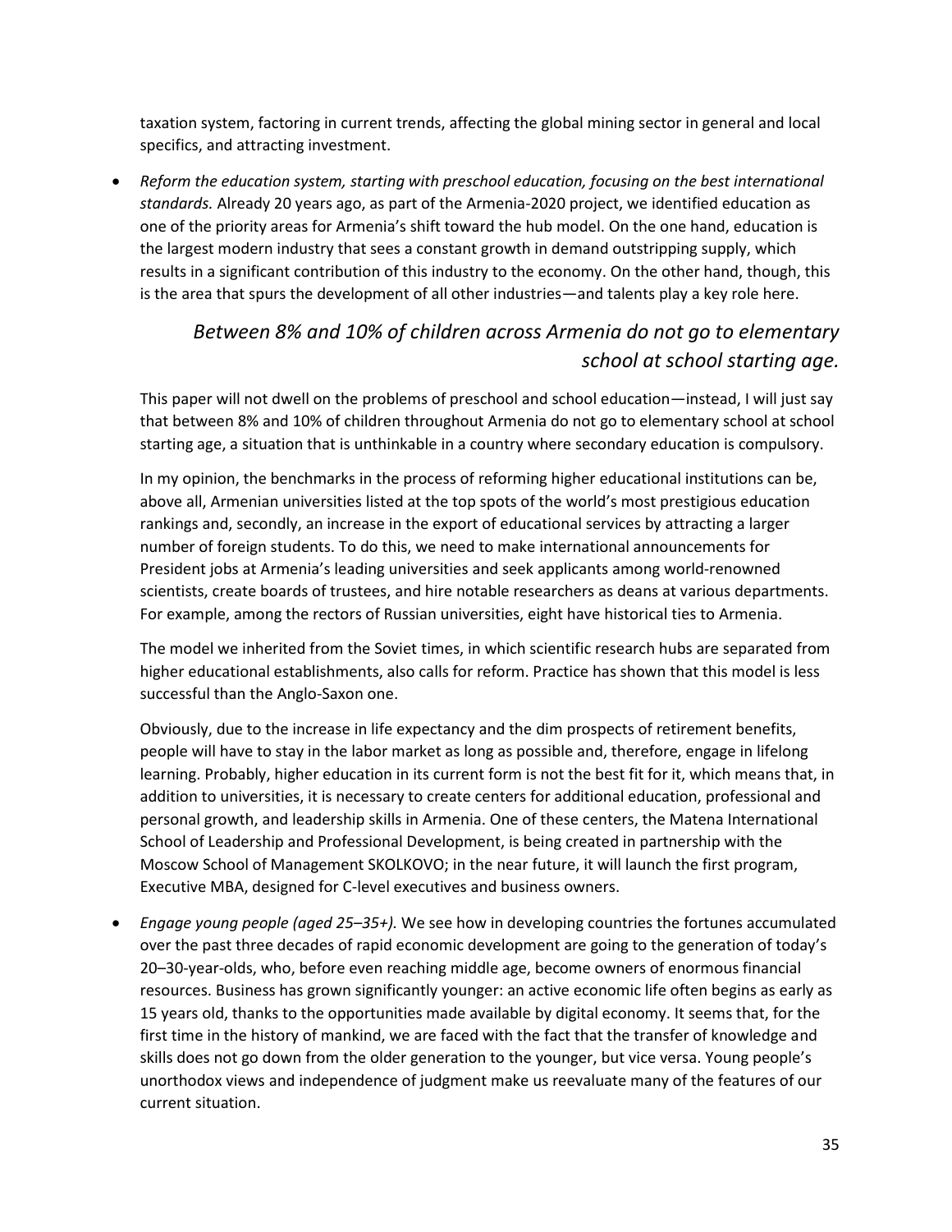taxation system, factoring in current trends, affecting the global mining sector in general and local specifics, and attracting investment.

- *Reform the education system, starting with preschool education, focusing on the best international standards.* Already 20 years ago, as part of the Armenia-2020 project, we identified education as one of the priority areas for Armenia's shift toward the hub model. On the one hand, education is the largest modern industry that sees a constant growth in demand outstripping supply, which results in a significant contribution of this industry to the economy. On the other hand, though, this is the area that spurs the development of all other industries—and talents play a key role here.

  > *Between 8% and 10% of children across Armenia do not go to elementary school at school starting age.*

  This paper will not dwell on the problems of preschool and school education—instead, I will just say that between 8% and 10% of children throughout Armenia do not go to elementary school at school starting age, a situation that is unthinkable in a country where secondary education is compulsory.

  In my opinion, the benchmarks in the process of reforming higher educational institutions can be, above all, Armenian universities listed at the top spots of the world's most prestigious education rankings and, secondly, an increase in the export of educational services by attracting a larger number of foreign students. To do this, we need to make international announcements for President jobs at Armenia's leading universities and seek applicants among world-renowned scientists, create boards of trustees, and hire notable researchers as deans at various departments. For example, among the rectors of Russian universities, eight have historical ties to Armenia.

  The model we inherited from the Soviet times, in which scientific research hubs are separated from higher educational establishments, also calls for reform. Practice has shown that this model is less successful than the Anglo-Saxon one.

  Obviously, due to the increase in life expectancy and the dim prospects of retirement benefits, people will have to stay in the labor market as long as possible and, therefore, engage in lifelong learning. Probably, higher education in its current form is not the best fit for it, which means that, in addition to universities, it is necessary to create centers for additional education, professional and personal growth, and leadership skills in Armenia. One of these centers, the Matena International School of Leadership and Professional Development, is being created in partnership with the Moscow School of Management SKOLKOVO; in the near future, it will launch the first program, Executive MBA, designed for C-level executives and business owners.

- *Engage young people (aged 25–35+).* We see how in developing countries the fortunes accumulated over the past three decades of rapid economic development are going to the generation of today's 20–30-year-olds, who, before even reaching middle age, become owners of enormous financial resources. Business has grown significantly younger: an active economic life often begins as early as 15 years old, thanks to the opportunities made available by digital economy. It seems that, for the first time in the history of mankind, we are faced with the fact that the transfer of knowledge and skills does not go down from the older generation to the younger, but vice versa. Young people's unorthodox views and independence of judgment make us reevaluate many of the features of our current situation.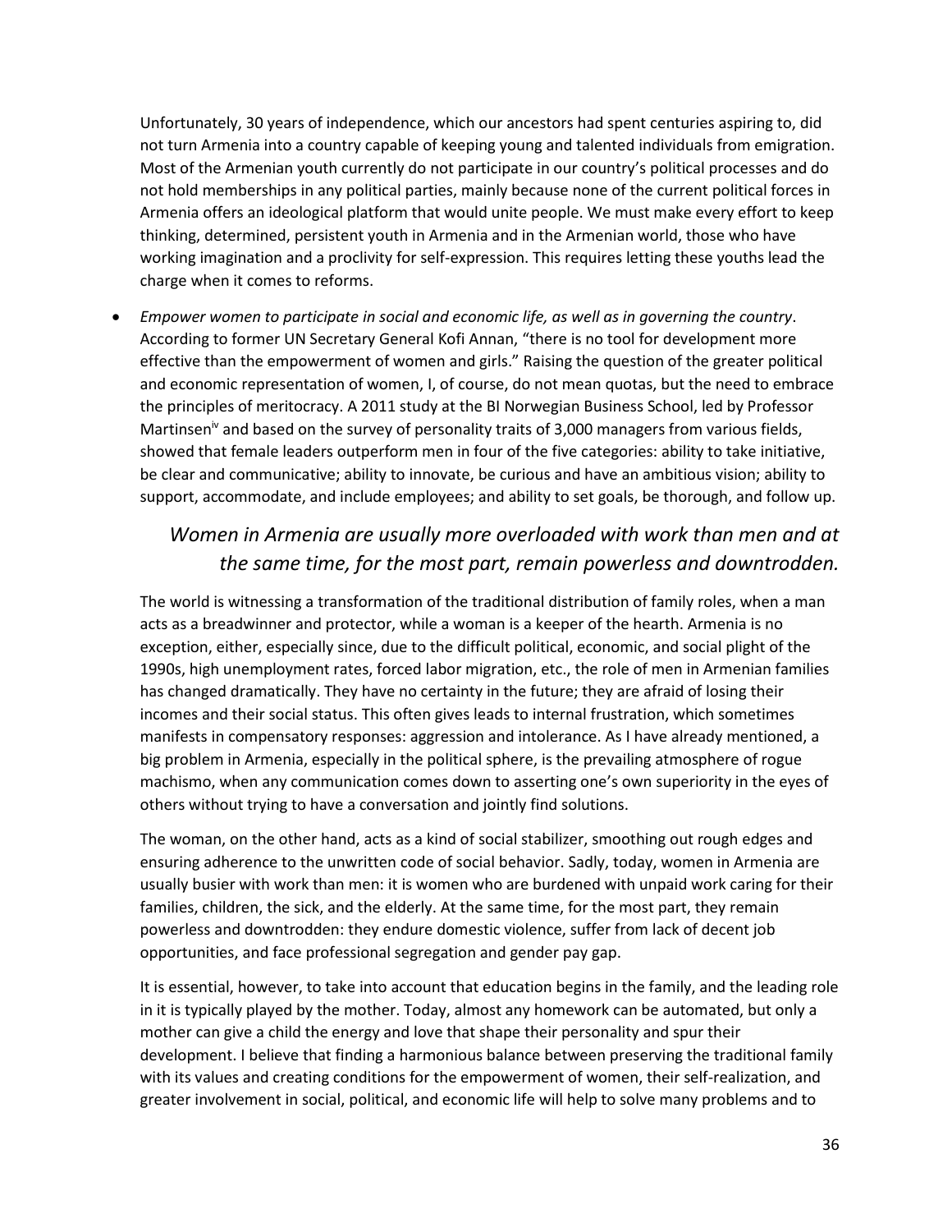Unfortunately, 30 years of independence, which our ancestors had spent centuries aspiring to, did not turn Armenia into a country capable of keeping young and talented individuals from emigration. Most of the Armenian youth currently do not participate in our country's political processes and do not hold memberships in any political parties, mainly because none of the current political forces in Armenia offers an ideological platform that would unite people. We must make every effort to keep thinking, determined, persistent youth in Armenia and in the Armenian world, those who have working imagination and a proclivity for self-expression. This requires letting these youths lead the charge when it comes to reforms.

- *Empower women to participate in social and economic life, as well as in governing the country*. According to former UN Secretary General Kofi Annan, "there is no tool for development more effective than the empowerment of women and girls." Raising the question of the greater political and economic representation of women, I, of course, do not mean quotas, but the need to embrace the principles of meritocracy. A 2011 study at the BI Norwegian Business School, led by Professor Martinsen[iv] and based on the survey of personality traits of 3,000 managers from various fields, showed that female leaders outperform men in four of the five categories: ability to take initiative, be clear and communicative; ability to innovate, be curious and have an ambitious vision; ability to support, accommodate, and include employees; and ability to set goals, be thorough, and follow up.

*Women in Armenia are usually more overloaded with work than men and at the same time, for the most part, remain powerless and downtrodden.*

The world is witnessing a transformation of the traditional distribution of family roles, when a man acts as a breadwinner and protector, while a woman is a keeper of the hearth. Armenia is no exception, either, especially since, due to the difficult political, economic, and social plight of the 1990s, high unemployment rates, forced labor migration, etc., the role of men in Armenian families has changed dramatically. They have no certainty in the future; they are afraid of losing their incomes and their social status. This often gives leads to internal frustration, which sometimes manifests in compensatory responses: aggression and intolerance. As I have already mentioned, a big problem in Armenia, especially in the political sphere, is the prevailing atmosphere of rogue machismo, when any communication comes down to asserting one's own superiority in the eyes of others without trying to have a conversation and jointly find solutions.

The woman, on the other hand, acts as a kind of social stabilizer, smoothing out rough edges and ensuring adherence to the unwritten code of social behavior. Sadly, today, women in Armenia are usually busier with work than men: it is women who are burdened with unpaid work caring for their families, children, the sick, and the elderly. At the same time, for the most part, they remain powerless and downtrodden: they endure domestic violence, suffer from lack of decent job opportunities, and face professional segregation and gender pay gap.

It is essential, however, to take into account that education begins in the family, and the leading role in it is typically played by the mother. Today, almost any homework can be automated, but only a mother can give a child the energy and love that shape their personality and spur their development. I believe that finding a harmonious balance between preserving the traditional family with its values and creating conditions for the empowerment of women, their self-realization, and greater involvement in social, political, and economic life will help to solve many problems and to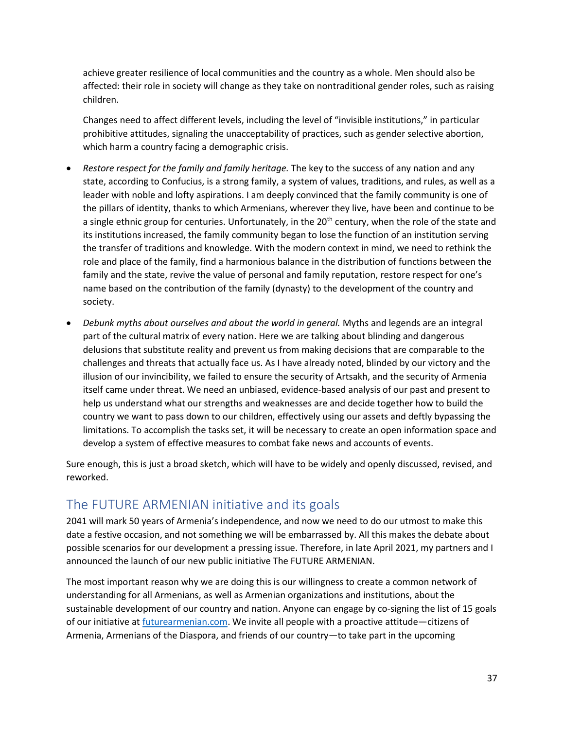achieve greater resilience of local communities and the country as a whole. Men should also be affected: their role in society will change as they take on nontraditional gender roles, such as raising children.

Changes need to affect different levels, including the level of "invisible institutions," in particular prohibitive attitudes, signaling the unacceptability of practices, such as gender selective abortion, which harm a country facing a demographic crisis.

- *Restore respect for the family and family heritage.* The key to the success of any nation and any state, according to Confucius, is a strong family, a system of values, traditions, and rules, as well as a leader with noble and lofty aspirations. I am deeply convinced that the family community is one of the pillars of identity, thanks to which Armenians, wherever they live, have been and continue to be a single ethnic group for centuries. Unfortunately, in the 20th century, when the role of the state and its institutions increased, the family community began to lose the function of an institution serving the transfer of traditions and knowledge. With the modern context in mind, we need to rethink the role and place of the family, find a harmonious balance in the distribution of functions between the family and the state, revive the value of personal and family reputation, restore respect for one's name based on the contribution of the family (dynasty) to the development of the country and society.
- *Debunk myths about ourselves and about the world in general.* Myths and legends are an integral part of the cultural matrix of every nation. Here we are talking about blinding and dangerous delusions that substitute reality and prevent us from making decisions that are comparable to the challenges and threats that actually face us. As I have already noted, blinded by our victory and the illusion of our invincibility, we failed to ensure the security of Artsakh, and the security of Armenia itself came under threat. We need an unbiased, evidence-based analysis of our past and present to help us understand what our strengths and weaknesses are and decide together how to build the country we want to pass down to our children, effectively using our assets and deftly bypassing the limitations. To accomplish the tasks set, it will be necessary to create an open information space and develop a system of effective measures to combat fake news and accounts of events.

Sure enough, this is just a broad sketch, which will have to be widely and openly discussed, revised, and reworked.

## The FUTURE ARMENIAN initiative and its goals

2041 will mark 50 years of Armenia's independence, and now we need to do our utmost to make this date a festive occasion, and not something we will be embarrassed by. All this makes the debate about possible scenarios for our development a pressing issue. Therefore, in late April 2021, my partners and I announced the launch of our new public initiative The FUTURE ARMENIAN.

The most important reason why we are doing this is our willingness to create a common network of understanding for all Armenians, as well as Armenian organizations and institutions, about the sustainable development of our country and nation. Anyone can engage by co-signing the list of 15 goals of our initiative at futurearmenian.com. We invite all people with a proactive attitude—citizens of Armenia, Armenians of the Diaspora, and friends of our country—to take part in the upcoming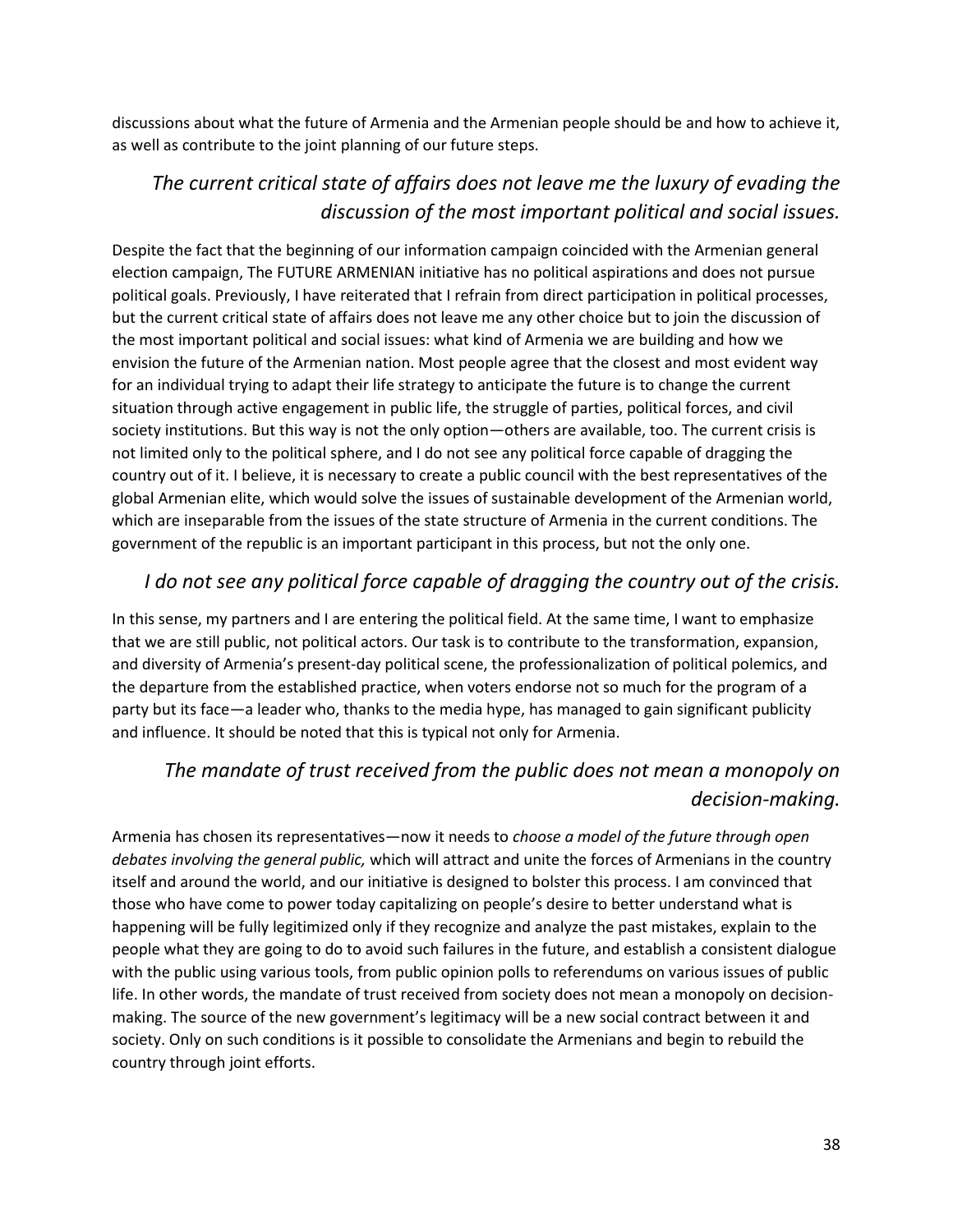discussions about what the future of Armenia and the Armenian people should be and how to achieve it, as well as contribute to the joint planning of our future steps.

> *The current critical state of affairs does not leave me the luxury of evading the discussion of the most important political and social issues.*

Despite the fact that the beginning of our information campaign coincided with the Armenian general election campaign, The FUTURE ARMENIAN initiative has no political aspirations and does not pursue political goals. Previously, I have reiterated that I refrain from direct participation in political processes, but the current critical state of affairs does not leave me any other choice but to join the discussion of the most important political and social issues: what kind of Armenia we are building and how we envision the future of the Armenian nation. Most people agree that the closest and most evident way for an individual trying to adapt their life strategy to anticipate the future is to change the current situation through active engagement in public life, the struggle of parties, political forces, and civil society institutions. But this way is not the only option—others are available, too. The current crisis is not limited only to the political sphere, and I do not see any political force capable of dragging the country out of it. I believe, it is necessary to create a public council with the best representatives of the global Armenian elite, which would solve the issues of sustainable development of the Armenian world, which are inseparable from the issues of the state structure of Armenia in the current conditions. The government of the republic is an important participant in this process, but not the only one.

> *I do not see any political force capable of dragging the country out of the crisis.*

In this sense, my partners and I are entering the political field. At the same time, I want to emphasize that we are still public, not political actors. Our task is to contribute to the transformation, expansion, and diversity of Armenia's present-day political scene, the professionalization of political polemics, and the departure from the established practice, when voters endorse not so much for the program of a party but its face—a leader who, thanks to the media hype, has managed to gain significant publicity and influence. It should be noted that this is typical not only for Armenia.

> *The mandate of trust received from the public does not mean a monopoly on decision-making.*

Armenia has chosen its representatives—now it needs to *choose a model of the future through open debates involving the general public,* which will attract and unite the forces of Armenians in the country itself and around the world, and our initiative is designed to bolster this process. I am convinced that those who have come to power today capitalizing on people's desire to better understand what is happening will be fully legitimized only if they recognize and analyze the past mistakes, explain to the people what they are going to do to avoid such failures in the future, and establish a consistent dialogue with the public using various tools, from public opinion polls to referendums on various issues of public life. In other words, the mandate of trust received from society does not mean a monopoly on decision-making. The source of the new government's legitimacy will be a new social contract between it and society. Only on such conditions is it possible to consolidate the Armenians and begin to rebuild the country through joint efforts.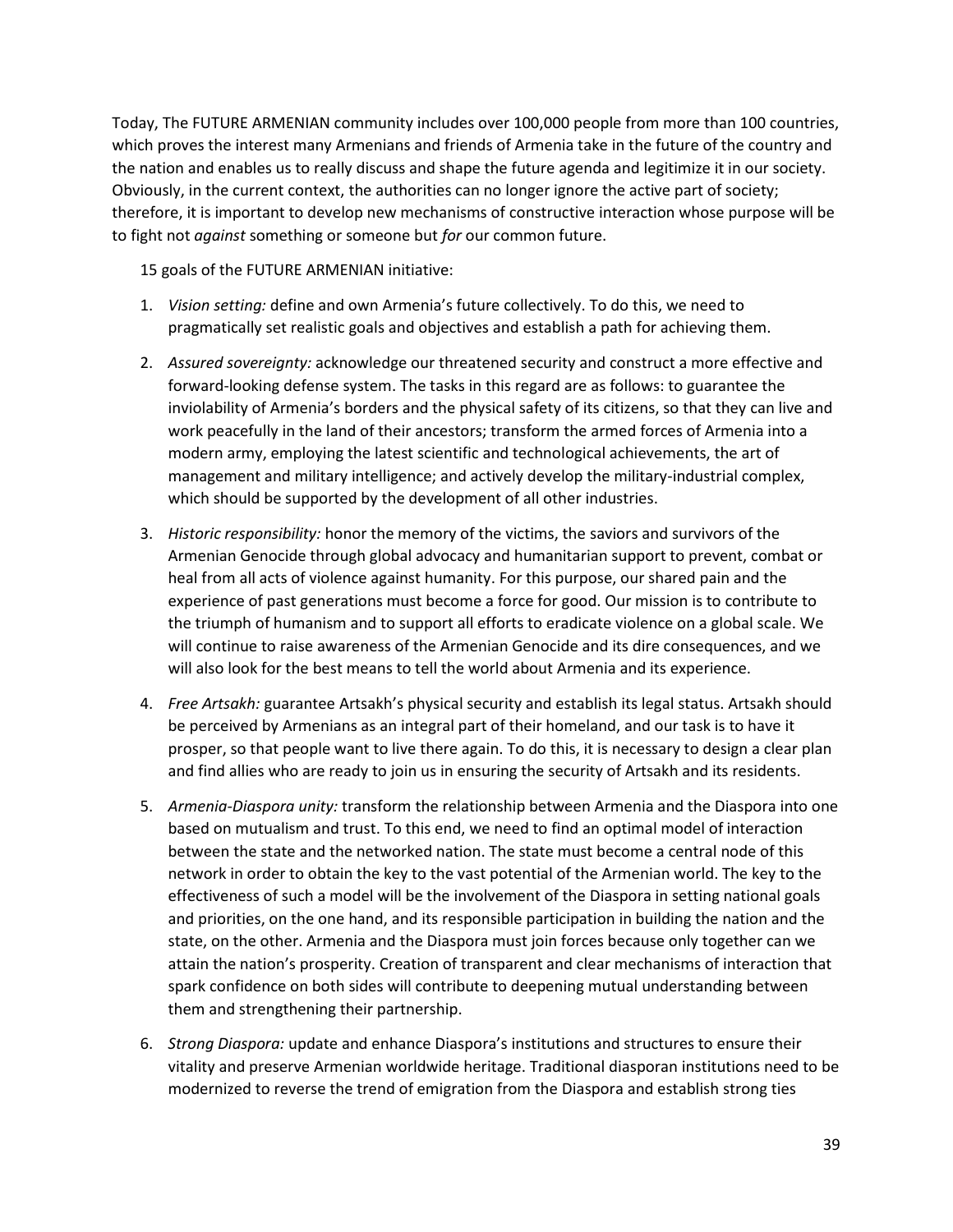Today, The FUTURE ARMENIAN community includes over 100,000 people from more than 100 countries, which proves the interest many Armenians and friends of Armenia take in the future of the country and the nation and enables us to really discuss and shape the future agenda and legitimize it in our society. Obviously, in the current context, the authorities can no longer ignore the active part of society; therefore, it is important to develop new mechanisms of constructive interaction whose purpose will be to fight not *against* something or someone but *for* our common future.

15 goals of the FUTURE ARMENIAN initiative:

1. *Vision setting:* define and own Armenia's future collectively. To do this, we need to pragmatically set realistic goals and objectives and establish a path for achieving them.

2. *Assured sovereignty:* acknowledge our threatened security and construct a more effective and forward-looking defense system. The tasks in this regard are as follows: to guarantee the inviolability of Armenia's borders and the physical safety of its citizens, so that they can live and work peacefully in the land of their ancestors; transform the armed forces of Armenia into a modern army, employing the latest scientific and technological achievements, the art of management and military intelligence; and actively develop the military-industrial complex, which should be supported by the development of all other industries.

3. *Historic responsibility:* honor the memory of the victims, the saviors and survivors of the Armenian Genocide through global advocacy and humanitarian support to prevent, combat or heal from all acts of violence against humanity. For this purpose, our shared pain and the experience of past generations must become a force for good. Our mission is to contribute to the triumph of humanism and to support all efforts to eradicate violence on a global scale. We will continue to raise awareness of the Armenian Genocide and its dire consequences, and we will also look for the best means to tell the world about Armenia and its experience.

4. *Free Artsakh:* guarantee Artsakh's physical security and establish its legal status. Artsakh should be perceived by Armenians as an integral part of their homeland, and our task is to have it prosper, so that people want to live there again. To do this, it is necessary to design a clear plan and find allies who are ready to join us in ensuring the security of Artsakh and its residents.

5. *Armenia-Diaspora unity:* transform the relationship between Armenia and the Diaspora into one based on mutualism and trust. To this end, we need to find an optimal model of interaction between the state and the networked nation. The state must become a central node of this network in order to obtain the key to the vast potential of the Armenian world. The key to the effectiveness of such a model will be the involvement of the Diaspora in setting national goals and priorities, on the one hand, and its responsible participation in building the nation and the state, on the other. Armenia and the Diaspora must join forces because only together can we attain the nation's prosperity. Creation of transparent and clear mechanisms of interaction that spark confidence on both sides will contribute to deepening mutual understanding between them and strengthening their partnership.

6. *Strong Diaspora:* update and enhance Diaspora's institutions and structures to ensure their vitality and preserve Armenian worldwide heritage. Traditional diasporan institutions need to be modernized to reverse the trend of emigration from the Diaspora and establish strong ties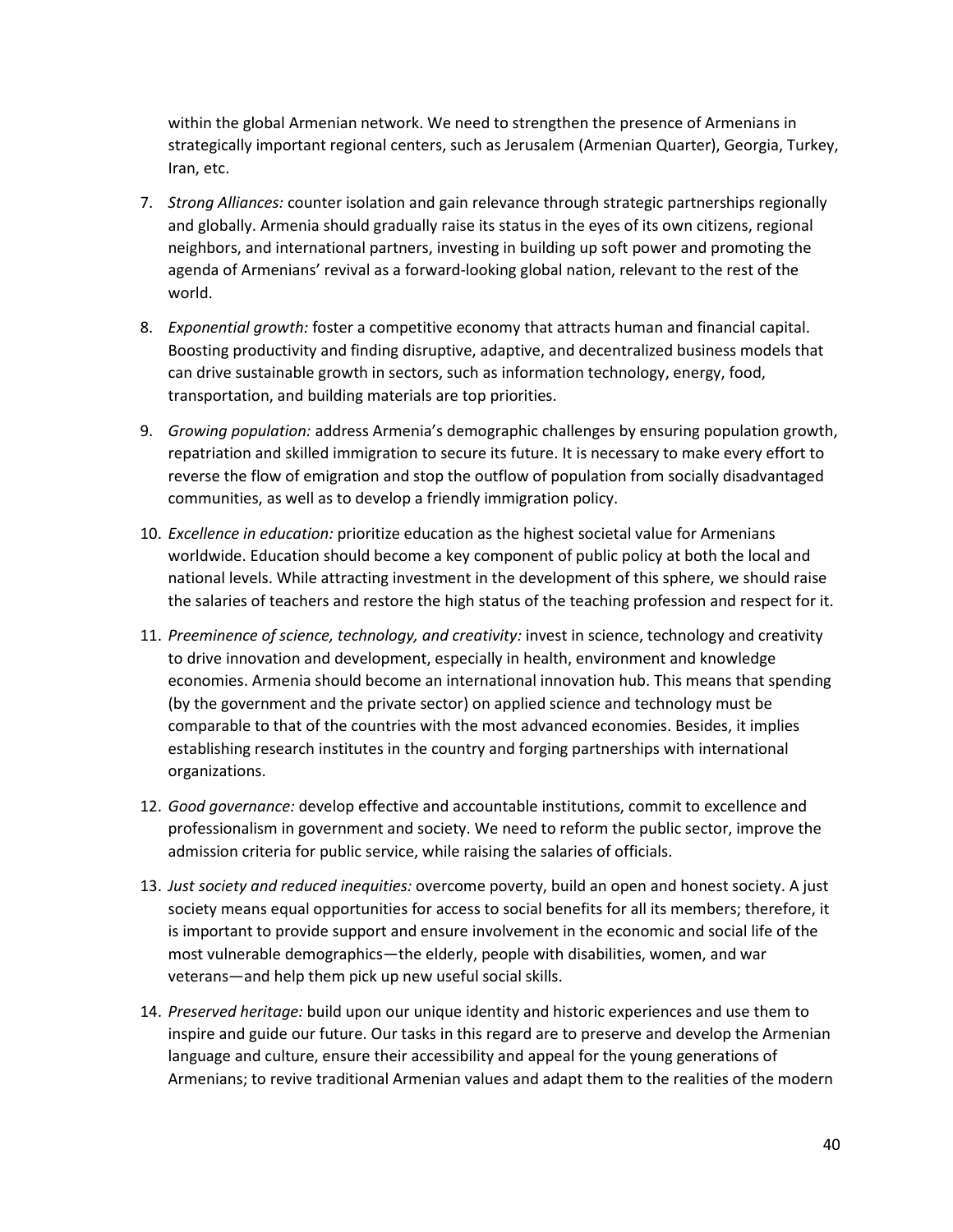within the global Armenian network. We need to strengthen the presence of Armenians in strategically important regional centers, such as Jerusalem (Armenian Quarter), Georgia, Turkey, Iran, etc.

7. *Strong Alliances:* counter isolation and gain relevance through strategic partnerships regionally and globally. Armenia should gradually raise its status in the eyes of its own citizens, regional neighbors, and international partners, investing in building up soft power and promoting the agenda of Armenians' revival as a forward-looking global nation, relevant to the rest of the world.

8. *Exponential growth:* foster a competitive economy that attracts human and financial capital. Boosting productivity and finding disruptive, adaptive, and decentralized business models that can drive sustainable growth in sectors, such as information technology, energy, food, transportation, and building materials are top priorities.

9. *Growing population:* address Armenia's demographic challenges by ensuring population growth, repatriation and skilled immigration to secure its future. It is necessary to make every effort to reverse the flow of emigration and stop the outflow of population from socially disadvantaged communities, as well as to develop a friendly immigration policy.

10. *Excellence in education:* prioritize education as the highest societal value for Armenians worldwide. Education should become a key component of public policy at both the local and national levels. While attracting investment in the development of this sphere, we should raise the salaries of teachers and restore the high status of the teaching profession and respect for it.

11. *Preeminence of science, technology, and creativity:* invest in science, technology and creativity to drive innovation and development, especially in health, environment and knowledge economies. Armenia should become an international innovation hub. This means that spending (by the government and the private sector) on applied science and technology must be comparable to that of the countries with the most advanced economies. Besides, it implies establishing research institutes in the country and forging partnerships with international organizations.

12. *Good governance:* develop effective and accountable institutions, commit to excellence and professionalism in government and society. We need to reform the public sector, improve the admission criteria for public service, while raising the salaries of officials.

13. *Just society and reduced inequities:* overcome poverty, build an open and honest society. A just society means equal opportunities for access to social benefits for all its members; therefore, it is important to provide support and ensure involvement in the economic and social life of the most vulnerable demographics—the elderly, people with disabilities, women, and war veterans—and help them pick up new useful social skills.

14. *Preserved heritage:* build upon our unique identity and historic experiences and use them to inspire and guide our future. Our tasks in this regard are to preserve and develop the Armenian language and culture, ensure their accessibility and appeal for the young generations of Armenians; to revive traditional Armenian values and adapt them to the realities of the modern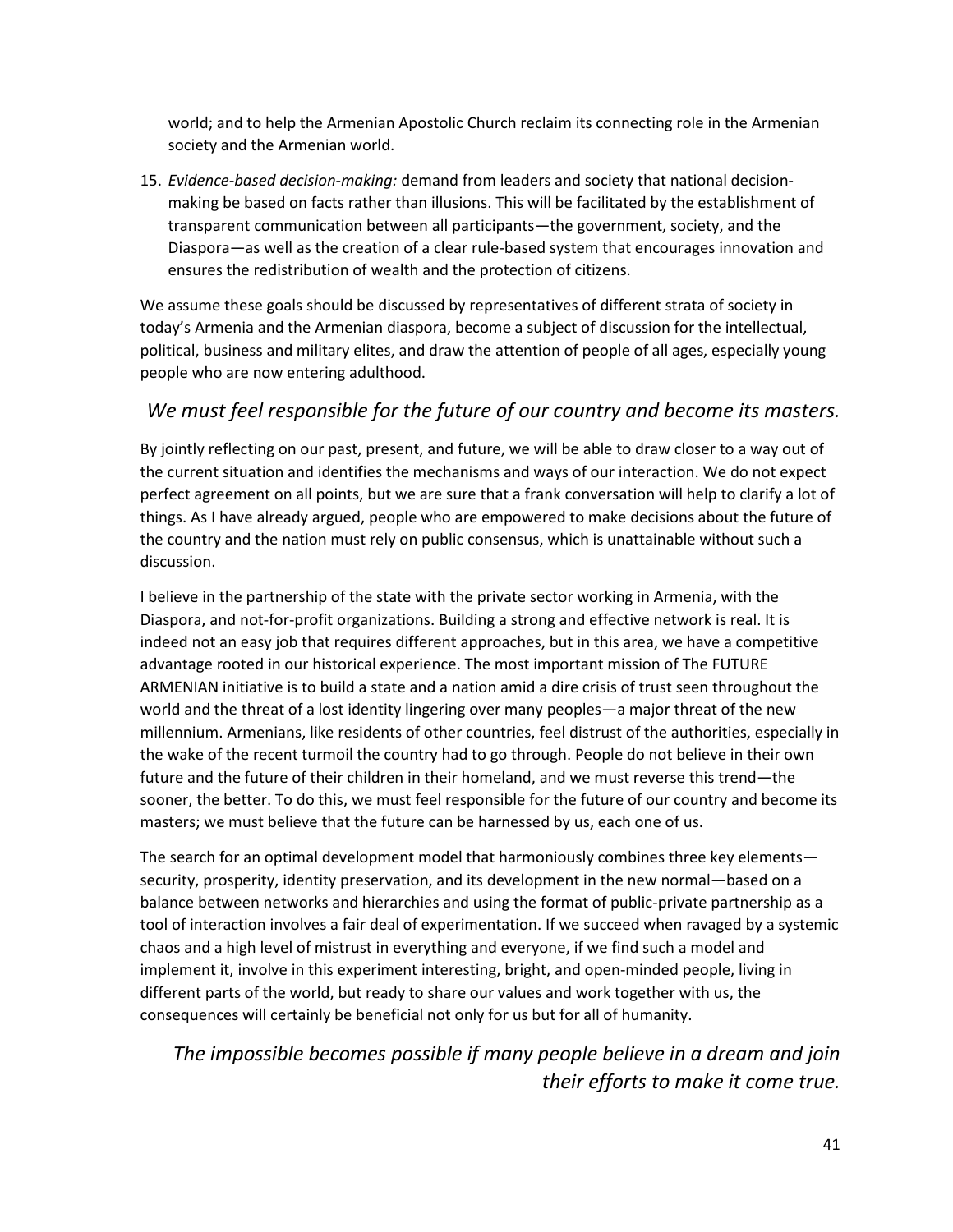world; and to help the Armenian Apostolic Church reclaim its connecting role in the Armenian society and the Armenian world.

15. *Evidence-based decision-making:* demand from leaders and society that national decision-making be based on facts rather than illusions. This will be facilitated by the establishment of transparent communication between all participants—the government, society, and the Diaspora—as well as the creation of a clear rule-based system that encourages innovation and ensures the redistribution of wealth and the protection of citizens.

We assume these goals should be discussed by representatives of different strata of society in today's Armenia and the Armenian diaspora, become a subject of discussion for the intellectual, political, business and military elites, and draw the attention of people of all ages, especially young people who are now entering adulthood.

*We must feel responsible for the future of our country and become its masters.*

By jointly reflecting on our past, present, and future, we will be able to draw closer to a way out of the current situation and identifies the mechanisms and ways of our interaction. We do not expect perfect agreement on all points, but we are sure that a frank conversation will help to clarify a lot of things. As I have already argued, people who are empowered to make decisions about the future of the country and the nation must rely on public consensus, which is unattainable without such a discussion.

I believe in the partnership of the state with the private sector working in Armenia, with the Diaspora, and not-for-profit organizations. Building a strong and effective network is real. It is indeed not an easy job that requires different approaches, but in this area, we have a competitive advantage rooted in our historical experience. The most important mission of The FUTURE ARMENIAN initiative is to build a state and a nation amid a dire crisis of trust seen throughout the world and the threat of a lost identity lingering over many peoples—a major threat of the new millennium. Armenians, like residents of other countries, feel distrust of the authorities, especially in the wake of the recent turmoil the country had to go through. People do not believe in their own future and the future of their children in their homeland, and we must reverse this trend—the sooner, the better. To do this, we must feel responsible for the future of our country and become its masters; we must believe that the future can be harnessed by us, each one of us.

The search for an optimal development model that harmoniously combines three key elements—security, prosperity, identity preservation, and its development in the new normal—based on a balance between networks and hierarchies and using the format of public-private partnership as a tool of interaction involves a fair deal of experimentation. If we succeed when ravaged by a systemic chaos and a high level of mistrust in everything and everyone, if we find such a model and implement it, involve in this experiment interesting, bright, and open-minded people, living in different parts of the world, but ready to share our values and work together with us, the consequences will certainly be beneficial not only for us but for all of humanity.

*The impossible becomes possible if many people believe in a dream and join their efforts to make it come true.*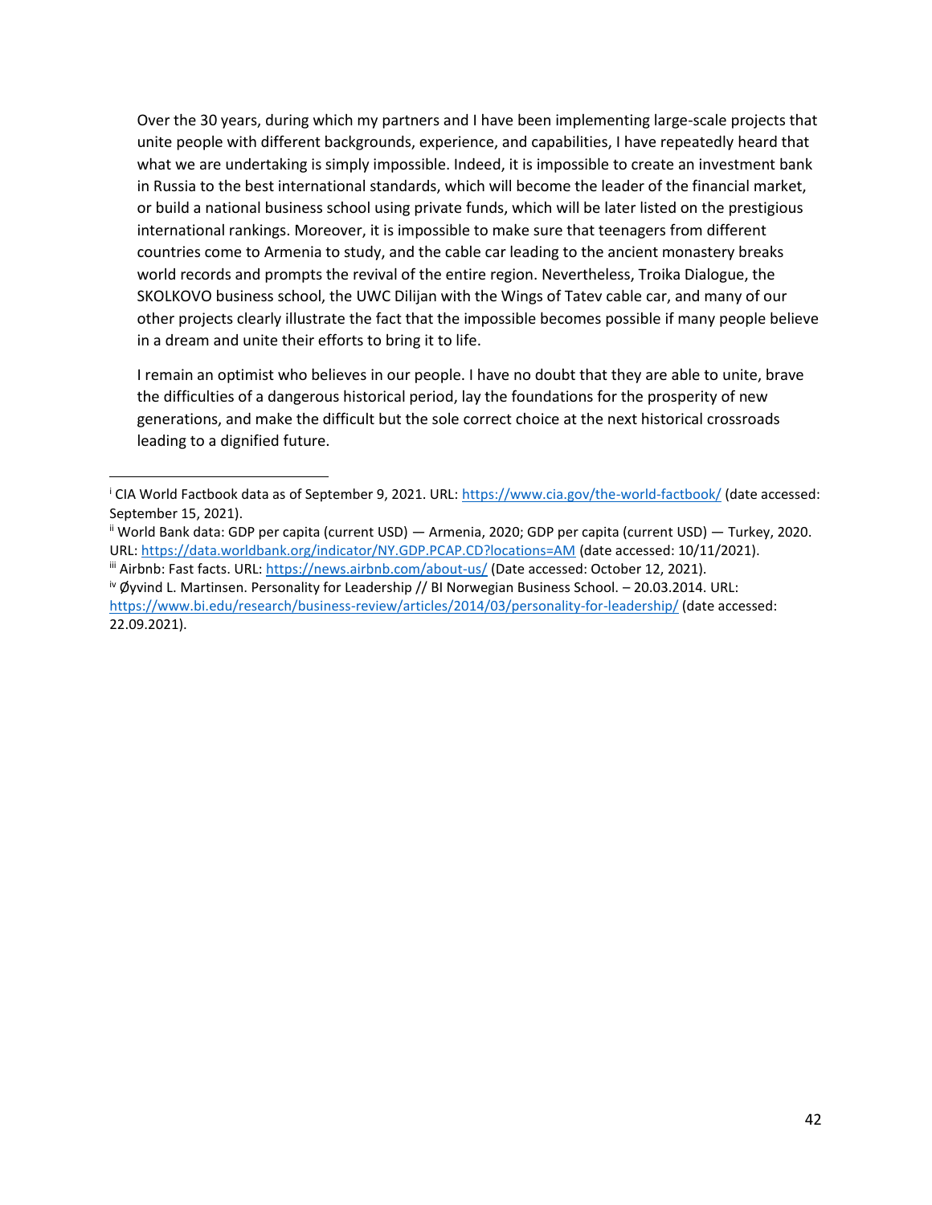Over the 30 years, during which my partners and I have been implementing large-scale projects that unite people with different backgrounds, experience, and capabilities, I have repeatedly heard that what we are undertaking is simply impossible. Indeed, it is impossible to create an investment bank in Russia to the best international standards, which will become the leader of the financial market, or build a national business school using private funds, which will be later listed on the prestigious international rankings. Moreover, it is impossible to make sure that teenagers from different countries come to Armenia to study, and the cable car leading to the ancient monastery breaks world records and prompts the revival of the entire region. Nevertheless, Troika Dialogue, the SKOLKOVO business school, the UWC Dilijan with the Wings of Tatev cable car, and many of our other projects clearly illustrate the fact that the impossible becomes possible if many people believe in a dream and unite their efforts to bring it to life.

I remain an optimist who believes in our people. I have no doubt that they are able to unite, brave the difficulties of a dangerous historical period, lay the foundations for the prosperity of new generations, and make the difficult but the sole correct choice at the next historical crossroads leading to a dignified future.

---

[i] CIA World Factbook data as of September 9, 2021. URL: https://www.cia.gov/the-world-factbook/ (date accessed: September 15, 2021).

[ii] World Bank data: GDP per capita (current USD) — Armenia, 2020; GDP per capita (current USD) — Turkey, 2020. URL: https://data.worldbank.org/indicator/NY.GDP.PCAP.CD?locations=AM (date accessed: 10/11/2021).

[iii] Airbnb: Fast facts. URL: https://news.airbnb.com/about-us/ (Date accessed: October 12, 2021).

[iv] Øyvind L. Martinsen. Personality for Leadership // BI Norwegian Business School. – 20.03.2014. URL: https://www.bi.edu/research/business-review/articles/2014/03/personality-for-leadership/ (date accessed: 22.09.2021).